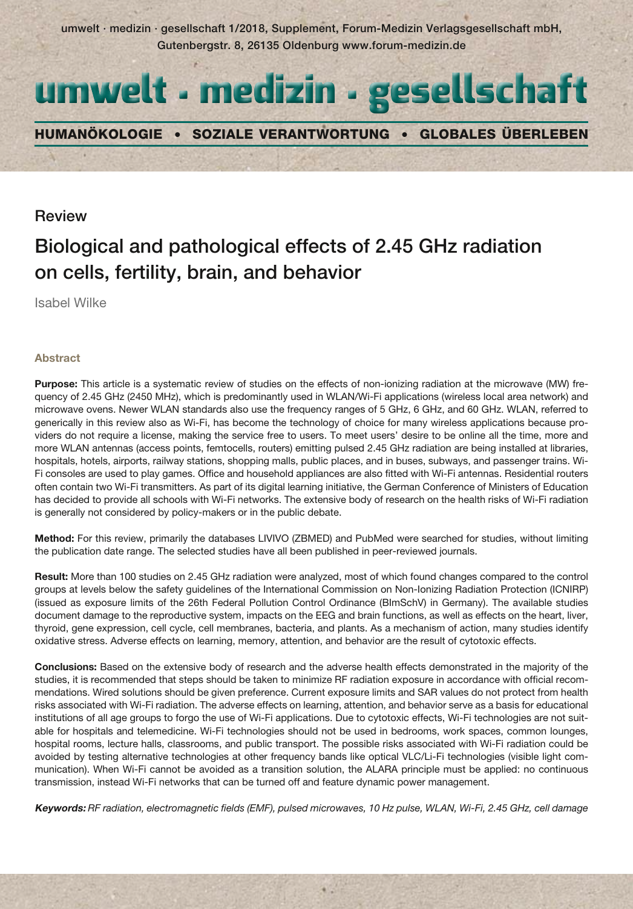umwelt · medizin · gesellschaft 1/2018, Supplement, Forum-Medizin Verlagsgesellschaft mbH, Gutenbergstr. 8, 26135 Oldenburg www.forum-medizin.de

# umwelt · medizin · gesellschaft

**HUMANÖKOLOGIE • SOZIALE VERANTWORTUNG • GLOBALES ÜBERLEBEN**

Review

## Biological and pathological effects of 2.45 GHz radiation on cells, fertility, brain, and behavior

Isabel Wilke

### Abstract

**Purpose:** This article is a systematic review of studies on the effects of non-ionizing radiation at the microwave (MW) frequency of 2.45 GHz (2450 MHz), which is predominantly used in WLAN/Wi-Fi applications (wireless local area network) and microwave ovens. Newer WLAN standards also use the frequency ranges of 5 GHz, 6 GHz, and 60 GHz. WLAN, referred to generically in this review also as Wi-Fi, has become the technology of choice for many wireless applications because providers do not require a license, making the service free to users. To meet users' desire to be online all the time, more and more WLAN antennas (access points, femtocells, routers) emitting pulsed 2.45 GHz radiation are being installed at libraries, hospitals, hotels, airports, railway stations, shopping malls, public places, and in buses, subways, and passenger trains. Wi-Fi consoles are used to play games. Office and household appliances are also fitted with Wi-Fi antennas. Residential routers often contain two Wi-Fi transmitters. As part of its digital learning initiative, the German Conference of Ministers of Education has decided to provide all schools with Wi-Fi networks. The extensive body of research on the health risks of Wi-Fi radiation is generally not considered by policy-makers or in the public debate.

**Method:** For this review, primarily the databases LIVIVO (ZBMED) and PubMed were searched for studies, without limiting the publication date range. The selected studies have all been published in peer-reviewed journals.

**Result:** More than 100 studies on 2.45 GHz radiation were analyzed, most of which found changes compared to the control groups at levels below the safety guidelines of the International Commission on Non-Ionizing Radiation Protection (ICNIRP) (issued as exposure limits of the 26th Federal Pollution Control Ordinance (BImSchV) in Germany). The available studies document damage to the reproductive system, impacts on the EEG and brain functions, as well as effects on the heart, liver, thyroid, gene expression, cell cycle, cell membranes, bacteria, and plants. As a mechanism of action, many studies identify oxidative stress. Adverse effects on learning, memory, attention, and behavior are the result of cytotoxic effects.

**Conclusions:** Based on the extensive body of research and the adverse health effects demonstrated in the majority of the studies, it is recommended that steps should be taken to minimize RF radiation exposure in accordance with official recommendations. Wired solutions should be given preference. Current exposure limits and SAR values do not protect from health risks associated with Wi-Fi radiation. The adverse effects on learning, attention, and behavior serve as a basis for educational institutions of all age groups to forgo the use of Wi-Fi applications. Due to cytotoxic effects, Wi-Fi technologies are not suitable for hospitals and telemedicine. Wi-Fi technologies should not be used in bedrooms, work spaces, common lounges, hospital rooms, lecture halls, classrooms, and public transport. The possible risks associated with Wi-Fi radiation could be avoided by testing alternative technologies at other frequency bands like optical VLC/Li-Fi technologies (visible light communication). When Wi-Fi cannot be avoided as a transition solution, the ALARA principle must be applied: no continuous transmission, instead Wi-Fi networks that can be turned off and feature dynamic power management.

***Keywords:*** *RF radiation, electromagnetic fields (EMF), pulsed microwaves, 10 Hz pulse, WLAN, Wi-Fi, 2.45 GHz, cell damage*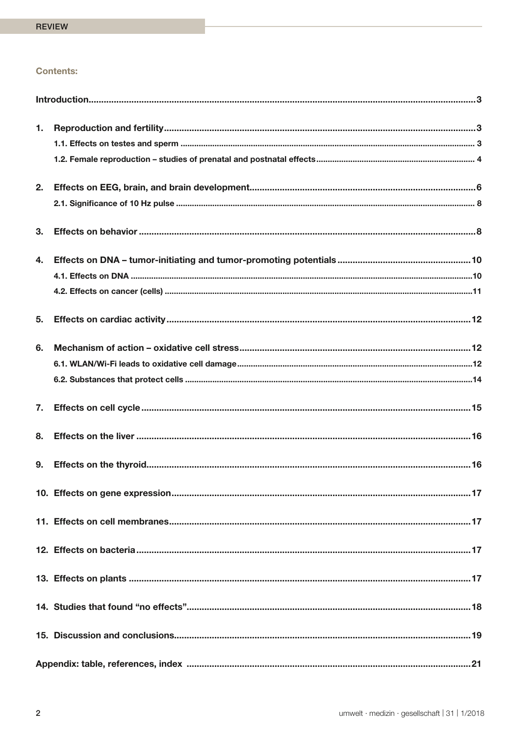## Contents:

- Introduction ... 3
- 1. Reproduction and fertility ... 3
  - 1.1. Effects on testes and sperm ... 3
  - 1.2. Female reproduction – studies of prenatal and postnatal effects ... 4
- 2. Effects on EEG, brain, and brain development ... 6
  - 2.1. Significance of 10 Hz pulse ... 8
- 3. Effects on behavior ... 8
- 4. Effects on DNA – tumor-initiating and tumor-promoting potentials ... 10
  - 4.1. Effects on DNA ... 10
  - 4.2. Effects on cancer (cells) ... 11
- 5. Effects on cardiac activity ... 12
- 6. Mechanism of action – oxidative cell stress ... 12
  - 6.1. WLAN/Wi-Fi leads to oxidative cell damage ... 12
  - 6.2. Substances that protect cells ... 14
- 7. Effects on cell cycle ... 15
- 8. Effects on the liver ... 16
- 9. Effects on the thyroid ... 16
- 10. Effects on gene expression ... 17
- 11. Effects on cell membranes ... 17
- 12. Effects on bacteria ... 17
- 13. Effects on plants ... 17
- 14. Studies that found "no effects" ... 18
- 15. Discussion and conclusions ... 19
- Appendix: table, references, index ... 21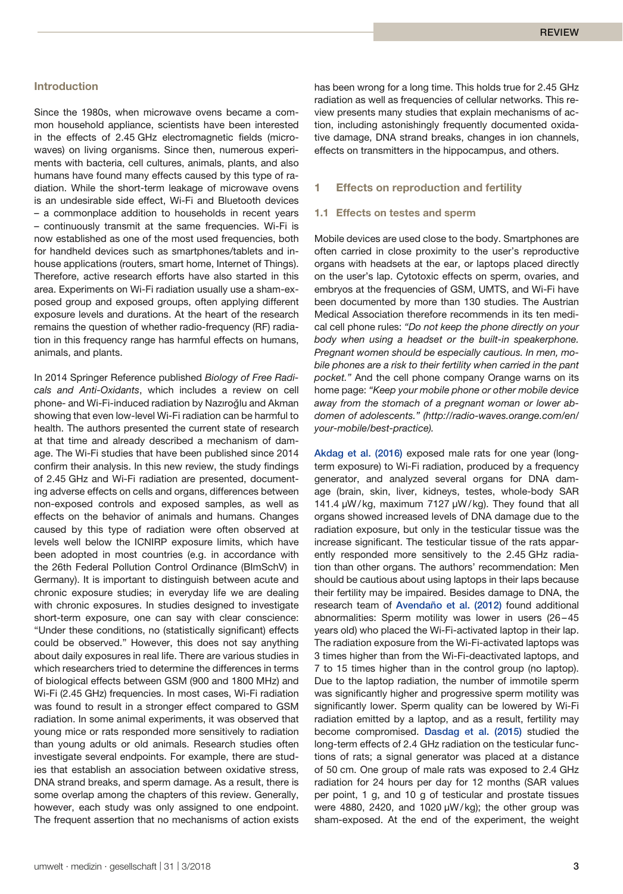## Introduction

Since the 1980s, when microwave ovens became a common household appliance, scientists have been interested in the effects of 2.45 GHz electromagnetic fields (microwaves) on living organisms. Since then, numerous experiments with bacteria, cell cultures, animals, plants, and also humans have found many effects caused by this type of radiation. While the short-term leakage of microwave ovens is an undesirable side effect, Wi-Fi and Bluetooth devices – a commonplace addition to households in recent years – continuously transmit at the same frequencies. Wi-Fi is now established as one of the most used frequencies, both for handheld devices such as smartphones/tablets and in-house applications (routers, smart home, Internet of Things). Therefore, active research efforts have also started in this area. Experiments on Wi-Fi radiation usually use a sham-exposed group and exposed groups, often applying different exposure levels and durations. At the heart of the research remains the question of whether radio-frequency (RF) radiation in this frequency range has harmful effects on humans, animals, and plants.

In 2014 Springer Reference published *Biology of Free Radicals and Anti-Oxidants*, which includes a review on cell phone- and Wi-Fi-induced radiation by Nazıroğlu and Akman showing that even low-level Wi-Fi radiation can be harmful to health. The authors presented the current state of research at that time and already described a mechanism of damage. The Wi-Fi studies that have been published since 2014 confirm their analysis. In this new review, the study findings of 2.45 GHz and Wi-Fi radiation are presented, documenting adverse effects on cells and organs, differences between non-exposed controls and exposed samples, as well as effects on the behavior of animals and humans. Changes caused by this type of radiation were often observed at levels well below the ICNIRP exposure limits, which have been adopted in most countries (e.g. in accordance with the 26th Federal Pollution Control Ordinance (BImSchV) in Germany). It is important to distinguish between acute and chronic exposure studies; in everyday life we are dealing with chronic exposures. In studies designed to investigate short-term exposure, one can say with clear conscience: "Under these conditions, no (statistically significant) effects could be observed." However, this does not say anything about daily exposures in real life. There are various studies in which researchers tried to determine the differences in terms of biological effects between GSM (900 and 1800 MHz) and Wi-Fi (2.45 GHz) frequencies. In most cases, Wi-Fi radiation was found to result in a stronger effect compared to GSM radiation. In some animal experiments, it was observed that young mice or rats responded more sensitively to radiation than young adults or old animals. Research studies often investigate several endpoints. For example, there are studies that establish an association between oxidative stress, DNA strand breaks, and sperm damage. As a result, there is some overlap among the chapters of this review. Generally, however, each study was only assigned to one endpoint. The frequent assertion that no mechanisms of action exists has been wrong for a long time. This holds true for 2.45 GHz radiation as well as frequencies of cellular networks. This review presents many studies that explain mechanisms of action, including astonishingly frequently documented oxidative damage, DNA strand breaks, changes in ion channels, effects on transmitters in the hippocampus, and others.

## 1 Effects on reproduction and fertility

### 1.1 Effects on testes and sperm

Mobile devices are used close to the body. Smartphones are often carried in close proximity to the user's reproductive organs with headsets at the ear, or laptops placed directly on the user's lap. Cytotoxic effects on sperm, ovaries, and embryos at the frequencies of GSM, UMTS, and Wi-Fi have been documented by more than 130 studies. The Austrian Medical Association therefore recommends in its ten medical cell phone rules: *"Do not keep the phone directly on your body when using a headset or the built-in speakerphone. Pregnant women should be especially cautious. In men, mobile phones are a risk to their fertility when carried in the pant pocket."* And the cell phone company Orange warns on its home page: *"Keep your mobile phone or other mobile device away from the stomach of a pregnant woman or lower abdomen of adolescents." (http://radio-waves.orange.com/en/your-mobile/best-practice).*

Akdag et al. (2016) exposed male rats for one year (long-term exposure) to Wi-Fi radiation, produced by a frequency generator, and analyzed several organs for DNA damage (brain, skin, liver, kidneys, testes, whole-body SAR 141.4 μW/kg, maximum 7127 μW/kg). They found that all organs showed increased levels of DNA damage due to the radiation exposure, but only in the testicular tissue was the increase significant. The testicular tissue of the rats apparently responded more sensitively to the 2.45 GHz radiation than other organs. The authors' recommendation: Men should be cautious about using laptops in their laps because their fertility may be impaired. Besides damage to DNA, the research team of Avendaño et al. (2012) found additional abnormalities: Sperm motility was lower in users (26–45 years old) who placed the Wi-Fi-activated laptop in their lap. The radiation exposure from the Wi-Fi-activated laptops was 3 times higher than from the Wi-Fi-deactivated laptops, and 7 to 15 times higher than in the control group (no laptop). Due to the laptop radiation, the number of immotile sperm was significantly higher and progressive sperm motility was significantly lower. Sperm quality can be lowered by Wi-Fi radiation emitted by a laptop, and as a result, fertility may become compromised. Dasdag et al. (2015) studied the long-term effects of 2.4 GHz radiation on the testicular functions of rats; a signal generator was placed at a distance of 50 cm. One group of male rats was exposed to 2.4 GHz radiation for 24 hours per day for 12 months (SAR values per point, 1 g, and 10 g of testicular and prostate tissues were 4880, 2420, and 1020 μW/kg); the other group was sham-exposed. At the end of the experiment, the weight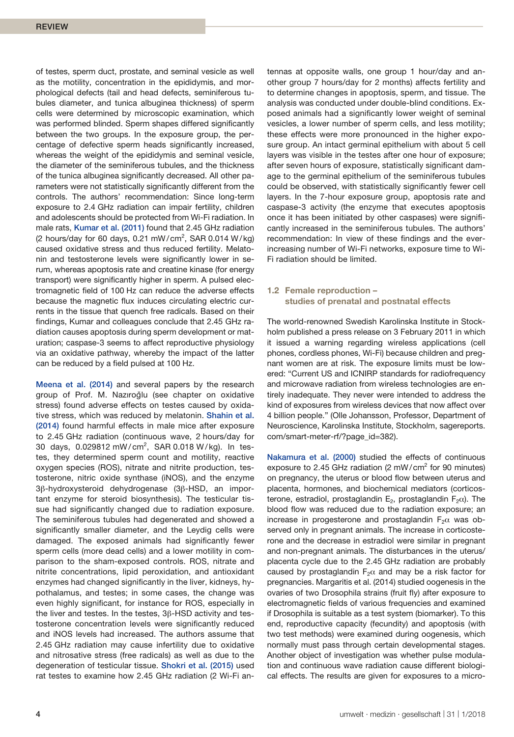of testes, sperm duct, prostate, and seminal vesicle as well as the motility, concentration in the epididymis, and morphological defects (tail and head defects, seminiferous tubules diameter, and tunica albuginea thickness) of sperm cells were determined by microscopic examination, which was performed blinded. Sperm shapes differed significantly between the two groups. In the exposure group, the percentage of defective sperm heads significantly increased, whereas the weight of the epididymis and seminal vesicle, the diameter of the seminiferous tubules, and the thickness of the tunica albuginea significantly decreased. All other parameters were not statistically significantly different from the controls. The authors' recommendation: Since long-term exposure to 2.4 GHz radiation can impair fertility, children and adolescents should be protected from Wi-Fi radiation. In male rats, Kumar et al. (2011) found that 2.45 GHz radiation (2 hours/day for 60 days, 0.21 mW/cm$^2$, SAR 0.014 W/kg) caused oxidative stress and thus reduced fertility. Melatonin and testosterone levels were significantly lower in serum, whereas apoptosis rate and creatine kinase (for energy transport) were significantly higher in sperm. A pulsed electromagnetic field of 100 Hz can reduce the adverse effects because the magnetic flux induces circulating electric currents in the tissue that quench free radicals. Based on their findings, Kumar and colleagues conclude that 2.45 GHz radiation causes apoptosis during sperm development or maturation; caspase-3 seems to affect reproductive physiology via an oxidative pathway, whereby the impact of the latter can be reduced by a field pulsed at 100 Hz.

Meena et al. (2014) and several papers by the research group of Prof. M. Nazıroğlu (see chapter on oxidative stress) found adverse effects on testes caused by oxidative stress, which was reduced by melatonin. Shahin et al. (2014) found harmful effects in male mice after exposure to 2.45 GHz radiation (continuous wave, 2 hours/day for 30 days, 0.029812 mW/cm$^2$, SAR 0.018 W/kg). In testes, they determined sperm count and motility, reactive oxygen species (ROS), nitrate and nitrite production, testosterone, nitric oxide synthase (iNOS), and the enzyme 3β-hydroxysteroid dehydrogenase (3β-HSD, an important enzyme for steroid biosynthesis). The testicular tissue had significantly changed due to radiation exposure. The seminiferous tubules had degenerated and showed a significantly smaller diameter, and the Leydig cells were damaged. The exposed animals had significantly fewer sperm cells (more dead cells) and a lower motility in comparison to the sham-exposed controls. ROS, nitrate and nitrite concentrations, lipid peroxidation, and antioxidant enzymes had changed significantly in the liver, kidneys, hypothalamus, and testes; in some cases, the change was even highly significant, for instance for ROS, especially in the liver and testes. In the testes, 3β-HSD activity and testosterone concentration levels were significantly reduced and iNOS levels had increased. The authors assume that 2.45 GHz radiation may cause infertility due to oxidative and nitrosative stress (free radicals) as well as due to the degeneration of testicular tissue. Shokri et al. (2015) used rat testes to examine how 2.45 GHz radiation (2 Wi-Fi antennas at opposite walls, one group 1 hour/day and another group 7 hours/day for 2 months) affects fertility and to determine changes in apoptosis, sperm, and tissue. The analysis was conducted under double-blind conditions. Exposed animals had a significantly lower weight of seminal vesicles, a lower number of sperm cells, and less motility; these effects were more pronounced in the higher exposure group. An intact germinal epithelium with about 5 cell layers was visible in the testes after one hour of exposure; after seven hours of exposure, statistically significant damage to the germinal epithelium of the seminiferous tubules could be observed, with statistically significantly fewer cell layers. In the 7-hour exposure group, apoptosis rate and caspase-3 activity (the enzyme that executes apoptosis once it has been initiated by other caspases) were significantly increased in the seminiferous tubules. The authors' recommendation: In view of these findings and the ever-increasing number of Wi-Fi networks, exposure time to Wi-Fi radiation should be limited.

### 1.2 Female reproduction – studies of prenatal and postnatal effects

The world-renowned Swedish Karolinska Institute in Stockholm published a press release on 3 February 2011 in which it issued a warning regarding wireless applications (cell phones, cordless phones, Wi-Fi) because children and pregnant women are at risk. The exposure limits must be lowered: "Current US and ICNIRP standards for radiofrequency and microwave radiation from wireless technologies are entirely inadequate. They never were intended to address the kind of exposures from wireless devices that now affect over 4 billion people." (Olle Johansson, Professor, Department of Neuroscience, Karolinska Institute, Stockholm, sagereports.com/smart-meter-rf/?page_id=382).

Nakamura et al. (2000) studied the effects of continuous exposure to 2.45 GHz radiation (2 mW/cm$^2$ for 90 minutes) on pregnancy, the uterus or blood flow between uterus and placenta, hormones, and biochemical mediators (corticosterone, estradiol, prostaglandin $E_2$, prostaglandin $F_2\alpha$). The blood flow was reduced due to the radiation exposure; an increase in progesterone and prostaglandin $F_2\alpha$ was observed only in pregnant animals. The increase in corticosterone and the decrease in estradiol were similar in pregnant and non-pregnant animals. The disturbances in the uterus/placenta cycle due to the 2.45 GHz radiation are probably caused by prostaglandin $F_2\alpha$ and may be a risk factor for pregnancies. Margaritis et al. (2014) studied oogenesis in the ovaries of two Drosophila strains (fruit fly) after exposure to electromagnetic fields of various frequencies and examined if Drosophila is suitable as a test system (biomarker). To this end, reproductive capacity (fecundity) and apoptosis (with two test methods) were examined during oogenesis, which normally must pass through certain developmental stages. Another object of investigation was whether pulse modulation and continuous wave radiation cause different biological effects. The results are given for exposures to a micro-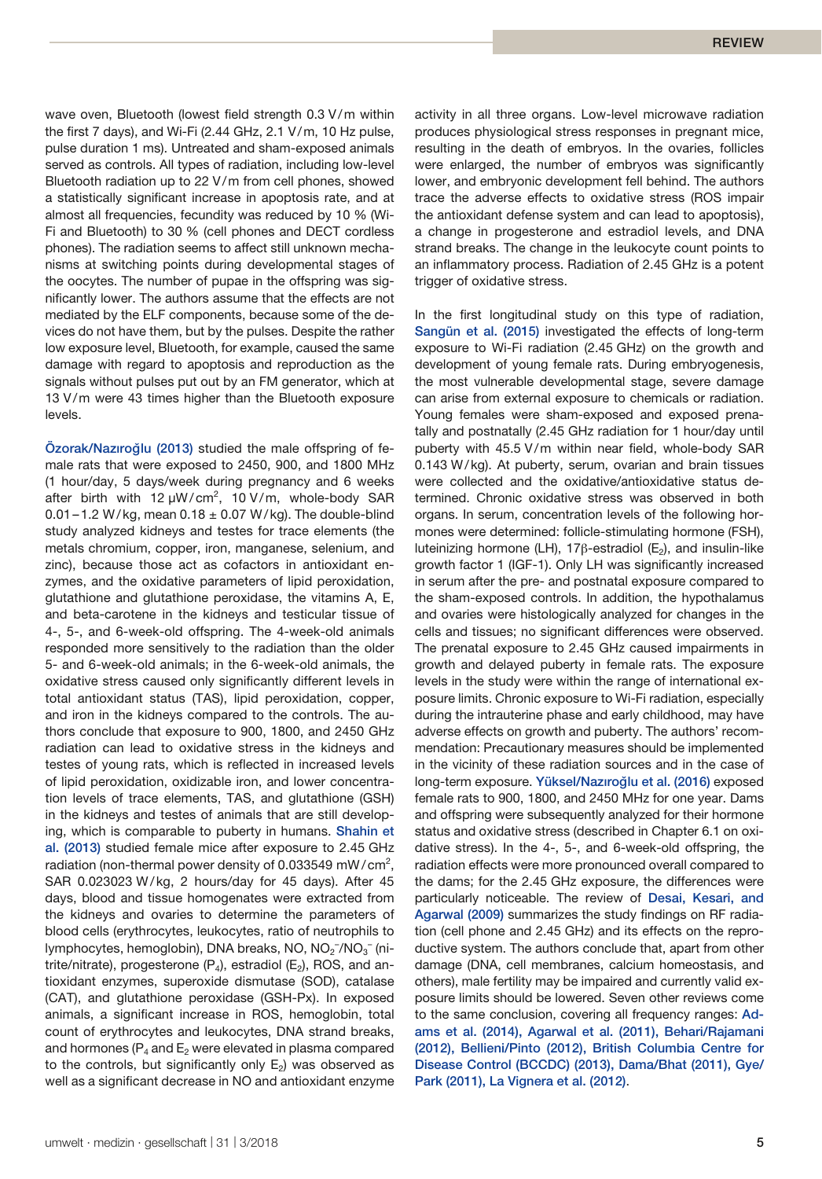wave oven, Bluetooth (lowest field strength 0.3 V/m within the first 7 days), and Wi-Fi (2.44 GHz, 2.1 V/m, 10 Hz pulse, pulse duration 1 ms). Untreated and sham-exposed animals served as controls. All types of radiation, including low-level Bluetooth radiation up to 22 V/m from cell phones, showed a statistically significant increase in apoptosis rate, and at almost all frequencies, fecundity was reduced by 10 % (Wi-Fi and Bluetooth) to 30 % (cell phones and DECT cordless phones). The radiation seems to affect still unknown mechanisms at switching points during developmental stages of the oocytes. The number of pupae in the offspring was significantly lower. The authors assume that the effects are not mediated by the ELF components, because some of the devices do not have them, but by the pulses. Despite the rather low exposure level, Bluetooth, for example, caused the same damage with regard to apoptosis and reproduction as the signals without pulses put out by an FM generator, which at 13 V/m were 43 times higher than the Bluetooth exposure levels.

Özorak/Nazıroğlu (2013) studied the male offspring of female rats that were exposed to 2450, 900, and 1800 MHz (1 hour/day, 5 days/week during pregnancy and 6 weeks after birth with 12 μW/cm$^2$, 10 V/m, whole-body SAR 0.01 – 1.2 W/kg, mean 0.18 ± 0.07 W/kg). The double-blind study analyzed kidneys and testes for trace elements (the metals chromium, copper, iron, manganese, selenium, and zinc), because those act as cofactors in antioxidant enzymes, and the oxidative parameters of lipid peroxidation, glutathione and glutathione peroxidase, the vitamins A, E, and beta-carotene in the kidneys and testicular tissue of 4-, 5-, and 6-week-old offspring. The 4-week-old animals responded more sensitively to the radiation than the older 5- and 6-week-old animals; in the 6-week-old animals, the oxidative stress caused only significantly different levels in total antioxidant status (TAS), lipid peroxidation, copper, and iron in the kidneys compared to the controls. The authors conclude that exposure to 900, 1800, and 2450 GHz radiation can lead to oxidative stress in the kidneys and testes of young rats, which is reflected in increased levels of lipid peroxidation, oxidizable iron, and lower concentration levels of trace elements, TAS, and glutathione (GSH) in the kidneys and testes of animals that are still developing, which is comparable to puberty in humans. Shahin et al. (2013) studied female mice after exposure to 2.45 GHz radiation (non-thermal power density of 0.033549 mW/cm$^2$, SAR 0.023023 W/kg, 2 hours/day for 45 days). After 45 days, blood and tissue homogenates were extracted from the kidneys and ovaries to determine the parameters of blood cells (erythrocytes, leukocytes, ratio of neutrophils to lymphocytes, hemoglobin), DNA breaks, NO, $NO_2^-$/$NO_3^-$ (nitrite/nitrate), progesterone ($P_4$), estradiol ($E_2$), ROS, and antioxidant enzymes, superoxide dismutase (SOD), catalase (CAT), and glutathione peroxidase (GSH-Px). In exposed animals, a significant increase in ROS, hemoglobin, total count of erythrocytes and leukocytes, DNA strand breaks, and hormones ($P_4$ and $E_2$ were elevated in plasma compared to the controls, but significantly only $E_2$) was observed as well as a significant decrease in NO and antioxidant enzyme activity in all three organs. Low-level microwave radiation produces physiological stress responses in pregnant mice, resulting in the death of embryos. In the ovaries, follicles were enlarged, the number of embryos was significantly lower, and embryonic development fell behind. The authors trace the adverse effects to oxidative stress (ROS impair the antioxidant defense system and can lead to apoptosis), a change in progesterone and estradiol levels, and DNA strand breaks. The change in the leukocyte count points to an inflammatory process. Radiation of 2.45 GHz is a potent trigger of oxidative stress.

In the first longitudinal study on this type of radiation, Sangün et al. (2015) investigated the effects of long-term exposure to Wi-Fi radiation (2.45 GHz) on the growth and development of young female rats. During embryogenesis, the most vulnerable developmental stage, severe damage can arise from external exposure to chemicals or radiation. Young females were sham-exposed and exposed prenatally and postnatally (2.45 GHz radiation for 1 hour/day until puberty with 45.5 V/m within near field, whole-body SAR 0.143 W/kg). At puberty, serum, ovarian and brain tissues were collected and the oxidative/antioxidative status determined. Chronic oxidative stress was observed in both organs. In serum, concentration levels of the following hormones were determined: follicle-stimulating hormone (FSH), luteinizing hormone (LH), 17β-estradiol ($E_2$), and insulin-like growth factor 1 (IGF-1). Only LH was significantly increased in serum after the pre- and postnatal exposure compared to the sham-exposed controls. In addition, the hypothalamus and ovaries were histologically analyzed for changes in the cells and tissues; no significant differences were observed. The prenatal exposure to 2.45 GHz caused impairments in growth and delayed puberty in female rats. The exposure levels in the study were within the range of international exposure limits. Chronic exposure to Wi-Fi radiation, especially during the intrauterine phase and early childhood, may have adverse effects on growth and puberty. The authors' recommendation: Precautionary measures should be implemented in the vicinity of these radiation sources and in the case of long-term exposure. Yüksel/Nazıroğlu et al. (2016) exposed female rats to 900, 1800, and 2450 MHz for one year. Dams and offspring were subsequently analyzed for their hormone status and oxidative stress (described in Chapter 6.1 on oxidative stress). In the 4-, 5-, and 6-week-old offspring, the radiation effects were more pronounced overall compared to the dams; for the 2.45 GHz exposure, the differences were particularly noticeable. The review of Desai, Kesari, and Agarwal (2009) summarizes the study findings on RF radiation (cell phone and 2.45 GHz) and its effects on the reproductive system. The authors conclude that, apart from other damage (DNA, cell membranes, calcium homeostasis, and others), male fertility may be impaired and currently valid exposure limits should be lowered. Seven other reviews come to the same conclusion, covering all frequency ranges: Adams et al. (2014), Agarwal et al. (2011), Behari/Rajamani (2012), Bellieni/Pinto (2012), British Columbia Centre for Disease Control (BCCDC) (2013), Dama/Bhat (2011), Gye/Park (2011), La Vignera et al. (2012).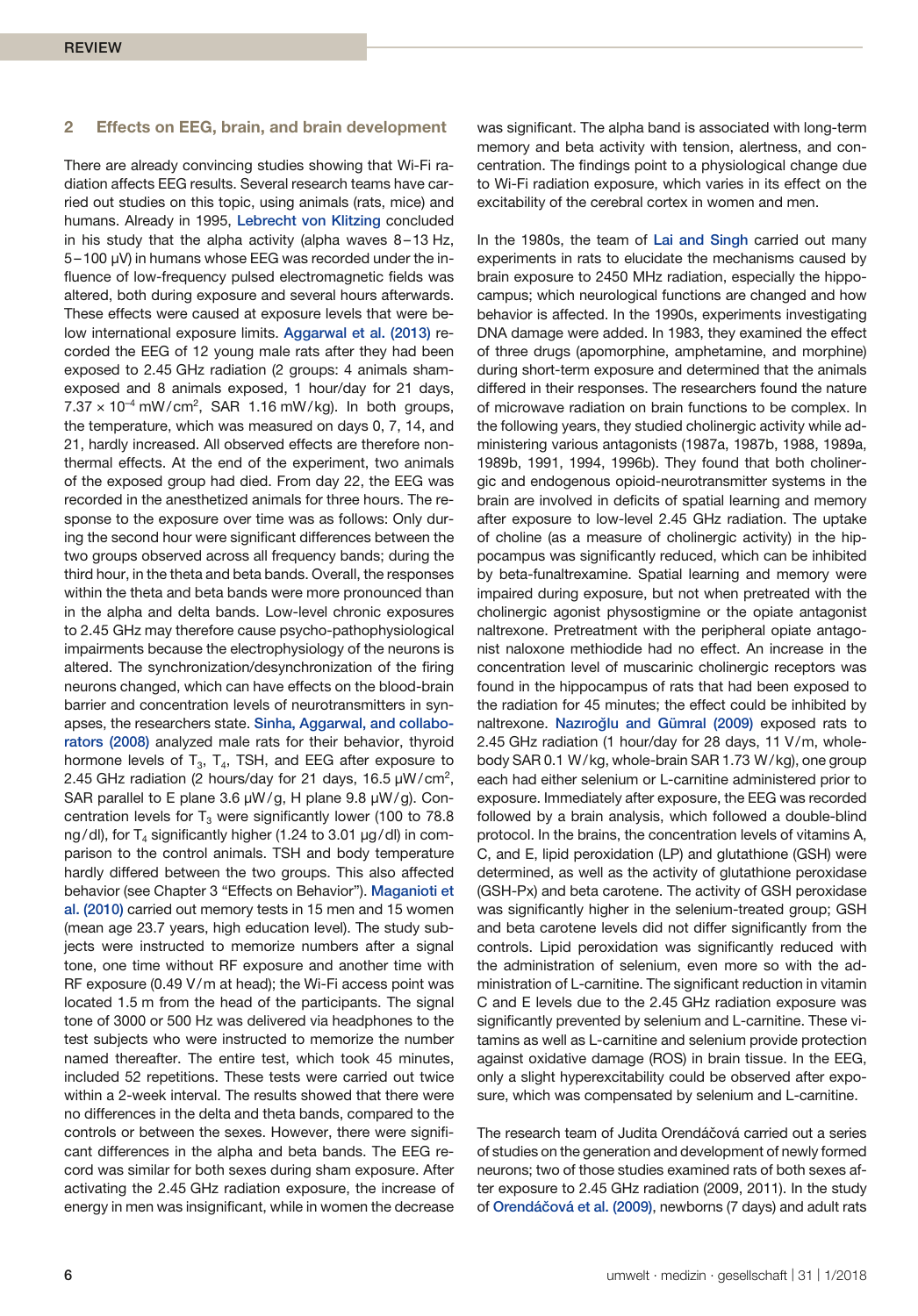## 2 Effects on EEG, brain, and brain development

There are already convincing studies showing that Wi-Fi radiation affects EEG results. Several research teams have carried out studies on this topic, using animals (rats, mice) and humans. Already in 1995, Lebrecht von Klitzing concluded in his study that the alpha activity (alpha waves 8–13 Hz, 5–100 µV) in humans whose EEG was recorded under the influence of low-frequency pulsed electromagnetic fields was altered, both during exposure and several hours afterwards. These effects were caused at exposure levels that were below international exposure limits. Aggarwal et al. (2013) recorded the EEG of 12 young male rats after they had been exposed to 2.45 GHz radiation (2 groups: 4 animals sham-exposed and 8 animals exposed, 1 hour/day for 21 days, $7.37 \times 10^{-4}$ mW/cm$^2$, SAR 1.16 mW/kg). In both groups, the temperature, which was measured on days 0, 7, 14, and 21, hardly increased. All observed effects are therefore non-thermal effects. At the end of the experiment, two animals of the exposed group had died. From day 22, the EEG was recorded in the anesthetized animals for three hours. The response to the exposure over time was as follows: Only during the second hour were significant differences between the two groups observed across all frequency bands; during the third hour, in the theta and beta bands. Overall, the responses within the theta and beta bands were more pronounced than in the alpha and delta bands. Low-level chronic exposures to 2.45 GHz may therefore cause psycho-pathophysiological impairments because the electrophysiology of the neurons is altered. The synchronization/desynchronization of the firing neurons changed, which can have effects on the blood-brain barrier and concentration levels of neurotransmitters in synapses, the researchers state. Sinha, Aggarwal, and collaborators (2008) analyzed male rats for their behavior, thyroid hormone levels of $T_3$, $T_4$, TSH, and EEG after exposure to 2.45 GHz radiation (2 hours/day for 21 days, 16.5 µW/cm$^2$, SAR parallel to E plane 3.6 µW/g, H plane 9.8 µW/g). Concentration levels for $T_3$ were significantly lower (100 to 78.8 ng/dl), for $T_4$ significantly higher (1.24 to 3.01 µg/dl) in comparison to the control animals. TSH and body temperature hardly differed between the two groups. This also affected behavior (see Chapter 3 "Effects on Behavior"). Maganioti et al. (2010) carried out memory tests in 15 men and 15 women (mean age 23.7 years, high education level). The study subjects were instructed to memorize numbers after a signal tone, one time without RF exposure and another time with RF exposure (0.49 V/m at head); the Wi-Fi access point was located 1.5 m from the head of the participants. The signal tone of 3000 or 500 Hz was delivered via headphones to the test subjects who were instructed to memorize the number named thereafter. The entire test, which took 45 minutes, included 52 repetitions. These tests were carried out twice within a 2-week interval. The results showed that there were no differences in the delta and theta bands, compared to the controls or between the sexes. However, there were significant differences in the alpha and beta bands. The EEG record was similar for both sexes during sham exposure. After activating the 2.45 GHz radiation exposure, the increase of energy in men was insignificant, while in women the decrease was significant. The alpha band is associated with long-term memory and beta activity with tension, alertness, and concentration. The findings point to a physiological change due to Wi-Fi radiation exposure, which varies in its effect on the excitability of the cerebral cortex in women and men.

In the 1980s, the team of Lai and Singh carried out many experiments in rats to elucidate the mechanisms caused by brain exposure to 2450 MHz radiation, especially the hippocampus; which neurological functions are changed and how behavior is affected. In the 1990s, experiments investigating DNA damage were added. In 1983, they examined the effect of three drugs (apomorphine, amphetamine, and morphine) during short-term exposure and determined that the animals differed in their responses. The researchers found the nature of microwave radiation on brain functions to be complex. In the following years, they studied cholinergic activity while administering various antagonists (1987a, 1987b, 1988, 1989a, 1989b, 1991, 1994, 1996b). They found that both cholinergic and endogenous opioid-neurotransmitter systems in the brain are involved in deficits of spatial learning and memory after exposure to low-level 2.45 GHz radiation. The uptake of choline (as a measure of cholinergic activity) in the hippocampus was significantly reduced, which can be inhibited by beta-funaltrexamine. Spatial learning and memory were impaired during exposure, but not when pretreated with the cholinergic agonist physostigmine or the opiate antagonist naltrexone. Pretreatment with the peripheral opiate antagonist naloxone methiodide had no effect. An increase in the concentration level of muscarinic cholinergic receptors was found in the hippocampus of rats that had been exposed to the radiation for 45 minutes; the effect could be inhibited by naltrexone. Nazıroğlu and Gümral (2009) exposed rats to 2.45 GHz radiation (1 hour/day for 28 days, 11 V/m, whole-body SAR 0.1 W/kg, whole-brain SAR 1.73 W/kg), one group each had either selenium or L-carnitine administered prior to exposure. Immediately after exposure, the EEG was recorded followed by a brain analysis, which followed a double-blind protocol. In the brains, the concentration levels of vitamins A, C, and E, lipid peroxidation (LP) and glutathione (GSH) were determined, as well as the activity of glutathione peroxidase (GSH-Px) and beta carotene. The activity of GSH peroxidase was significantly higher in the selenium-treated group; GSH and beta carotene levels did not differ significantly from the controls. Lipid peroxidation was significantly reduced with the administration of selenium, even more so with the administration of L-carnitine. The significant reduction in vitamin C and E levels due to the 2.45 GHz radiation exposure was significantly prevented by selenium and L-carnitine. These vitamins as well as L-carnitine and selenium provide protection against oxidative damage (ROS) in brain tissue. In the EEG, only a slight hyperexcitability could be observed after exposure, which was compensated by selenium and L-carnitine.

The research team of Judita Orendáčová carried out a series of studies on the generation and development of newly formed neurons; two of those studies examined rats of both sexes after exposure to 2.45 GHz radiation (2009, 2011). In the study of Orendáčová et al. (2009), newborns (7 days) and adult rats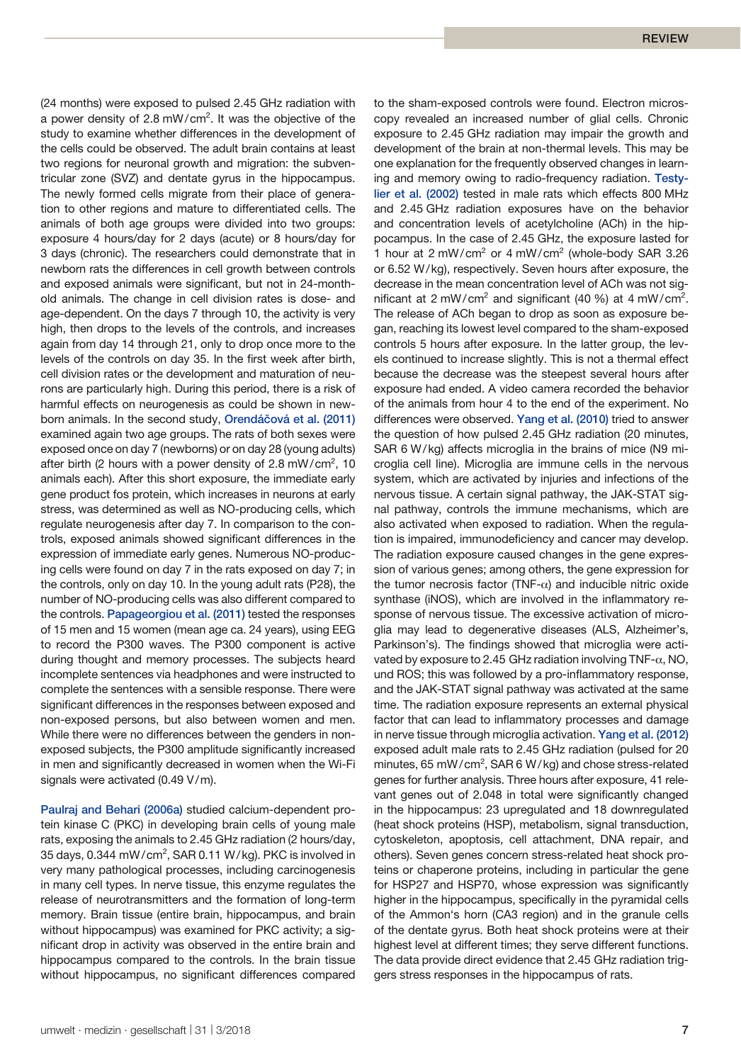(24 months) were exposed to pulsed 2.45 GHz radiation with a power density of 2.8 mW/cm$^2$. It was the objective of the study to examine whether differences in the development of the cells could be observed. The adult brain contains at least two regions for neuronal growth and migration: the subventricular zone (SVZ) and dentate gyrus in the hippocampus. The newly formed cells migrate from their place of generation to other regions and mature to differentiated cells. The animals of both age groups were divided into two groups: exposure 4 hours/day for 2 days (acute) or 8 hours/day for 3 days (chronic). The researchers could demonstrate that in newborn rats the differences in cell growth between controls and exposed animals were significant, but not in 24-month-old animals. The change in cell division rates is dose- and age-dependent. On the days 7 through 10, the activity is very high, then drops to the levels of the controls, and increases again from day 14 through 21, only to drop once more to the levels of the controls on day 35. In the first week after birth, cell division rates or the development and maturation of neurons are particularly high. During this period, there is a risk of harmful effects on neurogenesis as could be shown in newborn animals. In the second study, Orendáčová et al. (2011) examined again two age groups. The rats of both sexes were exposed once on day 7 (newborns) or on day 28 (young adults) after birth (2 hours with a power density of 2.8 mW/cm$^2$, 10 animals each). After this short exposure, the immediate early gene product fos protein, which increases in neurons at early stress, was determined as well as NO-producing cells, which regulate neurogenesis after day 7. In comparison to the controls, exposed animals showed significant differences in the expression of immediate early genes. Numerous NO-producing cells were found on day 7 in the rats exposed on day 7; in the controls, only on day 10. In the young adult rats (P28), the number of NO-producing cells was also different compared to the controls. Papageorgiou et al. (2011) tested the responses of 15 men and 15 women (mean age ca. 24 years), using EEG to record the P300 waves. The P300 component is active during thought and memory processes. The subjects heard incomplete sentences via headphones and were instructed to complete the sentences with a sensible response. There were significant differences in the responses between exposed and non-exposed persons, but also between women and men. While there were no differences between the genders in non-exposed subjects, the P300 amplitude significantly increased in men and significantly decreased in women when the Wi-Fi signals were activated (0.49 V/m).

Paulraj and Behari (2006a) studied calcium-dependent protein kinase C (PKC) in developing brain cells of young male rats, exposing the animals to 2.45 GHz radiation (2 hours/day, 35 days, 0.344 mW/cm$^2$, SAR 0.11 W/kg). PKC is involved in very many pathological processes, including carcinogenesis in many cell types. In nerve tissue, this enzyme regulates the release of neurotransmitters and the formation of long-term memory. Brain tissue (entire brain, hippocampus, and brain without hippocampus) was examined for PKC activity; a significant drop in activity was observed in the entire brain and hippocampus compared to the controls. In the brain tissue without hippocampus, no significant differences compared to the sham-exposed controls were found. Electron microscopy revealed an increased number of glial cells. Chronic exposure to 2.45 GHz radiation may impair the growth and development of the brain at non-thermal levels. This may be one explanation for the frequently observed changes in learning and memory owing to radio-frequency radiation. Testylier et al. (2002) tested in male rats which effects 800 MHz and 2.45 GHz radiation exposures have on the behavior and concentration levels of acetylcholine (ACh) in the hippocampus. In the case of 2.45 GHz, the exposure lasted for 1 hour at 2 mW/cm$^2$ or 4 mW/cm$^2$ (whole-body SAR 3.26 or 6.52 W/kg), respectively. Seven hours after exposure, the decrease in the mean concentration level of ACh was not significant at 2 mW/cm$^2$ and significant (40 %) at 4 mW/cm$^2$. The release of ACh began to drop as soon as exposure began, reaching its lowest level compared to the sham-exposed controls 5 hours after exposure. In the latter group, the levels continued to increase slightly. This is not a thermal effect because the decrease was the steepest several hours after exposure had ended. A video camera recorded the behavior of the animals from hour 4 to the end of the experiment. No differences were observed. Yang et al. (2010) tried to answer the question of how pulsed 2.45 GHz radiation (20 minutes, SAR 6 W/kg) affects microglia in the brains of mice (N9 microglia cell line). Microglia are immune cells in the nervous system, which are activated by injuries and infections of the nervous tissue. A certain signal pathway, the JAK-STAT signal pathway, controls the immune mechanisms, which are also activated when exposed to radiation. When the regulation is impaired, immunodeficiency and cancer may develop. The radiation exposure caused changes in the gene expression of various genes; among others, the gene expression for the tumor necrosis factor (TNF-$\alpha$) and inducible nitric oxide synthase (iNOS), which are involved in the inflammatory response of nervous tissue. The excessive activation of microglia may lead to degenerative diseases (ALS, Alzheimer's, Parkinson's). The findings showed that microglia were activated by exposure to 2.45 GHz radiation involving TNF-$\alpha$, NO, und ROS; this was followed by a pro-inflammatory response, and the JAK-STAT signal pathway was activated at the same time. The radiation exposure represents an external physical factor that can lead to inflammatory processes and damage in nerve tissue through microglia activation. Yang et al. (2012) exposed adult male rats to 2.45 GHz radiation (pulsed for 20 minutes, 65 mW/cm$^2$, SAR 6 W/kg) and chose stress-related genes for further analysis. Three hours after exposure, 41 relevant genes out of 2.048 in total were significantly changed in the hippocampus: 23 upregulated and 18 downregulated (heat shock proteins (HSP), metabolism, signal transduction, cytoskeleton, apoptosis, cell attachment, DNA repair, and others). Seven genes concern stress-related heat shock proteins or chaperone proteins, including in particular the gene for HSP27 and HSP70, whose expression was significantly higher in the hippocampus, specifically in the pyramidal cells of the Ammon's horn (CA3 region) and in the granule cells of the dentate gyrus. Both heat shock proteins were at their highest level at different times; they serve different functions. The data provide direct evidence that 2.45 GHz radiation triggers stress responses in the hippocampus of rats.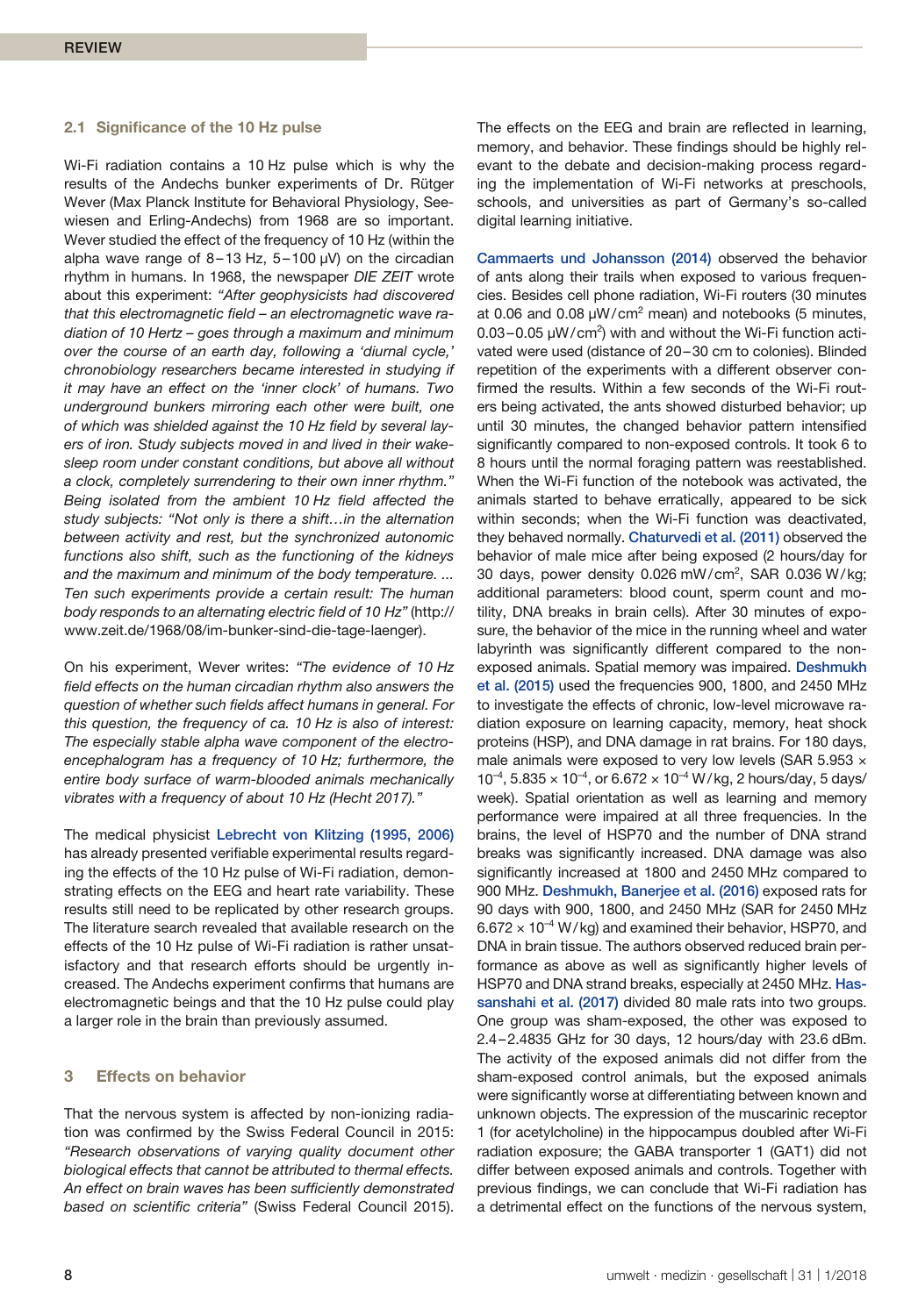### 2.1 Significance of the 10 Hz pulse

Wi-Fi radiation contains a 10 Hz pulse which is why the results of the Andechs bunker experiments of Dr. Rütger Wever (Max Planck Institute for Behavioral Physiology, Seewiesen and Erling-Andechs) from 1968 are so important. Wever studied the effect of the frequency of 10 Hz (within the alpha wave range of 8–13 Hz, 5–100 µV) on the circadian rhythm in humans. In 1968, the newspaper *DIE ZEIT* wrote about this experiment: *"After geophysicists had discovered that this electromagnetic field – an electromagnetic wave radiation of 10 Hertz – goes through a maximum and minimum over the course of an earth day, following a 'diurnal cycle,' chronobiology researchers became interested in studying if it may have an effect on the 'inner clock' of humans. Two underground bunkers mirroring each other were built, one of which was shielded against the 10 Hz field by several layers of iron. Study subjects moved in and lived in their wake-sleep room under constant conditions, but above all without a clock, completely surrendering to their own inner rhythm."* Being isolated from the ambient 10 Hz field affected the study subjects: *"Not only is there a shift…in the alternation between activity and rest, but the synchronized autonomic functions also shift, such as the functioning of the kidneys and the maximum and minimum of the body temperature. … Ten such experiments provide a certain result: The human body responds to an alternating electric field of 10 Hz"* (http://www.zeit.de/1968/08/im-bunker-sind-die-tage-laenger).

On his experiment, Wever writes: *"The evidence of 10 Hz field effects on the human circadian rhythm also answers the question of whether such fields affect humans in general. For this question, the frequency of ca. 10 Hz is also of interest: The especially stable alpha wave component of the electroencephalogram has a frequency of 10 Hz; furthermore, the entire body surface of warm-blooded animals mechanically vibrates with a frequency of about 10 Hz (Hecht 2017)."*

The medical physicist Lebrecht von Klitzing (1995, 2006) has already presented verifiable experimental results regarding the effects of the 10 Hz pulse of Wi-Fi radiation, demonstrating effects on the EEG and heart rate variability. These results still need to be replicated by other research groups. The literature search revealed that available research on the effects of the 10 Hz pulse of Wi-Fi radiation is rather unsatisfactory and that research efforts should be urgently increased. The Andechs experiment confirms that humans are electromagnetic beings and that the 10 Hz pulse could play a larger role in the brain than previously assumed.

## 3 Effects on behavior

That the nervous system is affected by non-ionizing radiation was confirmed by the Swiss Federal Council in 2015: *"Research observations of varying quality document other biological effects that cannot be attributed to thermal effects. An effect on brain waves has been sufficiently demonstrated based on scientific criteria"* (Swiss Federal Council 2015). The effects on the EEG and brain are reflected in learning, memory, and behavior. These findings should be highly relevant to the debate and decision-making process regarding the implementation of Wi-Fi networks at preschools, schools, and universities as part of Germany's so-called digital learning initiative.

Cammaerts und Johansson (2014) observed the behavior of ants along their trails when exposed to various frequencies. Besides cell phone radiation, Wi-Fi routers (30 minutes at 0.06 and 0.08 µW/cm² mean) and notebooks (5 minutes, 0.03–0.05 µW/cm²) with and without the Wi-Fi function activated were used (distance of 20–30 cm to colonies). Blinded repetition of the experiments with a different observer confirmed the results. Within a few seconds of the Wi-Fi routers being activated, the ants showed disturbed behavior; up until 30 minutes, the changed behavior pattern intensified significantly compared to non-exposed controls. It took 6 to 8 hours until the normal foraging pattern was reestablished. When the Wi-Fi function of the notebook was activated, the animals started to behave erratically, appeared to be sick within seconds; when the Wi-Fi function was deactivated, they behaved normally. Chaturvedi et al. (2011) observed the behavior of male mice after being exposed (2 hours/day for 30 days, power density 0.026 mW/cm², SAR 0.036 W/kg; additional parameters: blood count, sperm count and motility, DNA breaks in brain cells). After 30 minutes of exposure, the behavior of the mice in the running wheel and water labyrinth was significantly different compared to the non-exposed animals. Spatial memory was impaired. Deshmukh et al. (2015) used the frequencies 900, 1800, and 2450 MHz to investigate the effects of chronic, low-level microwave radiation exposure on learning capacity, memory, heat shock proteins (HSP), and DNA damage in rat brains. For 180 days, male animals were exposed to very low levels (SAR $5.953 \times 10^{-4}$, $5.835 \times 10^{-4}$, or $6.672 \times 10^{-4}$ W/kg, 2 hours/day, 5 days/week). Spatial orientation as well as learning and memory performance were impaired at all three frequencies. In the brains, the level of HSP70 and the number of DNA strand breaks was significantly increased. DNA damage was also significantly increased at 1800 and 2450 MHz compared to 900 MHz. Deshmukh, Banerjee et al. (2016) exposed rats for 90 days with 900, 1800, and 2450 MHz (SAR for 2450 MHz $6.672 \times 10^{-4}$ W/kg) and examined their behavior, HSP70, and DNA in brain tissue. The authors observed reduced brain performance as above as well as significantly higher levels of HSP70 and DNA strand breaks, especially at 2450 MHz. Hassanshahi et al. (2017) divided 80 male rats into two groups. One group was sham-exposed, the other was exposed to 2.4–2.4835 GHz for 30 days, 12 hours/day with 23.6 dBm. The activity of the exposed animals did not differ from the sham-exposed control animals, but the exposed animals were significantly worse at differentiating between known and unknown objects. The expression of the muscarinic receptor 1 (for acetylcholine) in the hippocampus doubled after Wi-Fi radiation exposure; the GABA transporter 1 (GAT1) did not differ between exposed animals and controls. Together with previous findings, we can conclude that Wi-Fi radiation has a detrimental effect on the functions of the nervous system,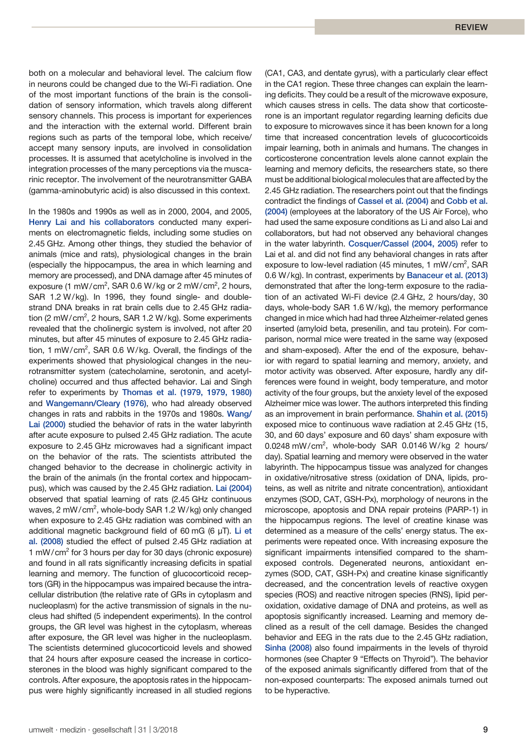both on a molecular and behavioral level. The calcium flow in neurons could be changed due to the Wi-Fi radiation. One of the most important functions of the brain is the consolidation of sensory information, which travels along different sensory channels. This process is important for experiences and the interaction with the external world. Different brain regions such as parts of the temporal lobe, which receive/accept many sensory inputs, are involved in consolidation processes. It is assumed that acetylcholine is involved in the integration processes of the many perceptions via the muscarinic receptor. The involvement of the neurotransmitter GABA (gamma-aminobutyric acid) is also discussed in this context.

In the 1980s and 1990s as well as in 2000, 2004, and 2005, Henry Lai and his collaborators conducted many experiments on electromagnetic fields, including some studies on 2.45 GHz. Among other things, they studied the behavior of animals (mice and rats), physiological changes in the brain (especially the hippocampus, the area in which learning and memory are processed), and DNA damage after 45 minutes of exposure (1 mW/cm$^2$, SAR 0.6 W/kg or 2 mW/cm$^2$, 2 hours, SAR 1.2 W/kg). In 1996, they found single- and double-strand DNA breaks in rat brain cells due to 2.45 GHz radiation (2 mW/cm$^2$, 2 hours, SAR 1.2 W/kg). Some experiments revealed that the cholinergic system is involved, not after 20 minutes, but after 45 minutes of exposure to 2.45 GHz radiation, 1 mW/cm$^2$, SAR 0.6 W/kg. Overall, the findings of the experiments showed that physiological changes in the neurotransmitter system (catecholamine, serotonin, and acetylcholine) occurred and thus affected behavior. Lai and Singh refer to experiments by Thomas et al. (1979, 1979, 1980) and Wangemann/Cleary (1976), who had already observed changes in rats and rabbits in the 1970s and 1980s. Wang/Lai (2000) studied the behavior of rats in the water labyrinth after acute exposure to pulsed 2.45 GHz radiation. The acute exposure to 2.45 GHz microwaves had a significant impact on the behavior of the rats. The scientists attributed the changed behavior to the decrease in cholinergic activity in the brain of the animals (in the frontal cortex and hippocampus), which was caused by the 2.45 GHz radiation. Lai (2004) observed that spatial learning of rats (2.45 GHz continuous waves, 2 mW/cm$^2$, whole-body SAR 1.2 W/kg) only changed when exposure to 2.45 GHz radiation was combined with an additional magnetic background field of 60 mG (6 µT). Li et al. (2008) studied the effect of pulsed 2.45 GHz radiation at 1 mW/cm$^2$ for 3 hours per day for 30 days (chronic exposure) and found in all rats significantly increasing deficits in spatial learning and memory. The function of glucocorticoid receptors (GR) in the hippocampus was impaired because the intracellular distribution (the relative rate of GRs in cytoplasm and nucleoplasm) for the active transmission of signals in the nucleus had shifted (5 independent experiments). In the control groups, the GR level was highest in the cytoplasm, whereas after exposure, the GR level was higher in the nucleoplasm. The scientists determined glucocorticoid levels and showed that 24 hours after exposure ceased the increase in corticosterones in the blood was highly significant compared to the controls. After exposure, the apoptosis rates in the hippocampus were highly significantly increased in all studied regions (CA1, CA3, and dentate gyrus), with a particularly clear effect in the CA1 region. These three changes can explain the learning deficits. They could be a result of the microwave exposure, which causes stress in cells. The data show that corticosterone is an important regulator regarding learning deficits due to exposure to microwaves since it has been known for a long time that increased concentration levels of glucocorticoids impair learning, both in animals and humans. The changes in corticosterone concentration levels alone cannot explain the learning and memory deficits, the researchers state, so there must be additional biological molecules that are affected by the 2.45 GHz radiation. The researchers point out that the findings contradict the findings of Cassel et al. (2004) and Cobb et al. (2004) (employees at the laboratory of the US Air Force), who had used the same exposure conditions as Li and also Lai and collaborators, but had not observed any behavioral changes in the water labyrinth. Cosquer/Cassel (2004, 2005) refer to Lai et al. and did not find any behavioral changes in rats after exposure to low-level radiation (45 minutes, 1 mW/cm$^2$, SAR 0.6 W/kg). In contrast, experiments by Banaceur et al. (2013) demonstrated that after the long-term exposure to the radiation of an activated Wi-Fi device (2.4 GHz, 2 hours/day, 30 days, whole-body SAR 1.6 W/kg), the memory performance changed in mice which had had three Alzheimer-related genes inserted (amyloid beta, presenilin, and tau protein). For comparison, normal mice were treated in the same way (exposed and sham-exposed). After the end of the exposure, behavior with regard to spatial learning and memory, anxiety, and motor activity was observed. After exposure, hardly any differences were found in weight, body temperature, and motor activity of the four groups, but the anxiety level of the exposed Alzheimer mice was lower. The authors interpreted this finding as an improvement in brain performance. Shahin et al. (2015) exposed mice to continuous wave radiation at 2.45 GHz (15, 30, and 60 days' exposure and 60 days' sham exposure with 0.0248 mW/cm$^2$, whole-body SAR 0.0146 W/kg 2 hours/day). Spatial learning and memory were observed in the water labyrinth. The hippocampus tissue was analyzed for changes in oxidative/nitrosative stress (oxidation of DNA, lipids, proteins, as well as nitrite and nitrate concentration), antioxidant enzymes (SOD, CAT, GSH-Px), morphology of neurons in the microscope, apoptosis and DNA repair proteins (PARP-1) in the hippocampus regions. The level of creatine kinase was determined as a measure of the cells' energy status. The experiments were repeated once. With increasing exposure the significant impairments intensified compared to the sham-exposed controls. Degenerated neurons, antioxidant enzymes (SOD, CAT, GSH-Px) and creatine kinase significantly decreased, and the concentration levels of reactive oxygen species (ROS) and reactive nitrogen species (RNS), lipid peroxidation, oxidative damage of DNA and proteins, as well as apoptosis significantly increased. Learning and memory declined as a result of the cell damage. Besides the changed behavior and EEG in the rats due to the 2.45 GHz radiation, Sinha (2008) also found impairments in the levels of thyroid hormones (see Chapter 9 "Effects on Thyroid"). The behavior of the exposed animals significantly differed from that of the non-exposed counterparts: The exposed animals turned out to be hyperactive.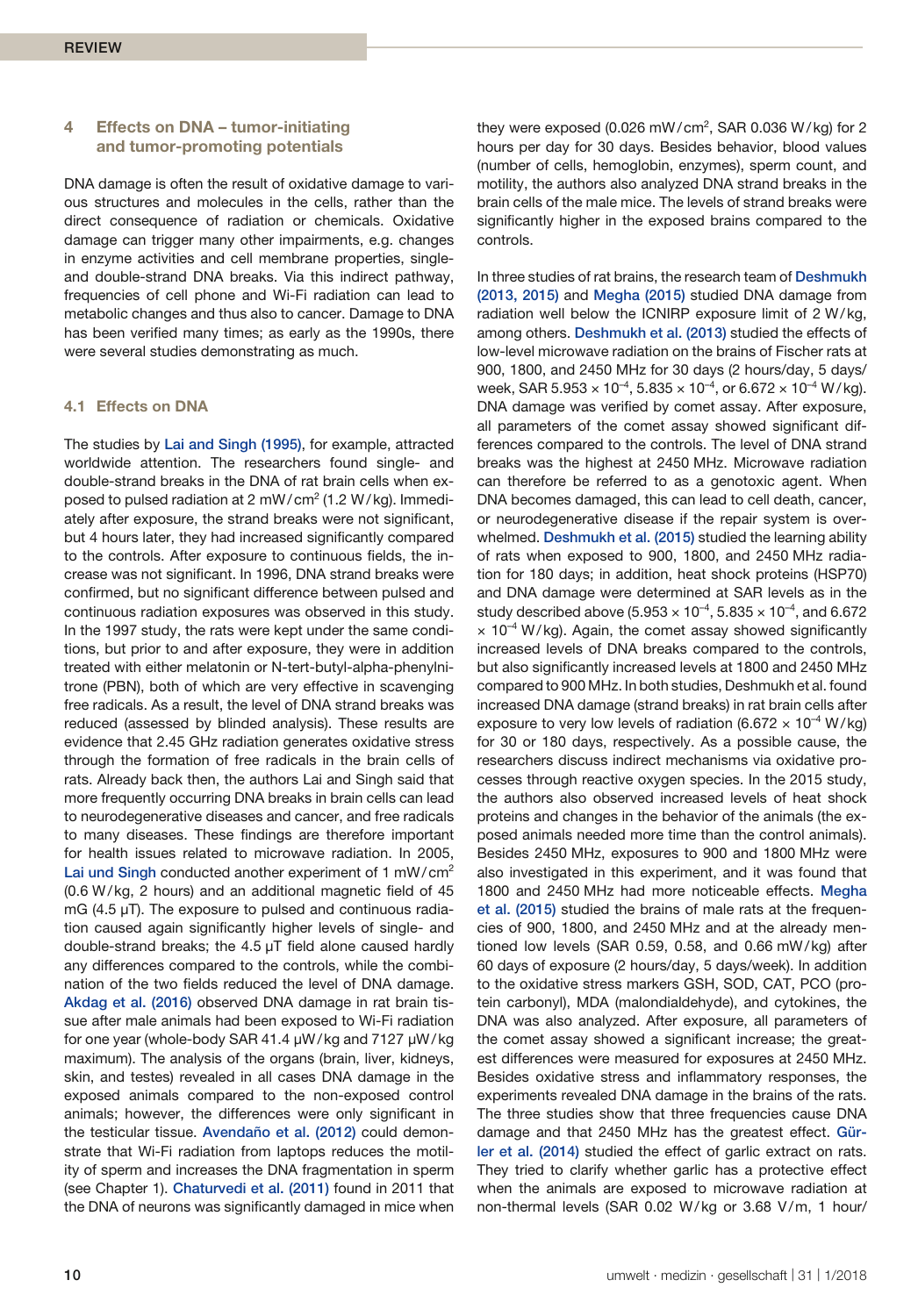## 4 Effects on DNA – tumor-initiating and tumor-promoting potentials

DNA damage is often the result of oxidative damage to various structures and molecules in the cells, rather than the direct consequence of radiation or chemicals. Oxidative damage can trigger many other impairments, e.g. changes in enzyme activities and cell membrane properties, single- and double-strand DNA breaks. Via this indirect pathway, frequencies of cell phone and Wi-Fi radiation can lead to metabolic changes and thus also to cancer. Damage to DNA has been verified many times; as early as the 1990s, there were several studies demonstrating as much.

### 4.1 Effects on DNA

The studies by Lai and Singh (1995), for example, attracted worldwide attention. The researchers found single- and double-strand breaks in the DNA of rat brain cells when exposed to pulsed radiation at 2 mW/cm² (1.2 W/kg). Immediately after exposure, the strand breaks were not significant, but 4 hours later, they had increased significantly compared to the controls. After exposure to continuous fields, the increase was not significant. In 1996, DNA strand breaks were confirmed, but no significant difference between pulsed and continuous radiation exposures was observed in this study. In the 1997 study, the rats were kept under the same conditions, but prior to and after exposure, they were in addition treated with either melatonin or N-tert-butyl-alpha-phenylnitrone (PBN), both of which are very effective in scavenging free radicals. As a result, the level of DNA strand breaks was reduced (assessed by blinded analysis). These results are evidence that 2.45 GHz radiation generates oxidative stress through the formation of free radicals in the brain cells of rats. Already back then, the authors Lai and Singh said that more frequently occurring DNA breaks in brain cells can lead to neurodegenerative diseases and cancer, and free radicals to many diseases. These findings are therefore important for health issues related to microwave radiation. In 2005, Lai und Singh conducted another experiment of 1 mW/cm² (0.6 W/kg, 2 hours) and an additional magnetic field of 45 mG (4.5 µT). The exposure to pulsed and continuous radiation caused again significantly higher levels of single- and double-strand breaks; the 4.5 µT field alone caused hardly any differences compared to the controls, while the combination of the two fields reduced the level of DNA damage. Akdag et al. (2016) observed DNA damage in rat brain tissue after male animals had been exposed to Wi-Fi radiation for one year (whole-body SAR 41.4 µW/kg and 7127 µW/kg maximum). The analysis of the organs (brain, liver, kidneys, skin, and testes) revealed in all cases DNA damage in the exposed animals compared to the non-exposed control animals; however, the differences were only significant in the testicular tissue. Avendaño et al. (2012) could demonstrate that Wi-Fi radiation from laptops reduces the motility of sperm and increases the DNA fragmentation in sperm (see Chapter 1). Chaturvedi et al. (2011) found in 2011 that the DNA of neurons was significantly damaged in mice when they were exposed (0.026 mW/cm², SAR 0.036 W/kg) for 2 hours per day for 30 days. Besides behavior, blood values (number of cells, hemoglobin, enzymes), sperm count, and motility, the authors also analyzed DNA strand breaks in the brain cells of the male mice. The levels of strand breaks were significantly higher in the exposed brains compared to the controls.

In three studies of rat brains, the research team of Deshmukh (2013, 2015) and Megha (2015) studied DNA damage from radiation well below the ICNIRP exposure limit of 2 W/kg, among others. Deshmukh et al. (2013) studied the effects of low-level microwave radiation on the brains of Fischer rats at 900, 1800, and 2450 MHz for 30 days (2 hours/day, 5 days/week, SAR $5.953 \times 10^{-4}$, $5.835 \times 10^{-4}$, or $6.672 \times 10^{-4}$ W/kg). DNA damage was verified by comet assay. After exposure, all parameters of the comet assay showed significant differences compared to the controls. The level of DNA strand breaks was the highest at 2450 MHz. Microwave radiation can therefore be referred to as a genotoxic agent. When DNA becomes damaged, this can lead to cell death, cancer, or neurodegenerative disease if the repair system is overwhelmed. Deshmukh et al. (2015) studied the learning ability of rats when exposed to 900, 1800, and 2450 MHz radiation for 180 days; in addition, heat shock proteins (HSP70) and DNA damage were determined at SAR levels as in the study described above ($5.953 \times 10^{-4}$, $5.835 \times 10^{-4}$, and $6.672 \times 10^{-4}$ W/kg). Again, the comet assay showed significantly increased levels of DNA breaks compared to the controls, but also significantly increased levels at 1800 and 2450 MHz compared to 900 MHz. In both studies, Deshmukh et al. found increased DNA damage (strand breaks) in rat brain cells after exposure to very low levels of radiation ($6.672 \times 10^{-4}$ W/kg) for 30 or 180 days, respectively. As a possible cause, the researchers discuss indirect mechanisms via oxidative processes through reactive oxygen species. In the 2015 study, the authors also observed increased levels of heat shock proteins and changes in the behavior of the animals (the exposed animals needed more time than the control animals). Besides 2450 MHz, exposures to 900 and 1800 MHz were also investigated in this experiment, and it was found that 1800 and 2450 MHz had more noticeable effects. Megha et al. (2015) studied the brains of male rats at the frequencies of 900, 1800, and 2450 MHz and at the already mentioned low levels (SAR 0.59, 0.58, and 0.66 mW/kg) after 60 days of exposure (2 hours/day, 5 days/week). In addition to the oxidative stress markers GSH, SOD, CAT, PCO (protein carbonyl), MDA (malondialdehyde), and cytokines, the DNA was also analyzed. After exposure, all parameters of the comet assay showed a significant increase; the greatest differences were measured for exposures at 2450 MHz. Besides oxidative stress and inflammatory responses, the experiments revealed DNA damage in the brains of the rats. The three studies show that three frequencies cause DNA damage and that 2450 MHz has the greatest effect. Gürler et al. (2014) studied the effect of garlic extract on rats. They tried to clarify whether garlic has a protective effect when the animals are exposed to microwave radiation at non-thermal levels (SAR 0.02 W/kg or 3.68 V/m, 1 hour/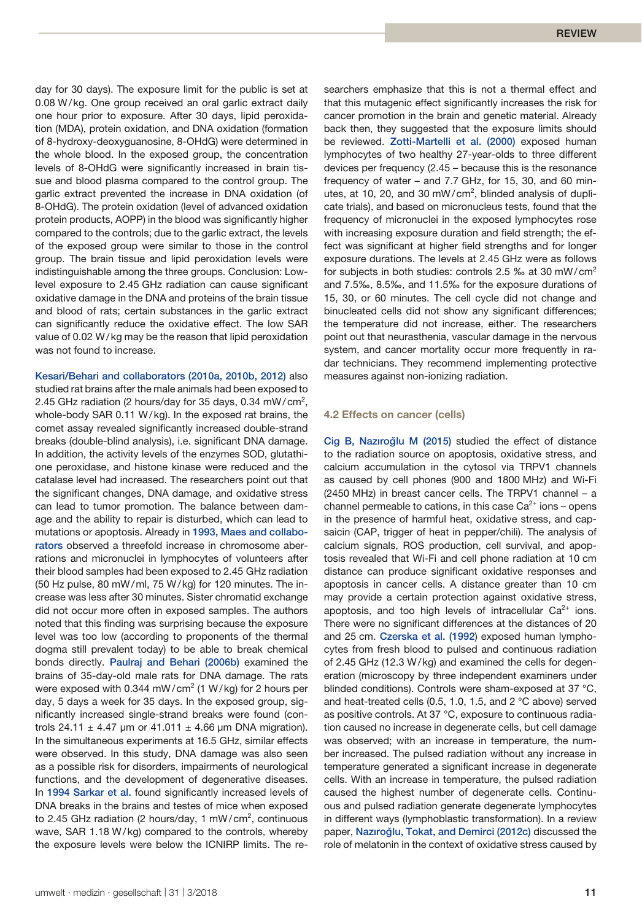day for 30 days). The exposure limit for the public is set at 0.08 W/kg. One group received an oral garlic extract daily one hour prior to exposure. After 30 days, lipid peroxidation (MDA), protein oxidation, and DNA oxidation (formation of 8-hydroxy-deoxyguanosine, 8-OHdG) were determined in the whole blood. In the exposed group, the concentration levels of 8-OHdG were significantly increased in brain tissue and blood plasma compared to the control group. The garlic extract prevented the increase in DNA oxidation (of 8-OHdG). The protein oxidation (level of advanced oxidation protein products, AOPP) in the blood was significantly higher compared to the controls; due to the garlic extract, the levels of the exposed group were similar to those in the control group. The brain tissue and lipid peroxidation levels were indistinguishable among the three groups. Conclusion: Low-level exposure to 2.45 GHz radiation can cause significant oxidative damage in the DNA and proteins of the brain tissue and blood of rats; certain substances in the garlic extract can significantly reduce the oxidative effect. The low SAR value of 0.02 W/kg may be the reason that lipid peroxidation was not found to increase.

Kesari/Behari and collaborators (2010a, 2010b, 2012) also studied rat brains after the male animals had been exposed to 2.45 GHz radiation (2 hours/day for 35 days, 0.34 mW/cm$^2$, whole-body SAR 0.11 W/kg). In the exposed rat brains, the comet assay revealed significantly increased double-strand breaks (double-blind analysis), i.e. significant DNA damage. In addition, the activity levels of the enzymes SOD, glutathione peroxidase, and histone kinase were reduced and the catalase level had increased. The researchers point out that the significant changes, DNA damage, and oxidative stress can lead to tumor promotion. The balance between damage and the ability to repair is disturbed, which can lead to mutations or apoptosis. Already in 1993, Maes and collaborators observed a threefold increase in chromosome aberrations and micronuclei in lymphocytes of volunteers after their blood samples had been exposed to 2.45 GHz radiation (50 Hz pulse, 80 mW/ml, 75 W/kg) for 120 minutes. The increase was less after 30 minutes. Sister chromatid exchange did not occur more often in exposed samples. The authors noted that this finding was surprising because the exposure level was too low (according to proponents of the thermal dogma still prevalent today) to be able to break chemical bonds directly. Paulraj and Behari (2006b) examined the brains of 35-day-old male rats for DNA damage. The rats were exposed with 0.344 mW/cm$^2$ (1 W/kg) for 2 hours per day, 5 days a week for 35 days. In the exposed group, significantly increased single-strand breaks were found (controls 24.11 ± 4.47 µm or 41.011 ± 4.66 µm DNA migration). In the simultaneous experiments at 16.5 GHz, similar effects were observed. In this study, DNA damage was also seen as a possible risk for disorders, impairments of neurological functions, and the development of degenerative diseases. In 1994 Sarkar et al. found significantly increased levels of DNA breaks in the brains and testes of mice when exposed to 2.45 GHz radiation (2 hours/day, 1 mW/cm$^2$, continuous wave, SAR 1.18 W/kg) compared to the controls, whereby the exposure levels were below the ICNIRP limits. The researchers emphasize that this is not a thermal effect and that this mutagenic effect significantly increases the risk for cancer promotion in the brain and genetic material. Already back then, they suggested that the exposure limits should be reviewed. Zotti-Martelli et al. (2000) exposed human lymphocytes of two healthy 27-year-olds to three different devices per frequency (2.45 – because this is the resonance frequency of water – and 7.7 GHz, for 15, 30, and 60 minutes, at 10, 20, and 30 mW/cm$^2$, blinded analysis of duplicate trials), and based on micronucleus tests, found that the frequency of micronuclei in the exposed lymphocytes rose with increasing exposure duration and field strength; the effect was significant at higher field strengths and for longer exposure durations. The levels at 2.45 GHz were as follows for subjects in both studies: controls 2.5 ‰ at 30 mW/cm$^2$ and 7.5‰, 8.5‰, and 11.5‰ for the exposure durations of 15, 30, or 60 minutes. The cell cycle did not change and binucleated cells did not show any significant differences; the temperature did not increase, either. The researchers point out that neurasthenia, vascular damage in the nervous system, and cancer mortality occur more frequently in radar technicians. They recommend implementing protective measures against non-ionizing radiation.

### 4.2 Effects on cancer (cells)

Cig B, Nazıroğlu M (2015) studied the effect of distance to the radiation source on apoptosis, oxidative stress, and calcium accumulation in the cytosol via TRPV1 channels as caused by cell phones (900 and 1800 MHz) and Wi-Fi (2450 MHz) in breast cancer cells. The TRPV1 channel – a channel permeable to cations, in this case $Ca^{2+}$ ions – opens in the presence of harmful heat, oxidative stress, and capsaicin (CAP, trigger of heat in pepper/chili). The analysis of calcium signals, ROS production, cell survival, and apoptosis revealed that Wi-Fi and cell phone radiation at 10 cm distance can produce significant oxidative responses and apoptosis in cancer cells. A distance greater than 10 cm may provide a certain protection against oxidative stress, apoptosis, and too high levels of intracellular $Ca^{2+}$ ions. There were no significant differences at the distances of 20 and 25 cm. Czerska et al. (1992) exposed human lymphocytes from fresh blood to pulsed and continuous radiation of 2.45 GHz (12.3 W/kg) and examined the cells for degeneration (microscopy by three independent examiners under blinded conditions). Controls were sham-exposed at 37 °C, and heat-treated cells (0.5, 1.0, 1.5, and 2 °C above) served as positive controls. At 37 °C, exposure to continuous radiation caused no increase in degenerate cells, but cell damage was observed; with an increase in temperature, the number increased. The pulsed radiation without any increase in temperature generated a significant increase in degenerate cells. With an increase in temperature, the pulsed radiation caused the highest number of degenerate cells. Continuous and pulsed radiation generate degenerate lymphocytes in different ways (lymphoblastic transformation). In a review paper, Nazıroğlu, Tokat, and Demirci (2012c) discussed the role of melatonin in the context of oxidative stress caused by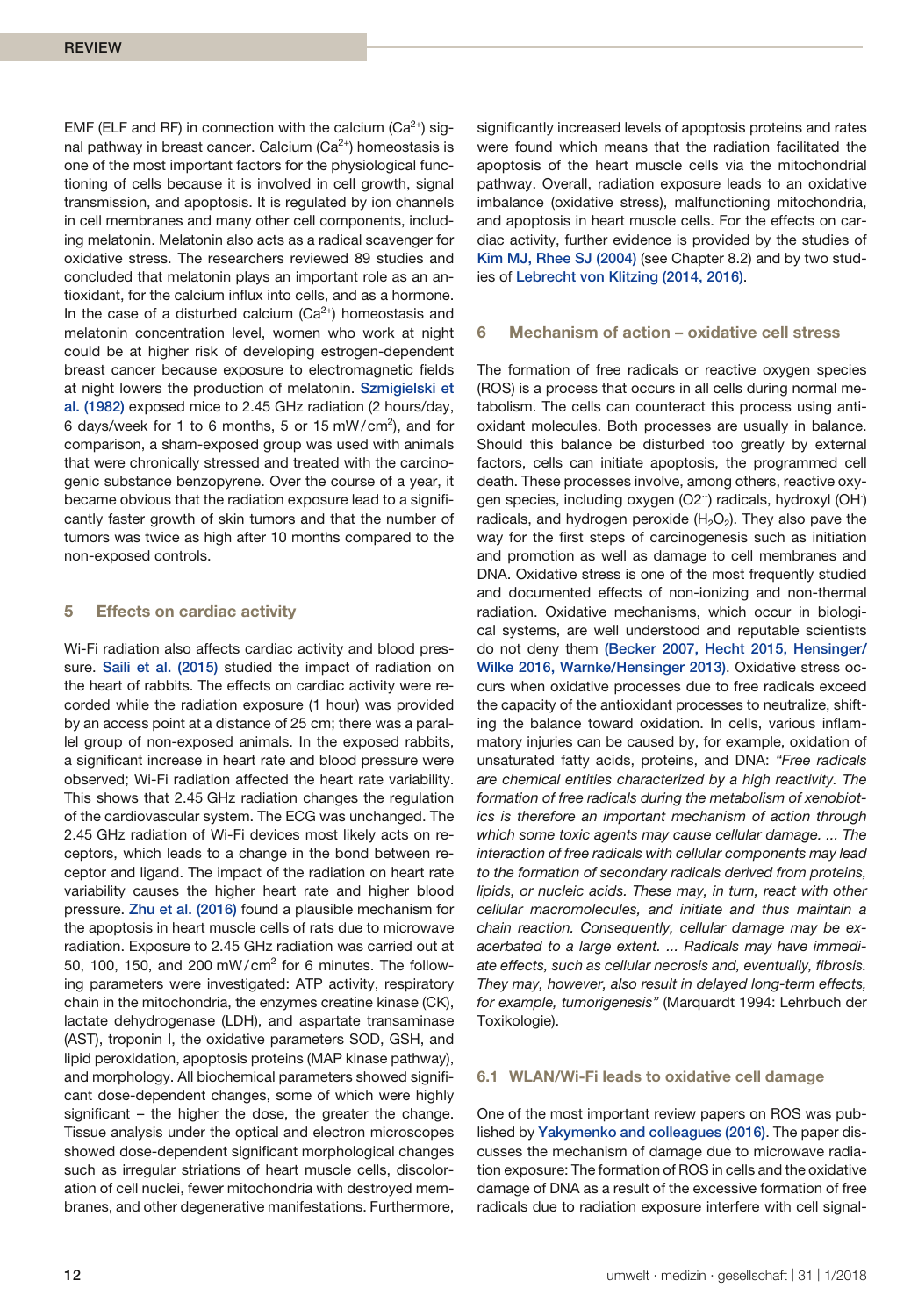EMF (ELF and RF) in connection with the calcium ($Ca^{2+}$) signal pathway in breast cancer. Calcium ($Ca^{2+}$) homeostasis is one of the most important factors for the physiological functioning of cells because it is involved in cell growth, signal transmission, and apoptosis. It is regulated by ion channels in cell membranes and many other cell components, including melatonin. Melatonin also acts as a radical scavenger for oxidative stress. The researchers reviewed 89 studies and concluded that melatonin plays an important role as an antioxidant, for the calcium influx into cells, and as a hormone. In the case of a disturbed calcium ($Ca^{2+}$) homeostasis and melatonin concentration level, women who work at night could be at higher risk of developing estrogen-dependent breast cancer because exposure to electromagnetic fields at night lowers the production of melatonin. Szmigielski et al. (1982) exposed mice to 2.45 GHz radiation (2 hours/day, 6 days/week for 1 to 6 months, 5 or 15 mW/cm$^2$), and for comparison, a sham-exposed group was used with animals that were chronically stressed and treated with the carcinogenic substance benzopyrene. Over the course of a year, it became obvious that the radiation exposure lead to a significantly faster growth of skin tumors and that the number of tumors was twice as high after 10 months compared to the non-exposed controls.

## 5 Effects on cardiac activity

Wi-Fi radiation also affects cardiac activity and blood pressure. Saili et al. (2015) studied the impact of radiation on the heart of rabbits. The effects on cardiac activity were recorded while the radiation exposure (1 hour) was provided by an access point at a distance of 25 cm; there was a parallel group of non-exposed animals. In the exposed rabbits, a significant increase in heart rate and blood pressure were observed; Wi-Fi radiation affected the heart rate variability. This shows that 2.45 GHz radiation changes the regulation of the cardiovascular system. The ECG was unchanged. The 2.45 GHz radiation of Wi-Fi devices most likely acts on receptors, which leads to a change in the bond between receptor and ligand. The impact of the radiation on heart rate variability causes the higher heart rate and higher blood pressure. Zhu et al. (2016) found a plausible mechanism for the apoptosis in heart muscle cells of rats due to microwave radiation. Exposure to 2.45 GHz radiation was carried out at 50, 100, 150, and 200 mW/cm$^2$ for 6 minutes. The following parameters were investigated: ATP activity, respiratory chain in the mitochondria, the enzymes creatine kinase (CK), lactate dehydrogenase (LDH), and aspartate transaminase (AST), troponin I, the oxidative parameters SOD, GSH, and lipid peroxidation, apoptosis proteins (MAP kinase pathway), and morphology. All biochemical parameters showed significant dose-dependent changes, some of which were highly significant – the higher the dose, the greater the change. Tissue analysis under the optical and electron microscopes showed dose-dependent significant morphological changes such as irregular striations of heart muscle cells, discoloration of cell nuclei, fewer mitochondria with destroyed membranes, and other degenerative manifestations. Furthermore, significantly increased levels of apoptosis proteins and rates were found which means that the radiation facilitated the apoptosis of the heart muscle cells via the mitochondrial pathway. Overall, radiation exposure leads to an oxidative imbalance (oxidative stress), malfunctioning mitochondria, and apoptosis in heart muscle cells. For the effects on cardiac activity, further evidence is provided by the studies of Kim MJ, Rhee SJ (2004) (see Chapter 8.2) and by two studies of Lebrecht von Klitzing (2014, 2016).

## 6 Mechanism of action – oxidative cell stress

The formation of free radicals or reactive oxygen species (ROS) is a process that occurs in all cells during normal metabolism. The cells can counteract this process using antioxidant molecules. Both processes are usually in balance. Should this balance be disturbed too greatly by external factors, cells can initiate apoptosis, the programmed cell death. These processes involve, among others, reactive oxygen species, including oxygen ($O2^{-}$) radicals, hydroxyl ($OH^{\cdot}$) radicals, and hydrogen peroxide ($H_2O_2$). They also pave the way for the first steps of carcinogenesis such as initiation and promotion as well as damage to cell membranes and DNA. Oxidative stress is one of the most frequently studied and documented effects of non-ionizing and non-thermal radiation. Oxidative mechanisms, which occur in biological systems, are well understood and reputable scientists do not deny them (Becker 2007, Hecht 2015, Hensinger/Wilke 2016, Warnke/Hensinger 2013). Oxidative stress occurs when oxidative processes due to free radicals exceed the capacity of the antioxidant processes to neutralize, shifting the balance toward oxidation. In cells, various inflammatory injuries can be caused by, for example, oxidation of unsaturated fatty acids, proteins, and DNA: *"Free radicals are chemical entities characterized by a high reactivity. The formation of free radicals during the metabolism of xenobiotics is therefore an important mechanism of action through which some toxic agents may cause cellular damage. ... The interaction of free radicals with cellular components may lead to the formation of secondary radicals derived from proteins, lipids, or nucleic acids. These may, in turn, react with other cellular macromolecules, and initiate and thus maintain a chain reaction. Consequently, cellular damage may be exacerbated to a large extent. ... Radicals may have immediate effects, such as cellular necrosis and, eventually, fibrosis. They may, however, also result in delayed long-term effects, for example, tumorigenesis"* (Marquardt 1994: Lehrbuch der Toxikologie).

### 6.1 WLAN/Wi-Fi leads to oxidative cell damage

One of the most important review papers on ROS was published by Yakymenko and colleagues (2016). The paper discusses the mechanism of damage due to microwave radiation exposure: The formation of ROS in cells and the oxidative damage of DNA as a result of the excessive formation of free radicals due to radiation exposure interfere with cell signal-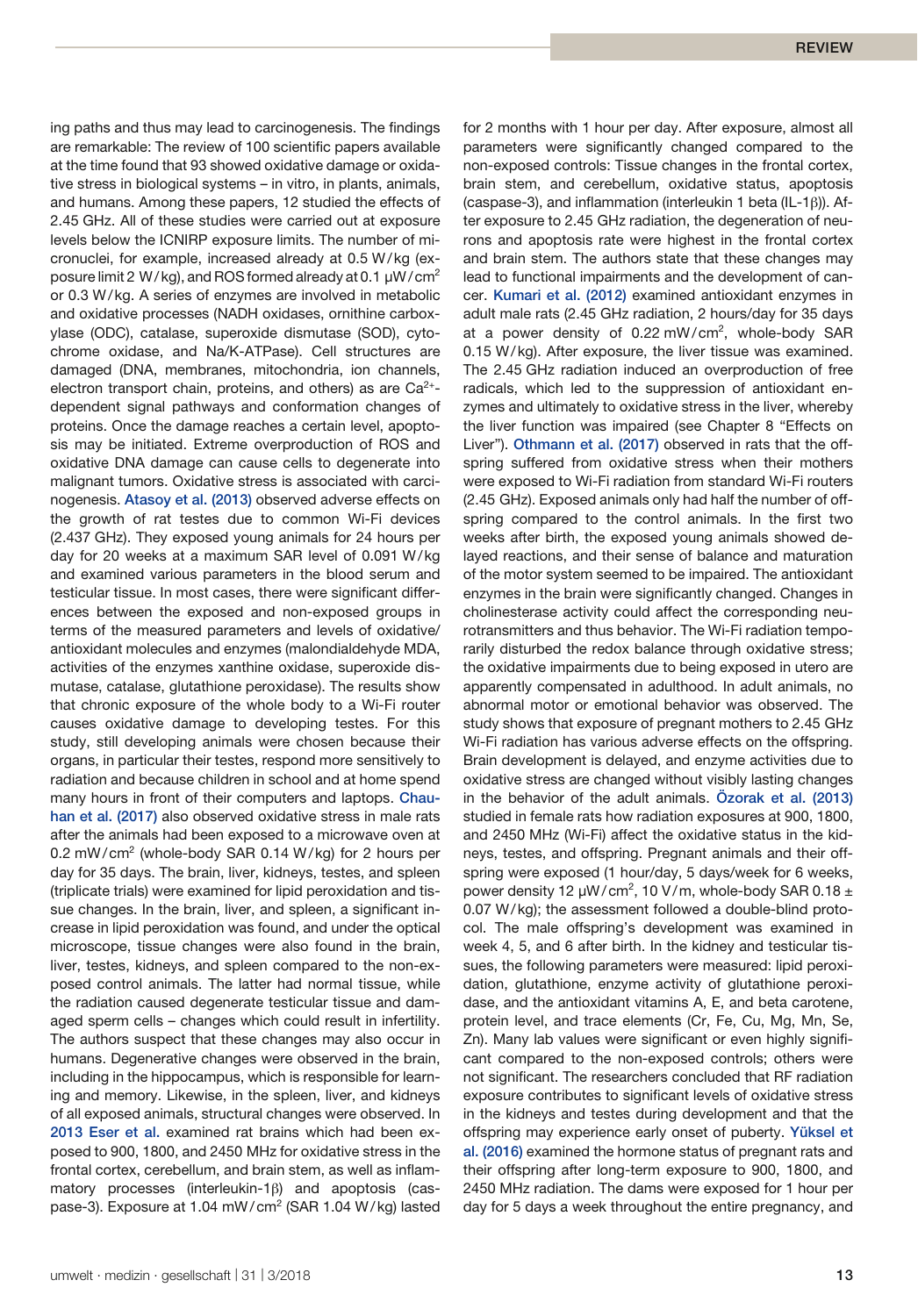ing paths and thus may lead to carcinogenesis. The findings are remarkable: The review of 100 scientific papers available at the time found that 93 showed oxidative damage or oxidative stress in biological systems – in vitro, in plants, animals, and humans. Among these papers, 12 studied the effects of 2.45 GHz. All of these studies were carried out at exposure levels below the ICNIRP exposure limits. The number of micronuclei, for example, increased already at 0.5 W/kg (exposure limit 2 W/kg), and ROS formed already at 0.1 µW/cm$^2$ or 0.3 W/kg. A series of enzymes are involved in metabolic and oxidative processes (NADH oxidases, ornithine carboxylase (ODC), catalase, superoxide dismutase (SOD), cytochrome oxidase, and Na/K-ATPase). Cell structures are damaged (DNA, membranes, mitochondria, ion channels, electron transport chain, proteins, and others) as are $Ca^{2+}$-dependent signal pathways and conformation changes of proteins. Once the damage reaches a certain level, apoptosis may be initiated. Extreme overproduction of ROS and oxidative DNA damage can cause cells to degenerate into malignant tumors. Oxidative stress is associated with carcinogenesis. Atasoy et al. (2013) observed adverse effects on the growth of rat testes due to common Wi-Fi devices (2.437 GHz). They exposed young animals for 24 hours per day for 20 weeks at a maximum SAR level of 0.091 W/kg and examined various parameters in the blood serum and testicular tissue. In most cases, there were significant differences between the exposed and non-exposed groups in terms of the measured parameters and levels of oxidative/antioxidant molecules and enzymes (malondialdehyde MDA, activities of the enzymes xanthine oxidase, superoxide dismutase, catalase, glutathione peroxidase). The results show that chronic exposure of the whole body to a Wi-Fi router causes oxidative damage to developing testes. For this study, still developing animals were chosen because their organs, in particular their testes, respond more sensitively to radiation and because children in school and at home spend many hours in front of their computers and laptops. Chauhan et al. (2017) also observed oxidative stress in male rats after the animals had been exposed to a microwave oven at 0.2 mW/cm$^2$ (whole-body SAR 0.14 W/kg) for 2 hours per day for 35 days. The brain, liver, kidneys, testes, and spleen (triplicate trials) were examined for lipid peroxidation and tissue changes. In the brain, liver, and spleen, a significant increase in lipid peroxidation was found, and under the optical microscope, tissue changes were also found in the brain, liver, testes, kidneys, and spleen compared to the non-exposed control animals. The latter had normal tissue, while the radiation caused degenerate testicular tissue and damaged sperm cells – changes which could result in infertility. The authors suspect that these changes may also occur in humans. Degenerative changes were observed in the brain, including in the hippocampus, which is responsible for learning and memory. Likewise, in the spleen, liver, and kidneys of all exposed animals, structural changes were observed. In 2013 Eser et al. examined rat brains which had been exposed to 900, 1800, and 2450 MHz for oxidative stress in the frontal cortex, cerebellum, and brain stem, as well as inflammatory processes (interleukin-1β) and apoptosis (caspase-3). Exposure at 1.04 mW/cm$^2$ (SAR 1.04 W/kg) lasted for 2 months with 1 hour per day. After exposure, almost all parameters were significantly changed compared to the non-exposed controls: Tissue changes in the frontal cortex, brain stem, and cerebellum, oxidative status, apoptosis (caspase-3), and inflammation (interleukin 1 beta (IL-1β)). After exposure to 2.45 GHz radiation, the degeneration of neurons and apoptosis rate were highest in the frontal cortex and brain stem. The authors state that these changes may lead to functional impairments and the development of cancer. Kumari et al. (2012) examined antioxidant enzymes in adult male rats (2.45 GHz radiation, 2 hours/day for 35 days at a power density of 0.22 mW/cm$^2$, whole-body SAR 0.15 W/kg). After exposure, the liver tissue was examined. The 2.45 GHz radiation induced an overproduction of free radicals, which led to the suppression of antioxidant enzymes and ultimately to oxidative stress in the liver, whereby the liver function was impaired (see Chapter 8 "Effects on Liver"). Othmann et al. (2017) observed in rats that the offspring suffered from oxidative stress when their mothers were exposed to Wi-Fi radiation from standard Wi-Fi routers (2.45 GHz). Exposed animals only had half the number of offspring compared to the control animals. In the first two weeks after birth, the exposed young animals showed delayed reactions, and their sense of balance and maturation of the motor system seemed to be impaired. The antioxidant enzymes in the brain were significantly changed. Changes in cholinesterase activity could affect the corresponding neurotransmitters and thus behavior. The Wi-Fi radiation temporarily disturbed the redox balance through oxidative stress; the oxidative impairments due to being exposed in utero are apparently compensated in adulthood. In adult animals, no abnormal motor or emotional behavior was observed. The study shows that exposure of pregnant mothers to 2.45 GHz Wi-Fi radiation has various adverse effects on the offspring. Brain development is delayed, and enzyme activities due to oxidative stress are changed without visibly lasting changes in the behavior of the adult animals. Özorak et al. (2013) studied in female rats how radiation exposures at 900, 1800, and 2450 MHz (Wi-Fi) affect the oxidative status in the kidneys, testes, and offspring. Pregnant animals and their offspring were exposed (1 hour/day, 5 days/week for 6 weeks, power density 12 µW/cm$^2$, 10 V/m, whole-body SAR 0.18 ± 0.07 W/kg); the assessment followed a double-blind protocol. The male offspring's development was examined in week 4, 5, and 6 after birth. In the kidney and testicular tissues, the following parameters were measured: lipid peroxidation, glutathione, enzyme activity of glutathione peroxidase, and the antioxidant vitamins A, E, and beta carotene, protein level, and trace elements (Cr, Fe, Cu, Mg, Mn, Se, Zn). Many lab values were significant or even highly significant compared to the non-exposed controls; others were not significant. The researchers concluded that RF radiation exposure contributes to significant levels of oxidative stress in the kidneys and testes during development and that the offspring may experience early onset of puberty. Yüksel et al. (2016) examined the hormone status of pregnant rats and their offspring after long-term exposure to 900, 1800, and 2450 MHz radiation. The dams were exposed for 1 hour per day for 5 days a week throughout the entire pregnancy, and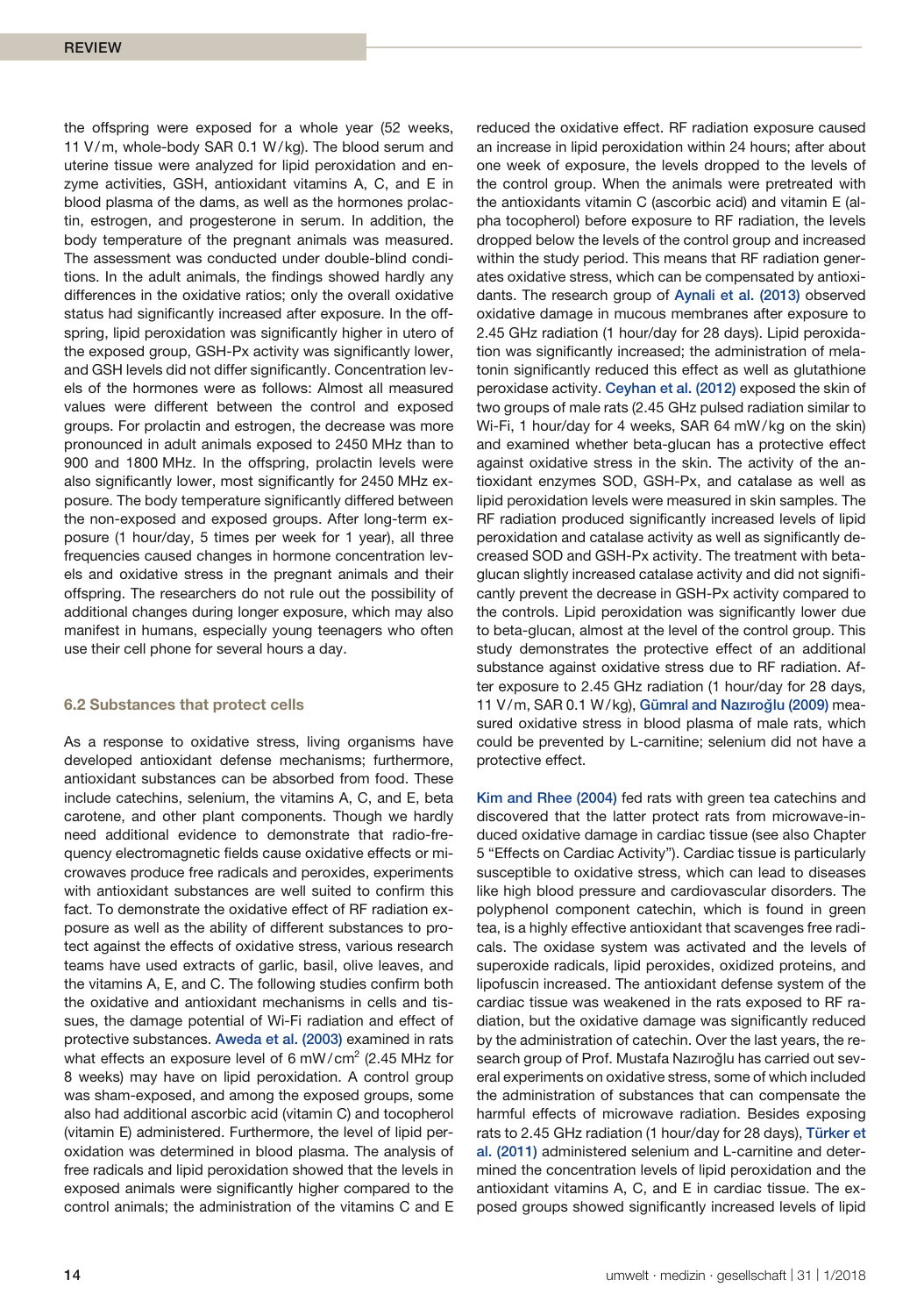the offspring were exposed for a whole year (52 weeks, 11 V/m, whole-body SAR 0.1 W/kg). The blood serum and uterine tissue were analyzed for lipid peroxidation and enzyme activities, GSH, antioxidant vitamins A, C, and E in blood plasma of the dams, as well as the hormones prolactin, estrogen, and progesterone in serum. In addition, the body temperature of the pregnant animals was measured. The assessment was conducted under double-blind conditions. In the adult animals, the findings showed hardly any differences in the oxidative ratios; only the overall oxidative status had significantly increased after exposure. In the offspring, lipid peroxidation was significantly higher in utero of the exposed group, GSH-Px activity was significantly lower, and GSH levels did not differ significantly. Concentration levels of the hormones were as follows: Almost all measured values were different between the control and exposed groups. For prolactin and estrogen, the decrease was more pronounced in adult animals exposed to 2450 MHz than to 900 and 1800 MHz. In the offspring, prolactin levels were also significantly lower, most significantly for 2450 MHz exposure. The body temperature significantly differed between the non-exposed and exposed groups. After long-term exposure (1 hour/day, 5 times per week for 1 year), all three frequencies caused changes in hormone concentration levels and oxidative stress in the pregnant animals and their offspring. The researchers do not rule out the possibility of additional changes during longer exposure, which may also manifest in humans, especially young teenagers who often use their cell phone for several hours a day.

### 6.2 Substances that protect cells

As a response to oxidative stress, living organisms have developed antioxidant defense mechanisms; furthermore, antioxidant substances can be absorbed from food. These include catechins, selenium, the vitamins A, C, and E, beta carotene, and other plant components. Though we hardly need additional evidence to demonstrate that radio-frequency electromagnetic fields cause oxidative effects or microwaves produce free radicals and peroxides, experiments with antioxidant substances are well suited to confirm this fact. To demonstrate the oxidative effect of RF radiation exposure as well as the ability of different substances to protect against the effects of oxidative stress, various research teams have used extracts of garlic, basil, olive leaves, and the vitamins A, E, and C. The following studies confirm both the oxidative and antioxidant mechanisms in cells and tissues, the damage potential of Wi-Fi radiation and effect of protective substances. Aweda et al. (2003) examined in rats what effects an exposure level of 6 mW/cm$^2$ (2.45 MHz for 8 weeks) may have on lipid peroxidation. A control group was sham-exposed, and among the exposed groups, some also had additional ascorbic acid (vitamin C) and tocopherol (vitamin E) administered. Furthermore, the level of lipid peroxidation was determined in blood plasma. The analysis of free radicals and lipid peroxidation showed that the levels in exposed animals were significantly higher compared to the control animals; the administration of the vitamins C and E reduced the oxidative effect. RF radiation exposure caused an increase in lipid peroxidation within 24 hours; after about one week of exposure, the levels dropped to the levels of the control group. When the animals were pretreated with the antioxidants vitamin C (ascorbic acid) and vitamin E (alpha tocopherol) before exposure to RF radiation, the levels dropped below the levels of the control group and increased within the study period. This means that RF radiation generates oxidative stress, which can be compensated by antioxidants. The research group of Aynali et al. (2013) observed oxidative damage in mucous membranes after exposure to 2.45 GHz radiation (1 hour/day for 28 days). Lipid peroxidation was significantly increased; the administration of melatonin significantly reduced this effect as well as glutathione peroxidase activity. Ceyhan et al. (2012) exposed the skin of two groups of male rats (2.45 GHz pulsed radiation similar to Wi-Fi, 1 hour/day for 4 weeks, SAR 64 mW/kg on the skin) and examined whether beta-glucan has a protective effect against oxidative stress in the skin. The activity of the antioxidant enzymes SOD, GSH-Px, and catalase as well as lipid peroxidation levels were measured in skin samples. The RF radiation produced significantly increased levels of lipid peroxidation and catalase activity as well as significantly decreased SOD and GSH-Px activity. The treatment with beta-glucan slightly increased catalase activity and did not significantly prevent the decrease in GSH-Px activity compared to the controls. Lipid peroxidation was significantly lower due to beta-glucan, almost at the level of the control group. This study demonstrates the protective effect of an additional substance against oxidative stress due to RF radiation. After exposure to 2.45 GHz radiation (1 hour/day for 28 days, 11 V/m, SAR 0.1 W/kg), Gümral and Nazıroğlu (2009) measured oxidative stress in blood plasma of male rats, which could be prevented by L-carnitine; selenium did not have a protective effect.

Kim and Rhee (2004) fed rats with green tea catechins and discovered that the latter protect rats from microwave-induced oxidative damage in cardiac tissue (see also Chapter 5 "Effects on Cardiac Activity"). Cardiac tissue is particularly susceptible to oxidative stress, which can lead to diseases like high blood pressure and cardiovascular disorders. The polyphenol component catechin, which is found in green tea, is a highly effective antioxidant that scavenges free radicals. The oxidase system was activated and the levels of superoxide radicals, lipid peroxides, oxidized proteins, and lipofuscin increased. The antioxidant defense system of the cardiac tissue was weakened in the rats exposed to RF radiation, but the oxidative damage was significantly reduced by the administration of catechin. Over the last years, the research group of Prof. Mustafa Nazıroğlu has carried out several experiments on oxidative stress, some of which included the administration of substances that can compensate the harmful effects of microwave radiation. Besides exposing rats to 2.45 GHz radiation (1 hour/day for 28 days), Türker et al. (2011) administered selenium and L-carnitine and determined the concentration levels of lipid peroxidation and the antioxidant vitamins A, C, and E in cardiac tissue. The exposed groups showed significantly increased levels of lipid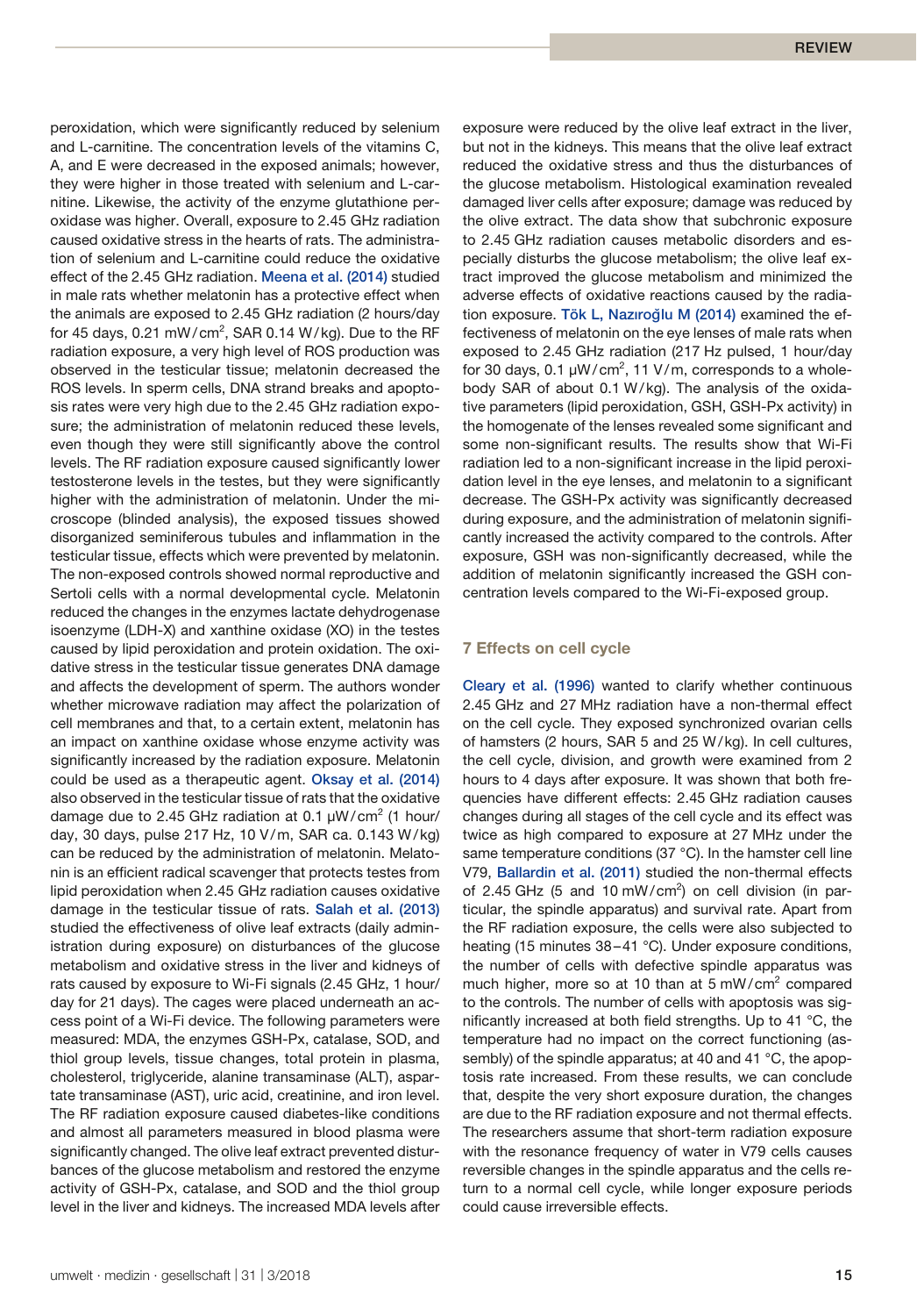peroxidation, which were significantly reduced by selenium and L-carnitine. The concentration levels of the vitamins C, A, and E were decreased in the exposed animals; however, they were higher in those treated with selenium and L-carnitine. Likewise, the activity of the enzyme glutathione peroxidase was higher. Overall, exposure to 2.45 GHz radiation caused oxidative stress in the hearts of rats. The administration of selenium and L-carnitine could reduce the oxidative effect of the 2.45 GHz radiation. Meena et al. (2014) studied in male rats whether melatonin has a protective effect when the animals are exposed to 2.45 GHz radiation (2 hours/day for 45 days, 0.21 mW/cm$^2$, SAR 0.14 W/kg). Due to the RF radiation exposure, a very high level of ROS production was observed in the testicular tissue; melatonin decreased the ROS levels. In sperm cells, DNA strand breaks and apoptosis rates were very high due to the 2.45 GHz radiation exposure; the administration of melatonin reduced these levels, even though they were still significantly above the control levels. The RF radiation exposure caused significantly lower testosterone levels in the testes, but they were significantly higher with the administration of melatonin. Under the microscope (blinded analysis), the exposed tissues showed disorganized seminiferous tubules and inflammation in the testicular tissue, effects which were prevented by melatonin. The non-exposed controls showed normal reproductive and Sertoli cells with a normal developmental cycle. Melatonin reduced the changes in the enzymes lactate dehydrogenase isoenzyme (LDH-X) and xanthine oxidase (XO) in the testes caused by lipid peroxidation and protein oxidation. The oxidative stress in the testicular tissue generates DNA damage and affects the development of sperm. The authors wonder whether microwave radiation may affect the polarization of cell membranes and that, to a certain extent, melatonin has an impact on xanthine oxidase whose enzyme activity was significantly increased by the radiation exposure. Melatonin could be used as a therapeutic agent. Oksay et al. (2014) also observed in the testicular tissue of rats that the oxidative damage due to 2.45 GHz radiation at 0.1 µW/cm$^2$ (1 hour/day, 30 days, pulse 217 Hz, 10 V/m, SAR ca. 0.143 W/kg) can be reduced by the administration of melatonin. Melatonin is an efficient radical scavenger that protects testes from lipid peroxidation when 2.45 GHz radiation causes oxidative damage in the testicular tissue of rats. Salah et al. (2013) studied the effectiveness of olive leaf extracts (daily administration during exposure) on disturbances of the glucose metabolism and oxidative stress in the liver and kidneys of rats caused by exposure to Wi-Fi signals (2.45 GHz, 1 hour/day for 21 days). The cages were placed underneath an access point of a Wi-Fi device. The following parameters were measured: MDA, the enzymes GSH-Px, catalase, SOD, and thiol group levels, tissue changes, total protein in plasma, cholesterol, triglyceride, alanine transaminase (ALT), aspartate transaminase (AST), uric acid, creatinine, and iron level. The RF radiation exposure caused diabetes-like conditions and almost all parameters measured in blood plasma were significantly changed. The olive leaf extract prevented disturbances of the glucose metabolism and restored the enzyme activity of GSH-Px, catalase, and SOD and the thiol group level in the liver and kidneys. The increased MDA levels after exposure were reduced by the olive leaf extract in the liver, but not in the kidneys. This means that the olive leaf extract reduced the oxidative stress and thus the disturbances of the glucose metabolism. Histological examination revealed damaged liver cells after exposure; damage was reduced by the olive extract. The data show that subchronic exposure to 2.45 GHz radiation causes metabolic disorders and especially disturbs the glucose metabolism; the olive leaf extract improved the glucose metabolism and minimized the adverse effects of oxidative reactions caused by the radiation exposure. Tök L, Nazıroğlu M (2014) examined the effectiveness of melatonin on the eye lenses of male rats when exposed to 2.45 GHz radiation (217 Hz pulsed, 1 hour/day for 30 days, 0.1 µW/cm$^2$, 11 V/m, corresponds to a whole-body SAR of about 0.1 W/kg). The analysis of the oxidative parameters (lipid peroxidation, GSH, GSH-Px activity) in the homogenate of the lenses revealed some significant and some non-significant results. The results show that Wi-Fi radiation led to a non-significant increase in the lipid peroxidation level in the eye lenses, and melatonin to a significant decrease. The GSH-Px activity was significantly decreased during exposure, and the administration of melatonin significantly increased the activity compared to the controls. After exposure, GSH was non-significantly decreased, while the addition of melatonin significantly increased the GSH concentration levels compared to the Wi-Fi-exposed group.

## 7 Effects on cell cycle

Cleary et al. (1996) wanted to clarify whether continuous 2.45 GHz and 27 MHz radiation have a non-thermal effect on the cell cycle. They exposed synchronized ovarian cells of hamsters (2 hours, SAR 5 and 25 W/kg). In cell cultures, the cell cycle, division, and growth were examined from 2 hours to 4 days after exposure. It was shown that both frequencies have different effects: 2.45 GHz radiation causes changes during all stages of the cell cycle and its effect was twice as high compared to exposure at 27 MHz under the same temperature conditions (37 °C). In the hamster cell line V79, Ballardin et al. (2011) studied the non-thermal effects of 2.45 GHz (5 and 10 mW/cm$^2$) on cell division (in particular, the spindle apparatus) and survival rate. Apart from the RF radiation exposure, the cells were also subjected to heating (15 minutes 38–41 °C). Under exposure conditions, the number of cells with defective spindle apparatus was much higher, more so at 10 than at 5 mW/cm$^2$ compared to the controls. The number of cells with apoptosis was significantly increased at both field strengths. Up to 41 °C, the temperature had no impact on the correct functioning (assembly) of the spindle apparatus; at 40 and 41 °C, the apoptosis rate increased. From these results, we can conclude that, despite the very short exposure duration, the changes are due to the RF radiation exposure and not thermal effects. The researchers assume that short-term radiation exposure with the resonance frequency of water in V79 cells causes reversible changes in the spindle apparatus and the cells return to a normal cell cycle, while longer exposure periods could cause irreversible effects.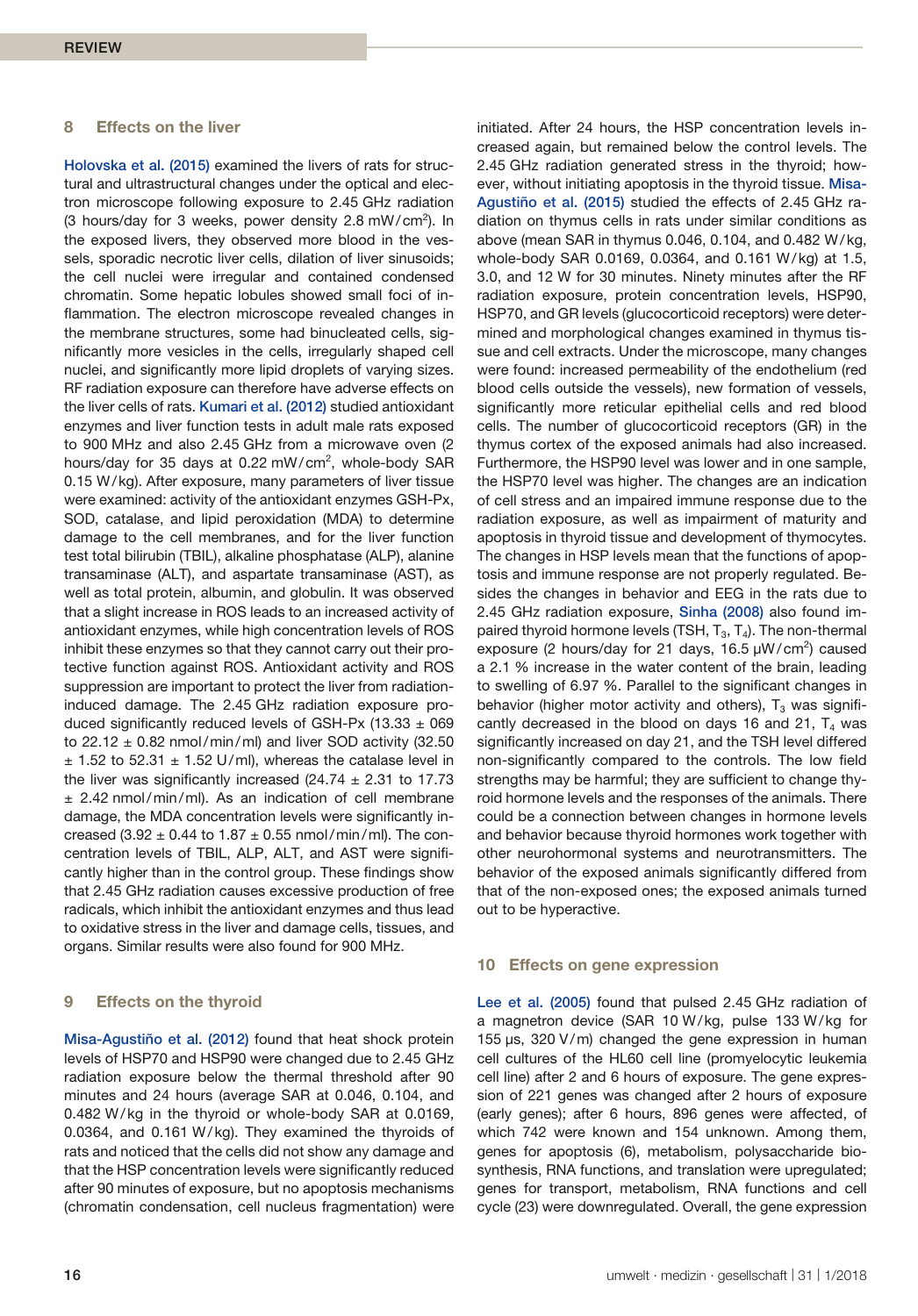## 8 Effects on the liver

Holovska et al. (2015) examined the livers of rats for structural and ultrastructural changes under the optical and electron microscope following exposure to 2.45 GHz radiation (3 hours/day for 3 weeks, power density 2.8 mW/cm$^2$). In the exposed livers, they observed more blood in the vessels, sporadic necrotic liver cells, dilation of liver sinusoids; the cell nuclei were irregular and contained condensed chromatin. Some hepatic lobules showed small foci of inflammation. The electron microscope revealed changes in the membrane structures, some had binucleated cells, significantly more vesicles in the cells, irregularly shaped cell nuclei, and significantly more lipid droplets of varying sizes. RF radiation exposure can therefore have adverse effects on the liver cells of rats. Kumari et al. (2012) studied antioxidant enzymes and liver function tests in adult male rats exposed to 900 MHz and also 2.45 GHz from a microwave oven (2 hours/day for 35 days at 0.22 mW/cm$^2$, whole-body SAR 0.15 W/kg). After exposure, many parameters of liver tissue were examined: activity of the antioxidant enzymes GSH-Px, SOD, catalase, and lipid peroxidation (MDA) to determine damage to the cell membranes, and for the liver function test total bilirubin (TBIL), alkaline phosphatase (ALP), alanine transaminase (ALT), and aspartate transaminase (AST), as well as total protein, albumin, and globulin. It was observed that a slight increase in ROS leads to an increased activity of antioxidant enzymes, while high concentration levels of ROS inhibit these enzymes so that they cannot carry out their protective function against ROS. Antioxidant activity and ROS suppression are important to protect the liver from radiation-induced damage. The 2.45 GHz radiation exposure produced significantly reduced levels of GSH-Px (13.33 ± 069 to 22.12 ± 0.82 nmol/min/ml) and liver SOD activity (32.50 ± 1.52 to 52.31 ± 1.52 U/ml), whereas the catalase level in the liver was significantly increased (24.74 ± 2.31 to 17.73 ± 2.42 nmol/min/ml). As an indication of cell membrane damage, the MDA concentration levels were significantly increased (3.92 ± 0.44 to 1.87 ± 0.55 nmol/min/ml). The concentration levels of TBIL, ALP, ALT, and AST were significantly higher than in the control group. These findings show that 2.45 GHz radiation causes excessive production of free radicals, which inhibit the antioxidant enzymes and thus lead to oxidative stress in the liver and damage cells, tissues, and organs. Similar results were also found for 900 MHz.

## 9 Effects on the thyroid

Misa-Agustiño et al. (2012) found that heat shock protein levels of HSP70 and HSP90 were changed due to 2.45 GHz radiation exposure below the thermal threshold after 90 minutes and 24 hours (average SAR at 0.046, 0.104, and 0.482 W/kg in the thyroid or whole-body SAR at 0.0169, 0.0364, and 0.161 W/kg). They examined the thyroids of rats and noticed that the cells did not show any damage and that the HSP concentration levels were significantly reduced after 90 minutes of exposure, but no apoptosis mechanisms (chromatin condensation, cell nucleus fragmentation) were initiated. After 24 hours, the HSP concentration levels increased again, but remained below the control levels. The 2.45 GHz radiation generated stress in the thyroid; however, without initiating apoptosis in the thyroid tissue. Misa-Agustiño et al. (2015) studied the effects of 2.45 GHz radiation on thymus cells in rats under similar conditions as above (mean SAR in thymus 0.046, 0.104, and 0.482 W/kg, whole-body SAR 0.0169, 0.0364, and 0.161 W/kg) at 1.5, 3.0, and 12 W for 30 minutes. Ninety minutes after the RF radiation exposure, protein concentration levels, HSP90, HSP70, and GR levels (glucocorticoid receptors) were determined and morphological changes examined in thymus tissue and cell extracts. Under the microscope, many changes were found: increased permeability of the endothelium (red blood cells outside the vessels), new formation of vessels, significantly more reticular epithelial cells and red blood cells. The number of glucocorticoid receptors (GR) in the thymus cortex of the exposed animals had also increased. Furthermore, the HSP90 level was lower and in one sample, the HSP70 level was higher. The changes are an indication of cell stress and an impaired immune response due to the radiation exposure, as well as impairment of maturity and apoptosis in thyroid tissue and development of thymocytes. The changes in HSP levels mean that the functions of apoptosis and immune response are not properly regulated. Besides the changes in behavior and EEG in the rats due to 2.45 GHz radiation exposure, Sinha (2008) also found impaired thyroid hormone levels (TSH, $T_3$, $T_4$). The non-thermal exposure (2 hours/day for 21 days, 16.5 µW/cm$^2$) caused a 2.1 % increase in the water content of the brain, leading to swelling of 6.97 %. Parallel to the significant changes in behavior (higher motor activity and others), $T_3$ was significantly decreased in the blood on days 16 and 21, $T_4$ was significantly increased on day 21, and the TSH level differed non-significantly compared to the controls. The low field strengths may be harmful; they are sufficient to change thyroid hormone levels and the responses of the animals. There could be a connection between changes in hormone levels and behavior because thyroid hormones work together with other neurohormonal systems and neurotransmitters. The behavior of the exposed animals significantly differed from that of the non-exposed ones; the exposed animals turned out to be hyperactive.

## 10 Effects on gene expression

Lee et al. (2005) found that pulsed 2.45 GHz radiation of a magnetron device (SAR 10 W/kg, pulse 133 W/kg for 155 µs, 320 V/m) changed the gene expression in human cell cultures of the HL60 cell line (promyelocytic leukemia cell line) after 2 and 6 hours of exposure. The gene expression of 221 genes was changed after 2 hours of exposure (early genes); after 6 hours, 896 genes were affected, of which 742 were known and 154 unknown. Among them, genes for apoptosis (6), metabolism, polysaccharide biosynthesis, RNA functions, and translation were upregulated; genes for transport, metabolism, RNA functions and cell cycle (23) were downregulated. Overall, the gene expression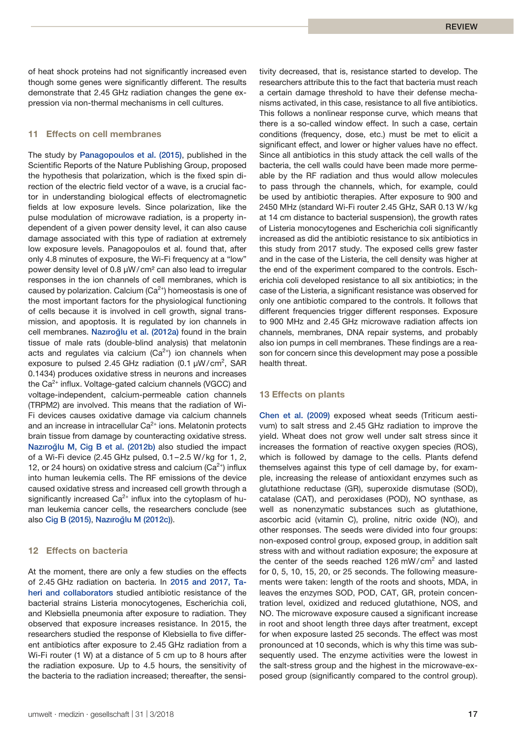of heat shock proteins had not significantly increased even though some genes were significantly different. The results demonstrate that 2.45 GHz radiation changes the gene expression via non-thermal mechanisms in cell cultures.

## 11 Effects on cell membranes

The study by Panagopoulos et al. (2015), published in the Scientific Reports of the Nature Publishing Group, proposed the hypothesis that polarization, which is the fixed spin direction of the electric field vector of a wave, is a crucial factor in understanding biological effects of electromagnetic fields at low exposure levels. Since polarization, like the pulse modulation of microwave radiation, is a property independent of a given power density level, it can also cause damage associated with this type of radiation at extremely low exposure levels. Panagopoulos et al. found that, after only 4.8 minutes of exposure, the Wi-Fi frequency at a "low" power density level of 0.8 µW/cm² can also lead to irregular responses in the ion channels of cell membranes, which is caused by polarization. Calcium ($Ca^{2+}$) homeostasis is one of the most important factors for the physiological functioning of cells because it is involved in cell growth, signal transmission, and apoptosis. It is regulated by ion channels in cell membranes. Nazıroğlu et al. (2012a) found in the brain tissue of male rats (double-blind analysis) that melatonin acts and regulates via calcium ($Ca^{2+}$) ion channels when exposure to pulsed 2.45 GHz radiation (0.1 µW/cm², SAR 0.1434) produces oxidative stress in neurons and increases the $Ca^{2+}$ influx. Voltage-gated calcium channels (VGCC) and voltage-independent, calcium-permeable cation channels (TRPM2) are involved. This means that the radiation of Wi-Fi devices causes oxidative damage via calcium channels and an increase in intracellular $Ca^{2+}$ ions. Melatonin protects brain tissue from damage by counteracting oxidative stress. Nazıroğlu M, Cig B et al. (2012b) also studied the impact of a Wi-Fi device (2.45 GHz pulsed, 0.1–2.5 W/kg for 1, 2, 12, or 24 hours) on oxidative stress and calcium ($Ca^{2+}$) influx into human leukemia cells. The RF emissions of the device caused oxidative stress and increased cell growth through a significantly increased $Ca^{2+}$ influx into the cytoplasm of human leukemia cancer cells, the researchers conclude (see also Cig B (2015), Nazıroğlu M (2012c)).

## 12 Effects on bacteria

At the moment, there are only a few studies on the effects of 2.45 GHz radiation on bacteria. In 2015 and 2017, Taheri and collaborators studied antibiotic resistance of the bacterial strains Listeria monocytogenes, Escherichia coli, and Klebsiella pneumonia after exposure to radiation. They observed that exposure increases resistance. In 2015, the researchers studied the response of Klebsiella to five different antibiotics after exposure to 2.45 GHz radiation from a Wi-Fi router (1 W) at a distance of 5 cm up to 8 hours after the radiation exposure. Up to 4.5 hours, the sensitivity of the bacteria to the radiation increased; thereafter, the sensitivity decreased, that is, resistance started to develop. The researchers attribute this to the fact that bacteria must reach a certain damage threshold to have their defense mechanisms activated, in this case, resistance to all five antibiotics. This follows a nonlinear response curve, which means that there is a so-called window effect. In such a case, certain conditions (frequency, dose, etc.) must be met to elicit a significant effect, and lower or higher values have no effect. Since all antibiotics in this study attack the cell walls of the bacteria, the cell walls could have been made more permeable by the RF radiation and thus would allow molecules to pass through the channels, which, for example, could be used by antibiotic therapies. After exposure to 900 and 2450 MHz (standard Wi-Fi router 2.45 GHz, SAR 0.13 W/kg at 14 cm distance to bacterial suspension), the growth rates of Listeria monocytogenes and Escherichia coli significantly increased as did the antibiotic resistance to six antibiotics in this study from 2017 study. The exposed cells grew faster and in the case of the Listeria, the cell density was higher at the end of the experiment compared to the controls. Escherichia coli developed resistance to all six antibiotics; in the case of the Listeria, a significant resistance was observed for only one antibiotic compared to the controls. It follows that different frequencies trigger different responses. Exposure to 900 MHz and 2.45 GHz microwave radiation affects ion channels, membranes, DNA repair systems, and probably also ion pumps in cell membranes. These findings are a reason for concern since this development may pose a possible health threat.

## 13 Effects on plants

Chen et al. (2009) exposed wheat seeds (Triticum aestivum) to salt stress and 2.45 GHz radiation to improve the yield. Wheat does not grow well under salt stress since it increases the formation of reactive oxygen species (ROS), which is followed by damage to the cells. Plants defend themselves against this type of cell damage by, for example, increasing the release of antioxidant enzymes such as glutathione reductase (GR), superoxide dismutase (SOD), catalase (CAT), and peroxidases (POD), NO synthase, as well as nonenzymatic substances such as glutathione, ascorbic acid (vitamin C), proline, nitric oxide (NO), and other responses. The seeds were divided into four groups: non-exposed control group, exposed group, in addition salt stress with and without radiation exposure; the exposure at the center of the seeds reached 126 mW/cm² and lasted for 0, 5, 10, 15, 20, or 25 seconds. The following measurements were taken: length of the roots and shoots, MDA, in leaves the enzymes SOD, POD, CAT, GR, protein concentration level, oxidized and reduced glutathione, NOS, and NO. The microwave exposure caused a significant increase in root and shoot length three days after treatment, except for when exposure lasted 25 seconds. The effect was most pronounced at 10 seconds, which is why this time was subsequently used. The enzyme activities were the lowest in the salt-stress group and the highest in the microwave-exposed group (significantly compared to the control group).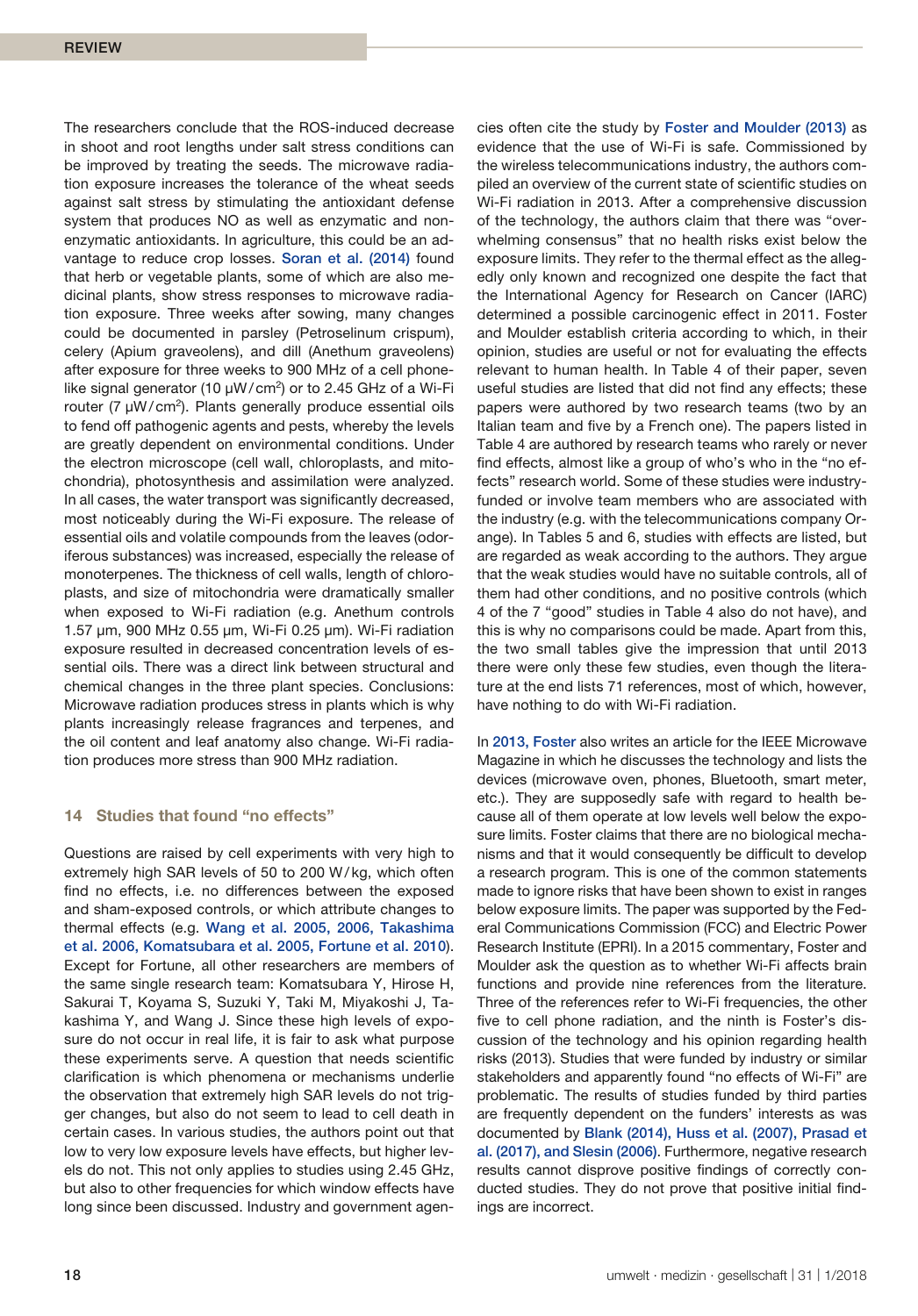The researchers conclude that the ROS-induced decrease in shoot and root lengths under salt stress conditions can be improved by treating the seeds. The microwave radiation exposure increases the tolerance of the wheat seeds against salt stress by stimulating the antioxidant defense system that produces NO as well as enzymatic and non-enzymatic antioxidants. In agriculture, this could be an advantage to reduce crop losses. Soran et al. (2014) found that herb or vegetable plants, some of which are also medicinal plants, show stress responses to microwave radiation exposure. Three weeks after sowing, many changes could be documented in parsley (Petroselinum crispum), celery (Apium graveolens), and dill (Anethum graveolens) after exposure for three weeks to 900 MHz of a cell phone-like signal generator (10 μW/cm$^2$) or to 2.45 GHz of a Wi-Fi router (7 μW/cm$^2$). Plants generally produce essential oils to fend off pathogenic agents and pests, whereby the levels are greatly dependent on environmental conditions. Under the electron microscope (cell wall, chloroplasts, and mitochondria), photosynthesis and assimilation were analyzed. In all cases, the water transport was significantly decreased, most noticeably during the Wi-Fi exposure. The release of essential oils and volatile compounds from the leaves (odoriferous substances) was increased, especially the release of monoterpenes. The thickness of cell walls, length of chloroplasts, and size of mitochondria were dramatically smaller when exposed to Wi-Fi radiation (e.g. Anethum controls 1.57 μm, 900 MHz 0.55 μm, Wi-Fi 0.25 μm). Wi-Fi radiation exposure resulted in decreased concentration levels of essential oils. There was a direct link between structural and chemical changes in the three plant species. Conclusions: Microwave radiation produces stress in plants which is why plants increasingly release fragrances and terpenes, and the oil content and leaf anatomy also change. Wi-Fi radiation produces more stress than 900 MHz radiation.

## 14 Studies that found "no effects"

Questions are raised by cell experiments with very high to extremely high SAR levels of 50 to 200 W/kg, which often find no effects, i.e. no differences between the exposed and sham-exposed controls, or which attribute changes to thermal effects (e.g. Wang et al. 2005, 2006, Takashima et al. 2006, Komatsubara et al. 2005, Fortune et al. 2010). Except for Fortune, all other researchers are members of the same single research team: Komatsubara Y, Hirose H, Sakurai T, Koyama S, Suzuki Y, Taki M, Miyakoshi J, Takashima Y, and Wang J. Since these high levels of exposure do not occur in real life, it is fair to ask what purpose these experiments serve. A question that needs scientific clarification is which phenomena or mechanisms underlie the observation that extremely high SAR levels do not trigger changes, but also do not seem to lead to cell death in certain cases. In various studies, the authors point out that low to very low exposure levels have effects, but higher levels do not. This not only applies to studies using 2.45 GHz, but also to other frequencies for which window effects have long since been discussed. Industry and government agencies often cite the study by Foster and Moulder (2013) as evidence that the use of Wi-Fi is safe. Commissioned by the wireless telecommunications industry, the authors compiled an overview of the current state of scientific studies on Wi-Fi radiation in 2013. After a comprehensive discussion of the technology, the authors claim that there was "overwhelming consensus" that no health risks exist below the exposure limits. They refer to the thermal effect as the allegedly only known and recognized one despite the fact that the International Agency for Research on Cancer (IARC) determined a possible carcinogenic effect in 2011. Foster and Moulder establish criteria according to which, in their opinion, studies are useful or not for evaluating the effects relevant to human health. In Table 4 of their paper, seven useful studies are listed that did not find any effects; these papers were authored by two research teams (two by an Italian team and five by a French one). The papers listed in Table 4 are authored by research teams who rarely or never find effects, almost like a group of who's who in the "no effects" research world. Some of these studies were industry-funded or involve team members who are associated with the industry (e.g. with the telecommunications company Orange). In Tables 5 and 6, studies with effects are listed, but are regarded as weak according to the authors. They argue that the weak studies would have no suitable controls, all of them had other conditions, and no positive controls (which 4 of the 7 "good" studies in Table 4 also do not have), and this is why no comparisons could be made. Apart from this, the two small tables give the impression that until 2013 there were only these few studies, even though the literature at the end lists 71 references, most of which, however, have nothing to do with Wi-Fi radiation.

In 2013, Foster also writes an article for the IEEE Microwave Magazine in which he discusses the technology and lists the devices (microwave oven, phones, Bluetooth, smart meter, etc.). They are supposedly safe with regard to health because all of them operate at low levels well below the exposure limits. Foster claims that there are no biological mechanisms and that it would consequently be difficult to develop a research program. This is one of the common statements made to ignore risks that have been shown to exist in ranges below exposure limits. The paper was supported by the Federal Communications Commission (FCC) and Electric Power Research Institute (EPRI). In a 2015 commentary, Foster and Moulder ask the question as to whether Wi-Fi affects brain functions and provide nine references from the literature. Three of the references refer to Wi-Fi frequencies, the other five to cell phone radiation, and the ninth is Foster's discussion of the technology and his opinion regarding health risks (2013). Studies that were funded by industry or similar stakeholders and apparently found "no effects of Wi-Fi" are problematic. The results of studies funded by third parties are frequently dependent on the funders' interests as was documented by Blank (2014), Huss et al. (2007), Prasad et al. (2017), and Slesin (2006). Furthermore, negative research results cannot disprove positive findings of correctly conducted studies. They do not prove that positive initial findings are incorrect.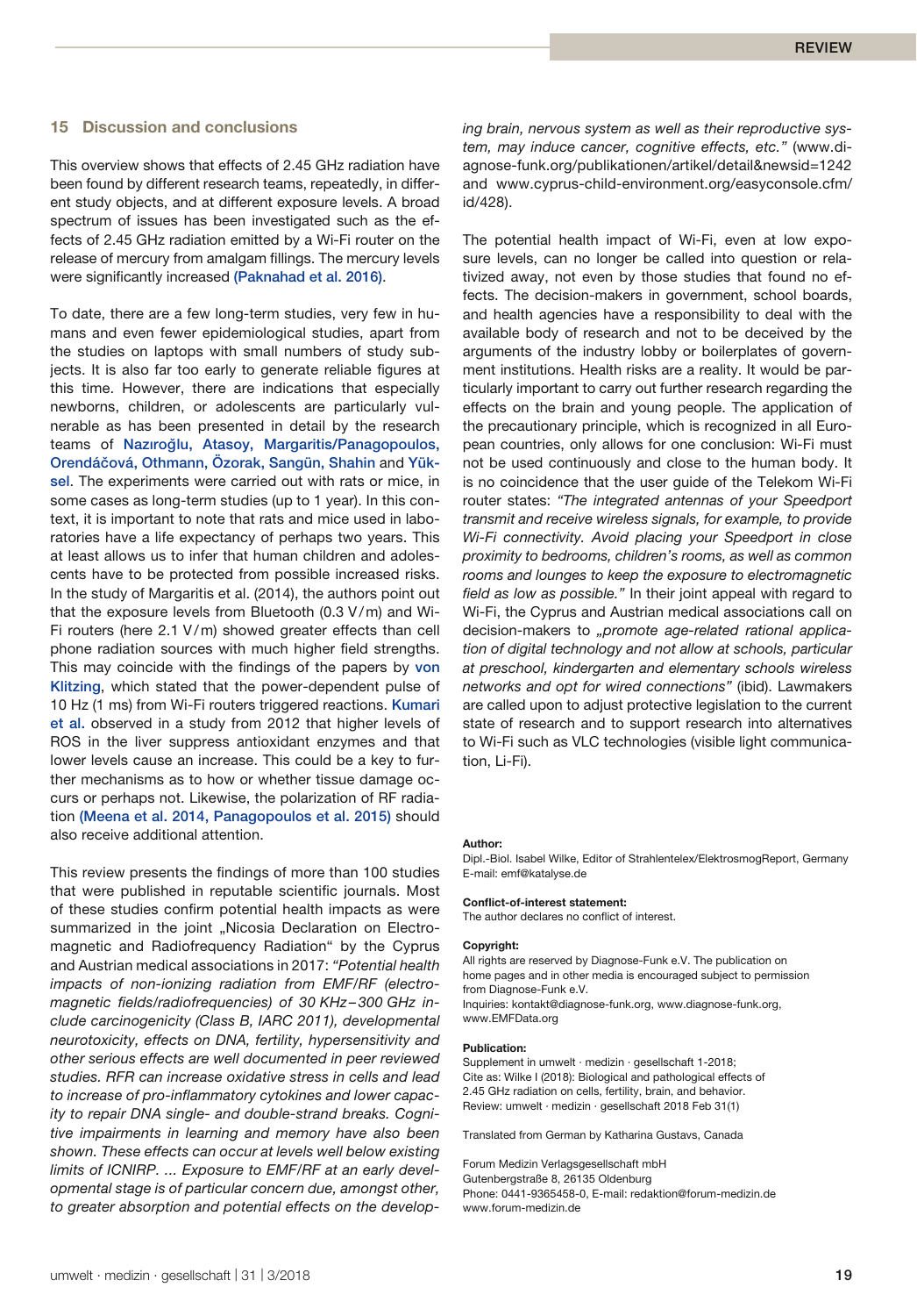## 15 Discussion and conclusions

This overview shows that effects of 2.45 GHz radiation have been found by different research teams, repeatedly, in different study objects, and at different exposure levels. A broad spectrum of issues has been investigated such as the effects of 2.45 GHz radiation emitted by a Wi-Fi router on the release of mercury from amalgam fillings. The mercury levels were significantly increased (Paknahad et al. 2016).

To date, there are a few long-term studies, very few in humans and even fewer epidemiological studies, apart from the studies on laptops with small numbers of study subjects. It is also far too early to generate reliable figures at this time. However, there are indications that especially newborns, children, or adolescents are particularly vulnerable as has been presented in detail by the research teams of Nazıroğlu, Atasoy, Margaritis/Panagopoulos, Orendáčová, Othmann, Özorak, Sangün, Shahin and Yüksel. The experiments were carried out with rats or mice, in some cases as long-term studies (up to 1 year). In this context, it is important to note that rats and mice used in laboratories have a life expectancy of perhaps two years. This at least allows us to infer that human children and adolescents have to be protected from possible increased risks. In the study of Margaritis et al. (2014), the authors point out that the exposure levels from Bluetooth (0.3 V/m) and Wi-Fi routers (here 2.1 V/m) showed greater effects than cell phone radiation sources with much higher field strengths. This may coincide with the findings of the papers by von Klitzing, which stated that the power-dependent pulse of 10 Hz (1 ms) from Wi-Fi routers triggered reactions. Kumari et al. observed in a study from 2012 that higher levels of ROS in the liver suppress antioxidant enzymes and that lower levels cause an increase. This could be a key to further mechanisms as to how or whether tissue damage occurs or perhaps not. Likewise, the polarization of RF radiation (Meena et al. 2014, Panagopoulos et al. 2015) should also receive additional attention.

This review presents the findings of more than 100 studies that were published in reputable scientific journals. Most of these studies confirm potential health impacts as were summarized in the joint „Nicosia Declaration on Electromagnetic and Radiofrequency Radiation" by the Cyprus and Austrian medical associations in 2017: *"Potential health impacts of non-ionizing radiation from EMF/RF (electromagnetic fields/radiofrequencies) of 30 KHz–300 GHz include carcinogenicity (Class B, IARC 2011), developmental neurotoxicity, effects on DNA, fertility, hypersensitivity and other serious effects are well documented in peer reviewed studies. RFR can increase oxidative stress in cells and lead to increase of pro-inflammatory cytokines and lower capacity to repair DNA single- and double-strand breaks. Cognitive impairments in learning and memory have also been shown. These effects can occur at levels well below existing limits of ICNIRP. ... Exposure to EMF/RF at an early developmental stage is of particular concern due, amongst other, to greater absorption and potential effects on the developing brain, nervous system as well as their reproductive system, may induce cancer, cognitive effects, etc."* (www.diagnose-funk.org/publikationen/artikel/detail&newsid=1242 and www.cyprus-child-environment.org/easyconsole.cfm/id/428).

The potential health impact of Wi-Fi, even at low exposure levels, can no longer be called into question or relativized away, not even by those studies that found no effects. The decision-makers in government, school boards, and health agencies have a responsibility to deal with the available body of research and not to be deceived by the arguments of the industry lobby or boilerplates of government institutions. Health risks are a reality. It would be particularly important to carry out further research regarding the effects on the brain and young people. The application of the precautionary principle, which is recognized in all European countries, only allows for one conclusion: Wi-Fi must not be used continuously and close to the human body. It is no coincidence that the user guide of the Telekom Wi-Fi router states: *"The integrated antennas of your Speedport transmit and receive wireless signals, for example, to provide Wi-Fi connectivity. Avoid placing your Speedport in close proximity to bedrooms, children's rooms, as well as common rooms and lounges to keep the exposure to electromagnetic field as low as possible."* In their joint appeal with regard to Wi-Fi, the Cyprus and Austrian medical associations call on decision-makers to *„promote age-related rational application of digital technology and not allow at schools, particular at preschool, kindergarten and elementary schools wireless networks and opt for wired connections"* (ibid). Lawmakers are called upon to adjust protective legislation to the current state of research and to support research into alternatives to Wi-Fi such as VLC technologies (visible light communication, Li-Fi).

**Author:**
Dipl.-Biol. Isabel Wilke, Editor of Strahlentelex/ElektrosmogReport, Germany
E-mail: emf@katalyse.de

**Conflict-of-interest statement:**
The author declares no conflict of interest.

**Copyright:**
All rights are reserved by Diagnose-Funk e.V. The publication on home pages and in other media is encouraged subject to permission from Diagnose-Funk e.V.
Inquiries: kontakt@diagnose-funk.org, www.diagnose-funk.org, www.EMFData.org

**Publication:**
Supplement in umwelt · medizin · gesellschaft 1-2018;
Cite as: Wilke I (2018): Biological and pathological effects of 2.45 GHz radiation on cells, fertility, brain, and behavior.
Review: umwelt · medizin · gesellschaft 2018 Feb 31(1)

Translated from German by Katharina Gustavs, Canada

Forum Medizin Verlagsgesellschaft mbH
Gutenbergstraße 8, 26135 Oldenburg
Phone: 0441-9365458-0, E-mail: redaktion@forum-medizin.de
www.forum-medizin.de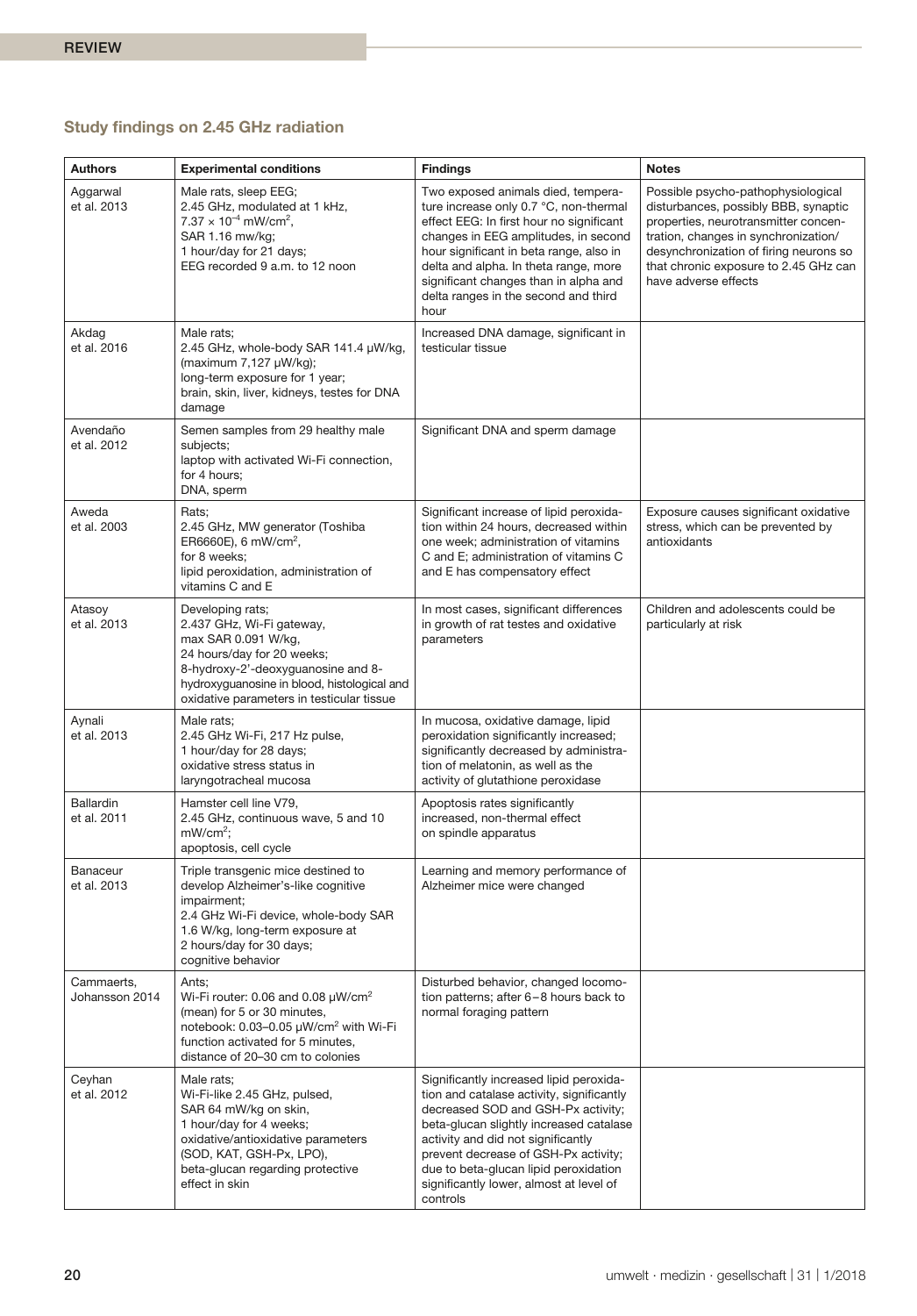### Study findings on 2.45 GHz radiation

| Authors | Experimental conditions | Findings | Notes |
|---|---|---|---|
| Aggarwal et al. 2013 | Male rats, sleep EEG; 2.45 GHz, modulated at 1 kHz, $7.37 \times 10^{-4}$ mW/cm$^2$, SAR 1.16 mw/kg; 1 hour/day for 21 days; EEG recorded 9 a.m. to 12 noon | Two exposed animals died, temperature increase only 0.7 °C, non-thermal effect EEG: In first hour no significant changes in EEG amplitudes, in second hour significant in beta range, also in delta and alpha. In theta range, more significant changes than in alpha and delta ranges in the second and third hour | Possible psycho-pathophysiological disturbances, possibly BBB, synaptic properties, neurotransmitter concentration, changes in synchronization/desynchronization of firing neurons so that chronic exposure to 2.45 GHz can have adverse effects |
| Akdag et al. 2016 | Male rats; 2.45 GHz, whole-body SAR 141.4 μW/kg, (maximum 7,127 μW/kg); long-term exposure for 1 year; brain, skin, liver, kidneys, testes for DNA damage | Increased DNA damage, significant in testicular tissue | |
| Avendaño et al. 2012 | Semen samples from 29 healthy male subjects; laptop with activated Wi-Fi connection, for 4 hours; DNA, sperm | Significant DNA and sperm damage | |
| Aweda et al. 2003 | Rats; 2.45 GHz, MW generator (Toshiba ER6660E), 6 mW/cm$^2$, for 8 weeks; lipid peroxidation, administration of vitamins C and E | Significant increase of lipid peroxidation within 24 hours, decreased within one week; administration of vitamins C and E; administration of vitamins C and E has compensatory effect | Exposure causes significant oxidative stress, which can be prevented by antioxidants |
| Atasoy et al. 2013 | Developing rats; 2.437 GHz, Wi-Fi gateway, max SAR 0.091 W/kg, 24 hours/day for 20 weeks; 8-hydroxy-2'-deoxyguanosine and 8-hydroxyguanosine in blood, histological and oxidative parameters in testicular tissue | In most cases, significant differences in growth of rat testes and oxidative parameters | Children and adolescents could be particularly at risk |
| Aynali et al. 2013 | Male rats; 2.45 GHz Wi-Fi, 217 Hz pulse, 1 hour/day for 28 days; oxidative stress status in laryngotracheal mucosa | In mucosa, oxidative damage, lipid peroxidation significantly increased; significantly decreased by administration of melatonin, as well as the activity of glutathione peroxidase | |
| Ballardin et al. 2011 | Hamster cell line V79, 2.45 GHz, continuous wave, 5 and 10 mW/cm$^2$; apoptosis, cell cycle | Apoptosis rates significantly increased, non-thermal effect on spindle apparatus | |
| Banaceur et al. 2013 | Triple transgenic mice destined to develop Alzheimer's-like cognitive impairment; 2.4 GHz Wi-Fi device, whole-body SAR 1.6 W/kg, long-term exposure at 2 hours/day for 30 days; cognitive behavior | Learning and memory performance of Alzheimer mice were changed | |
| Cammaerts, Johansson 2014 | Ants; Wi-Fi router: 0.06 and 0.08 μW/cm$^2$ (mean) for 5 or 30 minutes, notebook: 0.03–0.05 μW/cm$^2$ with Wi-Fi function activated for 5 minutes, distance of 20–30 cm to colonies | Disturbed behavior, changed locomotion patterns; after 6–8 hours back to normal foraging pattern | |
| Ceyhan et al. 2012 | Male rats; Wi-Fi-like 2.45 GHz, pulsed, SAR 64 mW/kg on skin, 1 hour/day for 4 weeks; oxidative/antioxidative parameters (SOD, KAT, GSH-Px, LPO), beta-glucan regarding protective effect in skin | Significantly increased lipid peroxidation and catalase activity, significantly decreased SOD and GSH-Px activity; beta-glucan slightly increased catalase activity and did not significantly prevent decrease of GSH-Px activity; due to beta-glucan lipid peroxidation significantly lower, almost at level of controls | |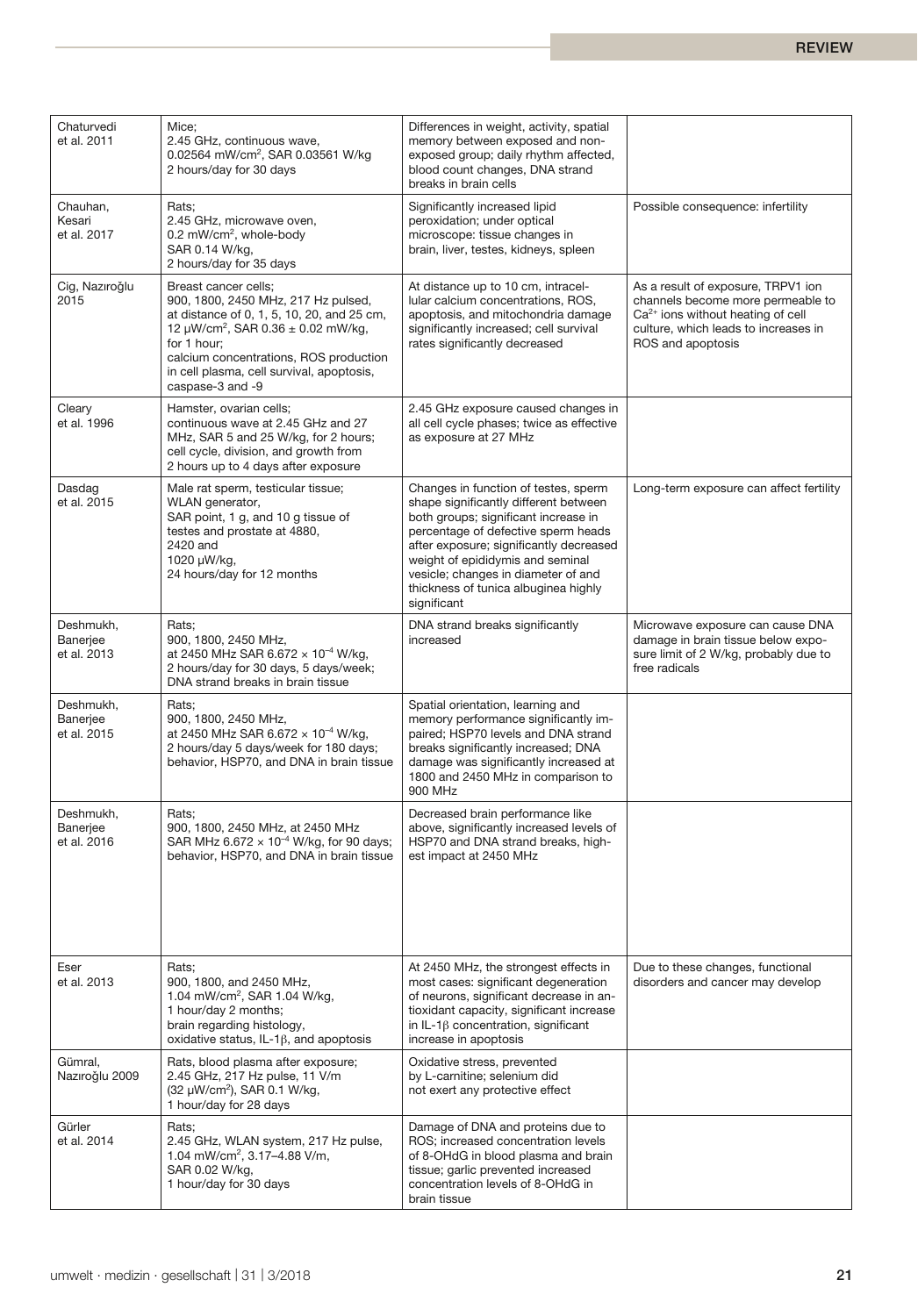| | | | |
|---|---|---|---|
| Chaturvedi et al. 2011 | Mice; 2.45 GHz, continuous wave, 0.02564 mW/cm$^2$, SAR 0.03561 W/kg 2 hours/day for 30 days | Differences in weight, activity, spatial memory between exposed and non-exposed group; daily rhythm affected, blood count changes, DNA strand breaks in brain cells | |
| Chauhan, Kesari et al. 2017 | Rats; 2.45 GHz, microwave oven, 0.2 mW/cm$^2$, whole-body SAR 0.14 W/kg, 2 hours/day for 35 days | Significantly increased lipid peroxidation; under optical microscope: tissue changes in brain, liver, testes, kidneys, spleen | Possible consequence: infertility |
| Cig, Nazıroğlu 2015 | Breast cancer cells; 900, 1800, 2450 MHz, 217 Hz pulsed, at distance of 0, 1, 5, 10, 20, and 25 cm, 12 μW/cm$^2$, SAR 0.36 ± 0.02 mW/kg, for 1 hour; calcium concentrations, ROS production in cell plasma, cell survival, apoptosis, caspase-3 and -9 | At distance up to 10 cm, intracellular calcium concentrations, ROS, apoptosis, and mitochondria damage significantly increased; cell survival rates significantly decreased | As a result of exposure, TRPV1 ion channels become more permeable to $Ca^{2+}$ ions without heating of cell culture, which leads to increases in ROS and apoptosis |
| Cleary et al. 1996 | Hamster, ovarian cells; continuous wave at 2.45 GHz and 27 MHz, SAR 5 and 25 W/kg, for 2 hours; cell cycle, division, and growth from 2 hours up to 4 days after exposure | 2.45 GHz exposure caused changes in all cell cycle phases; twice as effective as exposure at 27 MHz | |
| Dasdag et al. 2015 | Male rat sperm, testicular tissue; WLAN generator, SAR point, 1 g, and 10 g tissue of testes and prostate at 4880, 2420 and 1020 μW/kg, 24 hours/day for 12 months | Changes in function of testes, sperm shape significantly different between both groups; significant increase in percentage of defective sperm heads after exposure; significantly decreased weight of epididymis and seminal vesicle; changes in diameter of and thickness of tunica albuginea highly significant | Long-term exposure can affect fertility |
| Deshmukh, Banerjee et al. 2013 | Rats; 900, 1800, 2450 MHz, at 2450 MHz SAR $6.672 \times 10^{-4}$ W/kg, 2 hours/day for 30 days, 5 days/week; DNA strand breaks in brain tissue | DNA strand breaks significantly increased | Microwave exposure can cause DNA damage in brain tissue below exposure limit of 2 W/kg, probably due to free radicals |
| Deshmukh, Banerjee et al. 2015 | Rats; 900, 1800, 2450 MHz, at 2450 MHz SAR $6.672 \times 10^{-4}$ W/kg, 2 hours/day 5 days/week for 180 days; behavior, HSP70, and DNA in brain tissue | Spatial orientation, learning and memory performance significantly impaired; HSP70 levels and DNA strand breaks significantly increased; DNA damage was significantly increased at 1800 and 2450 MHz in comparison to 900 MHz | |
| Deshmukh, Banerjee et al. 2016 | Rats; 900, 1800, 2450 MHz, at 2450 MHz SAR MHz $6.672 \times 10^{-4}$ W/kg, for 90 days; behavior, HSP70, and DNA in brain tissue | Decreased brain performance like above, significantly increased levels of HSP70 and DNA strand breaks, highest impact at 2450 MHz | |
| Eser et al. 2013 | Rats; 900, 1800, and 2450 MHz, 1.04 mW/cm$^2$, SAR 1.04 W/kg, 1 hour/day 2 months; brain regarding histology, oxidative status, IL-1β, and apoptosis | At 2450 MHz, the strongest effects in most cases: significant degeneration of neurons, significant decrease in antioxidant capacity, significant increase in IL-1β concentration, significant increase in apoptosis | Due to these changes, functional disorders and cancer may develop |
| Gümral, Nazıroğlu 2009 | Rats, blood plasma after exposure; 2.45 GHz, 217 Hz pulse, 11 V/m (32 μW/cm$^2$), SAR 0.1 W/kg, 1 hour/day for 28 days | Oxidative stress, prevented by L-carnitine; selenium did not exert any protective effect | |
| Gürler et al. 2014 | Rats; 2.45 GHz, WLAN system, 217 Hz pulse, 1.04 mW/cm$^2$, 3.17–4.88 V/m, SAR 0.02 W/kg, 1 hour/day for 30 days | Damage of DNA and proteins due to ROS; increased concentration levels of 8-OHdG in blood plasma and brain tissue; garlic prevented increased concentration levels of 8-OHdG in brain tissue | |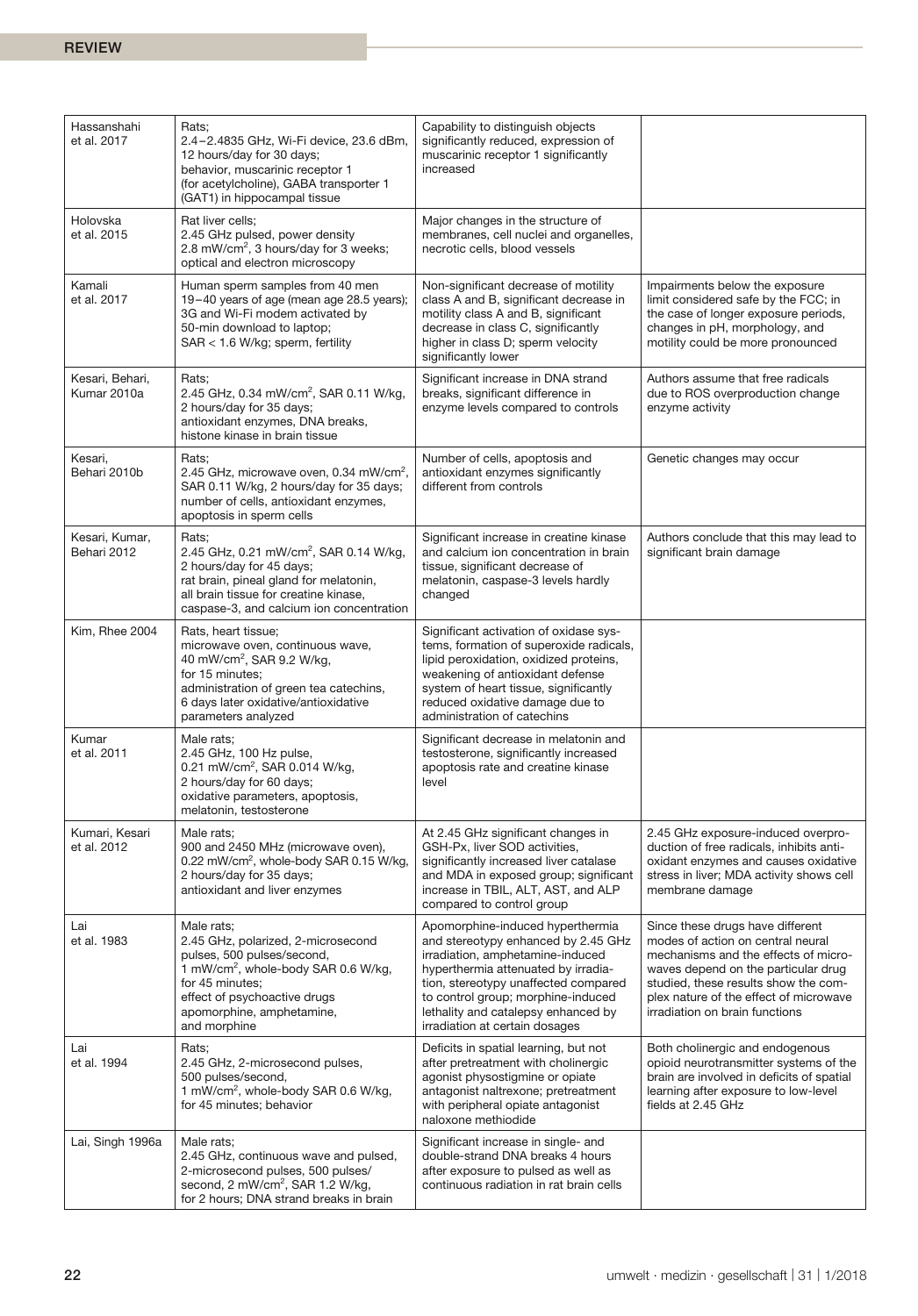| | | | |
|---|---|---|---|
| Hassanshahi et al. 2017 | Rats; 2.4–2.4835 GHz, Wi-Fi device, 23.6 dBm, 12 hours/day for 30 days; behavior, muscarinic receptor 1 (for acetylcholine), GABA transporter 1 (GAT1) in hippocampal tissue | Capability to distinguish objects significantly reduced, expression of muscarinic receptor 1 significantly increased | |
| Holovska et al. 2015 | Rat liver cells; 2.45 GHz pulsed, power density 2.8 mW/cm$^2$, 3 hours/day for 3 weeks; optical and electron microscopy | Major changes in the structure of membranes, cell nuclei and organelles, necrotic cells, blood vessels | |
| Kamali et al. 2017 | Human sperm samples from 40 men 19–40 years of age (mean age 28.5 years); 3G and Wi-Fi modem activated by 50-min download to laptop; SAR < 1.6 W/kg; sperm, fertility | Non-significant decrease of motility class A and B, significant decrease in motility class A and B, significant decrease in class C, significantly higher in class D; sperm velocity significantly lower | Impairments below the exposure limit considered safe by the FCC; in the case of longer exposure periods, changes in pH, morphology, and motility could be more pronounced |
| Kesari, Behari, Kumar 2010a | Rats; 2.45 GHz, 0.34 mW/cm$^2$, SAR 0.11 W/kg, 2 hours/day for 35 days; antioxidant enzymes, DNA breaks, histone kinase in brain tissue | Significant increase in DNA strand breaks, significant difference in enzyme levels compared to controls | Authors assume that free radicals due to ROS overproduction change enzyme activity |
| Kesari, Behari 2010b | Rats; 2.45 GHz, microwave oven, 0.34 mW/cm$^2$, SAR 0.11 W/kg, 2 hours/day for 35 days; number of cells, antioxidant enzymes, apoptosis in sperm cells | Number of cells, apoptosis and antioxidant enzymes significantly different from controls | Genetic changes may occur |
| Kesari, Kumar, Behari 2012 | Rats; 2.45 GHz, 0.21 mW/cm$^2$, SAR 0.14 W/kg, 2 hours/day for 45 days; rat brain, pineal gland for melatonin, all brain tissue for creatine kinase, caspase-3, and calcium ion concentration | Significant increase in creatine kinase and calcium ion concentration in brain tissue, significant decrease of melatonin, caspase-3 levels hardly changed | Authors conclude that this may lead to significant brain damage |
| Kim, Rhee 2004 | Rats, heart tissue; microwave oven, continuous wave, 40 mW/cm$^2$, SAR 9.2 W/kg, for 15 minutes; administration of green tea catechins, 6 days later oxidative/antioxidative parameters analyzed | Significant activation of oxidase systems, formation of superoxide radicals, lipid peroxidation, oxidized proteins, weakening of antioxidant defense system of heart tissue, significantly reduced oxidative damage due to administration of catechins | |
| Kumar et al. 2011 | Male rats; 2.45 GHz, 100 Hz pulse, 0.21 mW/cm$^2$, SAR 0.014 W/kg, 2 hours/day for 60 days; oxidative parameters, apoptosis, melatonin, testosterone | Significant decrease in melatonin and testosterone, significantly increased apoptosis rate and creatine kinase level | |
| Kumari, Kesari et al. 2012 | Male rats; 900 and 2450 MHz (microwave oven), 0.22 mW/cm$^2$, whole-body SAR 0.15 W/kg, 2 hours/day for 35 days; antioxidant and liver enzymes | At 2.45 GHz significant changes in GSH-Px, liver SOD activities, significantly increased liver catalase and MDA in exposed group; significant increase in TBIL, ALT, AST, and ALP compared to control group | 2.45 GHz exposure-induced overproduction of free radicals, inhibits antioxidant enzymes and causes oxidative stress in liver; MDA activity shows cell membrane damage |
| Lai et al. 1983 | Male rats; 2.45 GHz, polarized, 2-microsecond pulses, 500 pulses/second, 1 mW/cm$^2$, whole-body SAR 0.6 W/kg, for 45 minutes; effect of psychoactive drugs apomorphine, amphetamine, and morphine | Apomorphine-induced hyperthermia and stereotypy enhanced by 2.45 GHz irradiation, amphetamine-induced hyperthermia attenuated by irradiation, stereotypy unaffected compared to control group; morphine-induced lethality and catalepsy enhanced by irradiation at certain dosages | Since these drugs have different modes of action on central neural mechanisms and the effects of microwaves depend on the particular drug studied, these results show the complex nature of the effect of microwave irradiation on brain functions |
| Lai et al. 1994 | Rats; 2.45 GHz, 2-microsecond pulses, 500 pulses/second, 1 mW/cm$^2$, whole-body SAR 0.6 W/kg, for 45 minutes; behavior | Deficits in spatial learning, but not after pretreatment with cholinergic agonist physostigmine or opiate antagonist naltrexone; pretreatment with peripheral opiate antagonist naloxone methiodide | Both cholinergic and endogenous opioid neurotransmitter systems of the brain are involved in deficits of spatial learning after exposure to low-level fields at 2.45 GHz |
| Lai, Singh 1996a | Male rats; 2.45 GHz, continuous wave and pulsed, 2-microsecond pulses, 500 pulses/second, 2 mW/cm$^2$, SAR 1.2 W/kg, for 2 hours; DNA strand breaks in brain | Significant increase in single- and double-strand DNA breaks 4 hours after exposure to pulsed as well as continuous radiation in rat brain cells | |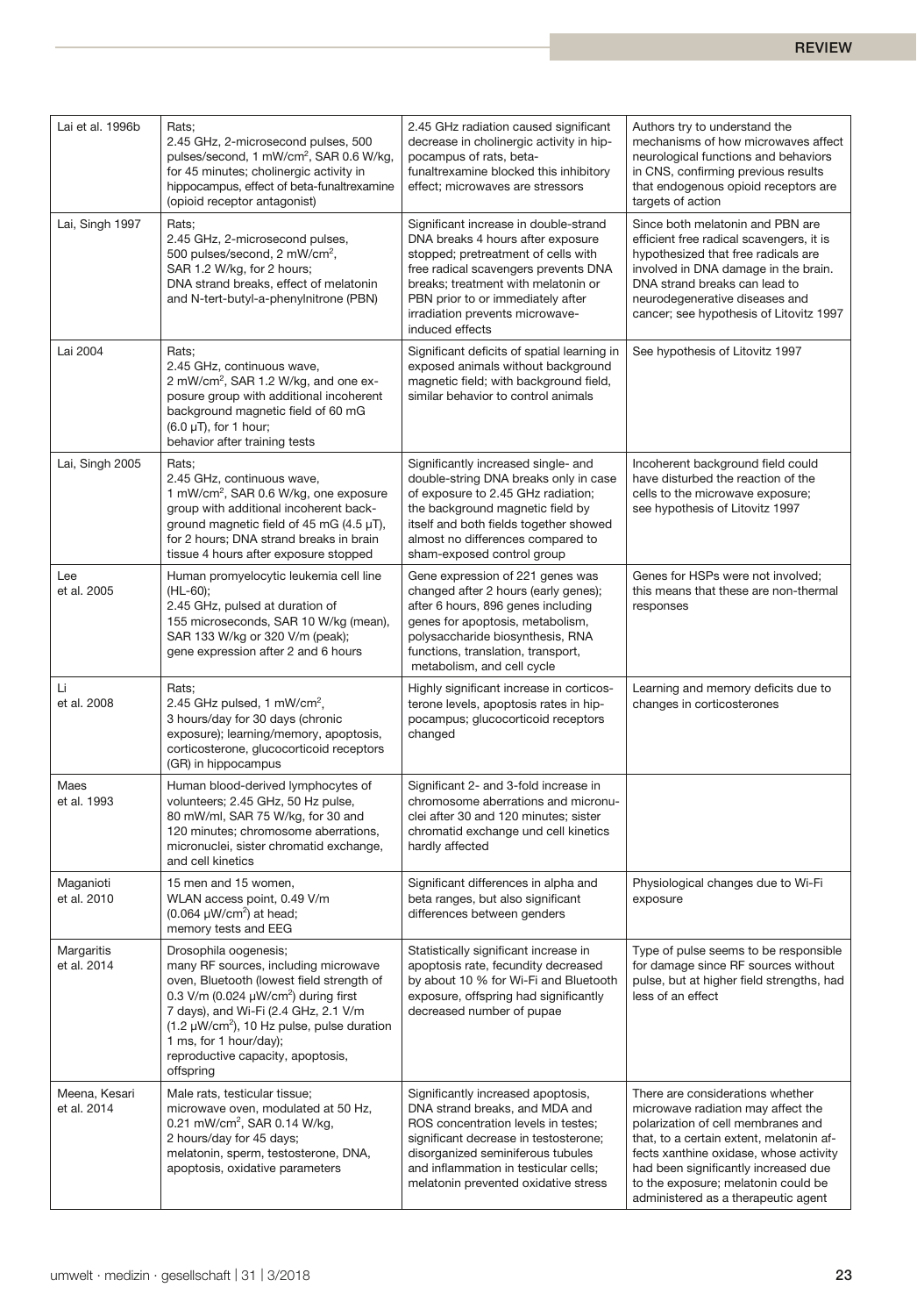| | | | |
|---|---|---|---|
| Lai et al. 1996b | Rats; 2.45 GHz, 2-microsecond pulses, 500 pulses/second, 1 mW/cm², SAR 0.6 W/kg, for 45 minutes; cholinergic activity in hippocampus, effect of beta-funaltrexamine (opioid receptor antagonist) | 2.45 GHz radiation caused significant decrease in cholinergic activity in hippocampus of rats, beta-funaltrexamine blocked this inhibitory effect; microwaves are stressors | Authors try to understand the mechanisms of how microwaves affect neurological functions and behaviors in CNS, confirming previous results that endogenous opioid receptors are targets of action |
| Lai, Singh 1997 | Rats; 2.45 GHz, 2-microsecond pulses, 500 pulses/second, 2 mW/cm², SAR 1.2 W/kg, for 2 hours; DNA strand breaks, effect of melatonin and N-tert-butyl-a-phenylnitrone (PBN) | Significant increase in double-strand DNA breaks 4 hours after exposure stopped; pretreatment of cells with free radical scavengers prevents DNA breaks; treatment with melatonin or PBN prior to or immediately after irradiation prevents microwave-induced effects | Since both melatonin and PBN are efficient free radical scavengers, it is hypothesized that free radicals are involved in DNA damage in the brain. DNA strand breaks can lead to neurodegenerative diseases and cancer; see hypothesis of Litovitz 1997 |
| Lai 2004 | Rats; 2.45 GHz, continuous wave, 2 mW/cm², SAR 1.2 W/kg, and one exposure group with additional incoherent background magnetic field of 60 mG (6.0 µT), for 1 hour; behavior after training tests | Significant deficits of spatial learning in exposed animals without background magnetic field; with background field, similar behavior to control animals | See hypothesis of Litovitz 1997 |
| Lai, Singh 2005 | Rats; 2.45 GHz, continuous wave, 1 mW/cm², SAR 0.6 W/kg, one exposure group with additional incoherent background magnetic field of 45 mG (4.5 µT), for 2 hours; DNA strand breaks in brain tissue 4 hours after exposure stopped | Significantly increased single- and double-string DNA breaks only in case of exposure to 2.45 GHz radiation; the background magnetic field by itself and both fields together showed almost no differences compared to sham-exposed control group | Incoherent background field could have disturbed the reaction of the cells to the microwave exposure; see hypothesis of Litovitz 1997 |
| Lee et al. 2005 | Human promyelocytic leukemia cell line (HL-60); 2.45 GHz, pulsed at duration of 155 microseconds, SAR 10 W/kg (mean), SAR 133 W/kg or 320 V/m (peak); gene expression after 2 and 6 hours | Gene expression of 221 genes was changed after 2 hours (early genes); after 6 hours, 896 genes including genes for apoptosis, metabolism, polysaccharide biosynthesis, RNA functions, translation, transport, metabolism, and cell cycle | Genes for HSPs were not involved; this means that these are non-thermal responses |
| Li et al. 2008 | Rats; 2.45 GHz pulsed, 1 mW/cm², 3 hours/day for 30 days (chronic exposure); learning/memory, apoptosis, corticosterone, glucocorticoid receptors (GR) in hippocampus | Highly significant increase in corticosterone levels, apoptosis rates in hippocampus; glucocorticoid receptors changed | Learning and memory deficits due to changes in corticosterones |
| Maes et al. 1993 | Human blood-derived lymphocytes of volunteers; 2.45 GHz, 50 Hz pulse, 80 mW/ml, SAR 75 W/kg, for 30 and 120 minutes; chromosome aberrations, micronuclei, sister chromatid exchange, and cell kinetics | Significant 2- and 3-fold increase in chromosome aberrations and micronuclei after 30 and 120 minutes; sister chromatid exchange und cell kinetics hardly affected | |
| Maganioti et al. 2010 | 15 men and 15 women, WLAN access point, 0.49 V/m (0.064 µW/cm²) at head; memory tests and EEG | Significant differences in alpha and beta ranges, but also significant differences between genders | Physiological changes due to Wi-Fi exposure |
| Margaritis et al. 2014 | Drosophila oogenesis; many RF sources, including microwave oven, Bluetooth (lowest field strength of 0.3 V/m (0.024 µW/cm²) during first 7 days), and Wi-Fi (2.4 GHz, 2.1 V/m (1.2 µW/cm²), 10 Hz pulse, pulse duration 1 ms, for 1 hour/day); reproductive capacity, apoptosis, offspring | Statistically significant increase in apoptosis rate, fecundity decreased by about 10 % for Wi-Fi and Bluetooth exposure, offspring had significantly decreased number of pupae | Type of pulse seems to be responsible for damage since RF sources without pulse, but at higher field strengths, had less of an effect |
| Meena, Kesari et al. 2014 | Male rats, testicular tissue; microwave oven, modulated at 50 Hz, 0.21 mW/cm², SAR 0.14 W/kg, 2 hours/day for 45 days; melatonin, sperm, testosterone, DNA, apoptosis, oxidative parameters | Significantly increased apoptosis, DNA strand breaks, and MDA and ROS concentration levels in testes; significant decrease in testosterone; disorganized seminiferous tubules and inflammation in testicular cells; melatonin prevented oxidative stress | There are considerations whether microwave radiation may affect the polarization of cell membranes and that, to a certain extent, melatonin affects xanthine oxidase, whose activity had been significantly increased due to the exposure; melatonin could be administered as a therapeutic agent |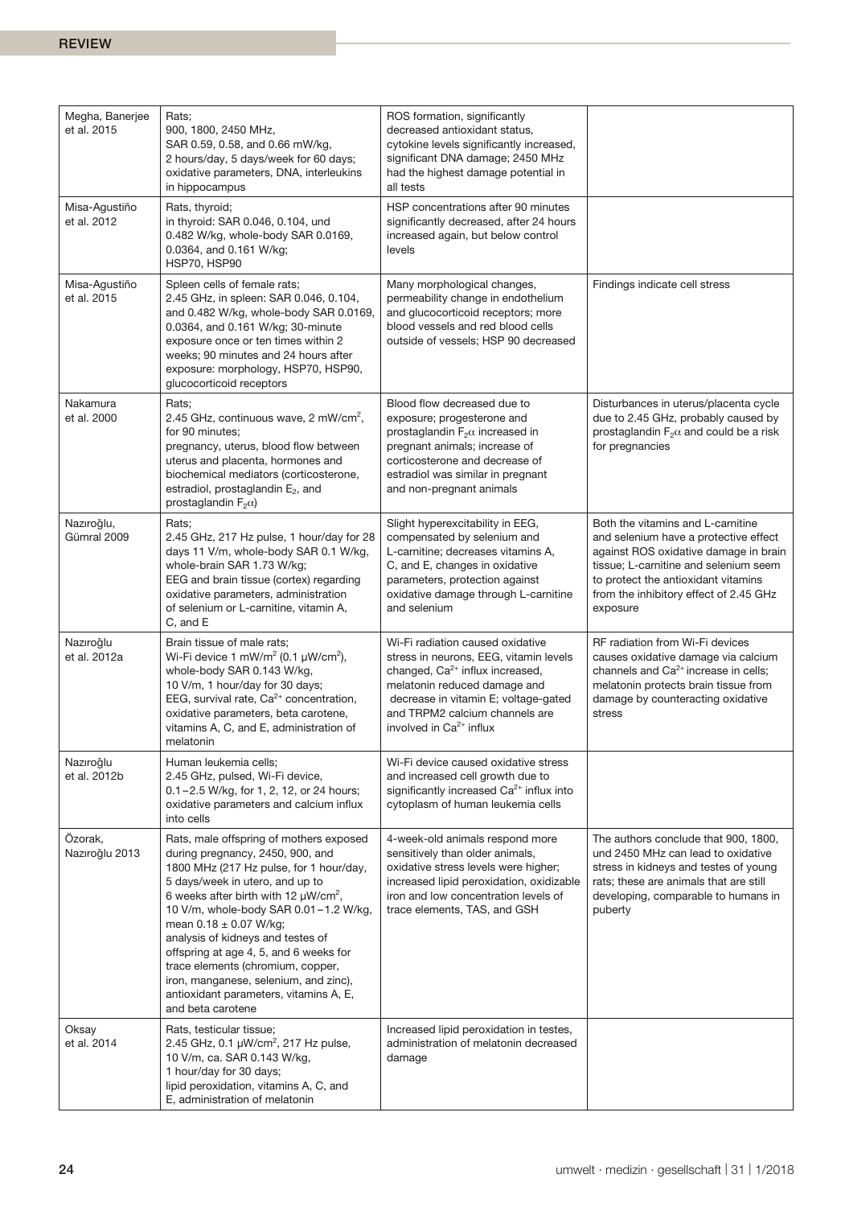| | | | |
|---|---|---|---|
| Megha, Banerjee et al. 2015 | Rats;<br>900, 1800, 2450 MHz,<br>SAR 0.59, 0.58, and 0.66 mW/kg,<br>2 hours/day, 5 days/week for 60 days; oxidative parameters, DNA, interleukins in hippocampus | ROS formation, significantly decreased antioxidant status, cytokine levels significantly increased, significant DNA damage; 2450 MHz had the highest damage potential in all tests | |
| Misa-Agustiño et al. 2012 | Rats, thyroid;<br>in thyroid: SAR 0.046, 0.104, und 0.482 W/kg, whole-body SAR 0.0169, 0.0364, and 0.161 W/kg;<br>HSP70, HSP90 | HSP concentrations after 90 minutes significantly decreased, after 24 hours increased again, but below control levels | |
| Misa-Agustiño et al. 2015 | Spleen cells of female rats;<br>2.45 GHz, in spleen: SAR 0.046, 0.104, and 0.482 W/kg, whole-body SAR 0.0169, 0.0364, and 0.161 W/kg; 30-minute exposure once or ten times within 2 weeks; 90 minutes and 24 hours after exposure: morphology, HSP70, HSP90, glucocorticoid receptors | Many morphological changes, permeability change in endothelium and glucocorticoid receptors; more blood vessels and red blood cells outside of vessels; HSP 90 decreased | Findings indicate cell stress |
| Nakamura et al. 2000 | Rats;<br>2.45 GHz, continuous wave, 2 mW/cm$^2$, for 90 minutes;<br>pregnancy, uterus, blood flow between uterus and placenta, hormones and biochemical mediators (corticosterone, estradiol, prostaglandin $E_2$, and prostaglandin $F_2\alpha$) | Blood flow decreased due to exposure; progesterone and prostaglandin $F_2\alpha$ increased in pregnant animals; increase of corticosterone and decrease of estradiol was similar in pregnant and non-pregnant animals | Disturbances in uterus/placenta cycle due to 2.45 GHz, probably caused by prostaglandin $F_2\alpha$ and could be a risk for pregnancies |
| Nazıroğlu, Gümral 2009 | Rats;<br>2.45 GHz, 217 Hz pulse, 1 hour/day for 28 days 11 V/m, whole-body SAR 0.1 W/kg, whole-brain SAR 1.73 W/kg;<br>EEG and brain tissue (cortex) regarding oxidative parameters, administration of selenium or L-carnitine, vitamin A, C, and E | Slight hyperexcitability in EEG, compensated by selenium and L-carnitine; decreases vitamins A, C, and E, changes in oxidative parameters, protection against oxidative damage through L-carnitine and selenium | Both the vitamins and L-carnitine and selenium have a protective effect against ROS oxidative damage in brain tissue; L-carnitine and selenium seem to protect the antioxidant vitamins from the inhibitory effect of 2.45 GHz exposure |
| Nazıroğlu et al. 2012a | Brain tissue of male rats;<br>Wi-Fi device 1 mW/m$^2$ (0.1 μW/cm$^2$), whole-body SAR 0.143 W/kg,<br>10 V/m, 1 hour/day for 30 days;<br>EEG, survival rate, $Ca^{2+}$ concentration, oxidative parameters, beta carotene, vitamins A, C, and E, administration of melatonin | Wi-Fi radiation caused oxidative stress in neurons, EEG, vitamin levels changed, $Ca^{2+}$ influx increased, melatonin reduced damage and decrease in vitamin E; voltage-gated and TRPM2 calcium channels are involved in $Ca^{2+}$ influx | RF radiation from Wi-Fi devices causes oxidative damage via calcium channels and $Ca^{2+}$ increase in cells; melatonin protects brain tissue from damage by counteracting oxidative stress |
| Nazıroğlu et al. 2012b | Human leukemia cells;<br>2.45 GHz, pulsed, Wi-Fi device,<br>0.1–2.5 W/kg, for 1, 2, 12, or 24 hours; oxidative parameters and calcium influx into cells | Wi-Fi device caused oxidative stress and increased cell growth due to significantly increased $Ca^{2+}$ influx into cytoplasm of human leukemia cells | |
| Özorak, Nazıroğlu 2013 | Rats, male offspring of mothers exposed during pregnancy, 2450, 900, and 1800 MHz (217 Hz pulse, for 1 hour/day, 5 days/week in utero, and up to 6 weeks after birth with 12 μW/cm$^2$, 10 V/m, whole-body SAR 0.01–1.2 W/kg, mean 0.18 ± 0.07 W/kg;<br>analysis of kidneys and testes of offspring at age 4, 5, and 6 weeks for trace elements (chromium, copper, iron, manganese, selenium, and zinc), antioxidant parameters, vitamins A, E, and beta carotene | 4-week-old animals respond more sensitively than older animals, oxidative stress levels were higher; increased lipid peroxidation, oxidizable iron and low concentration levels of trace elements, TAS, and GSH | The authors conclude that 900, 1800, und 2450 MHz can lead to oxidative stress in kidneys and testes of young rats; these are animals that are still developing, comparable to humans in puberty |
| Oksay et al. 2014 | Rats, testicular tissue;<br>2.45 GHz, 0.1 μW/cm$^2$, 217 Hz pulse,<br>10 V/m, ca. SAR 0.143 W/kg,<br>1 hour/day for 30 days;<br>lipid peroxidation, vitamins A, C, and E, administration of melatonin | Increased lipid peroxidation in testes, administration of melatonin decreased damage | |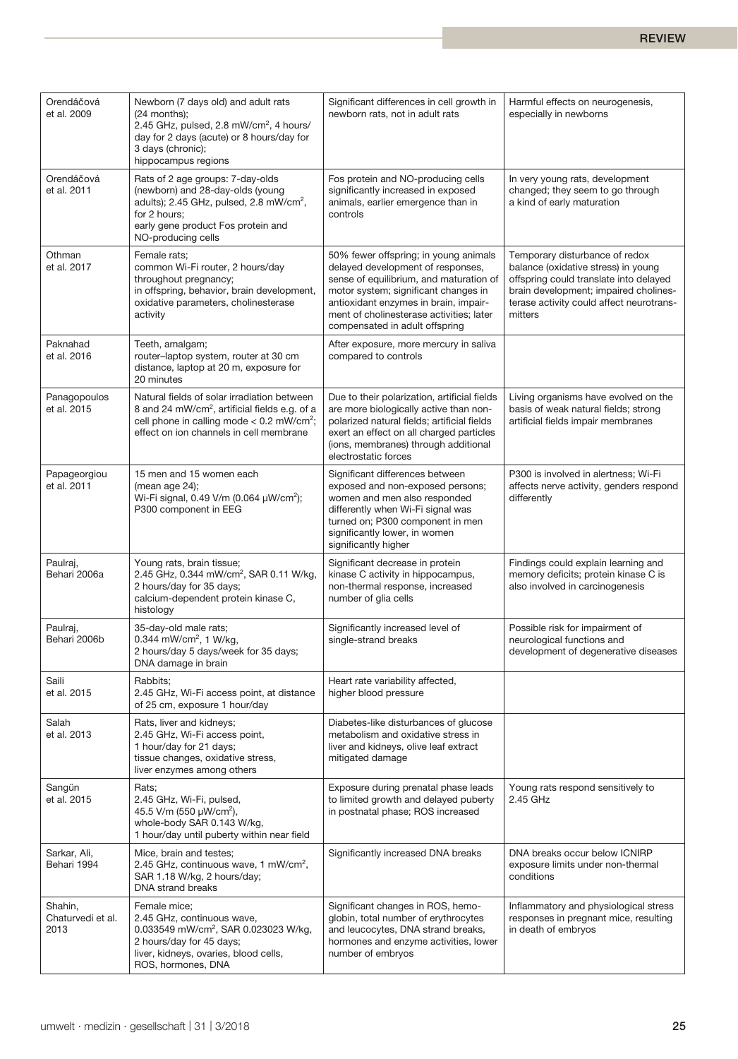| | | | |
|---|---|---|---|
| Orendáčová et al. 2009 | Newborn (7 days old) and adult rats (24 months); 2.45 GHz, pulsed, 2.8 mW/cm$^2$, 4 hours/day for 2 days (acute) or 8 hours/day for 3 days (chronic); hippocampus regions | Significant differences in cell growth in newborn rats, not in adult rats | Harmful effects on neurogenesis, especially in newborns |
| Orendáčová et al. 2011 | Rats of 2 age groups: 7-day-olds (newborn) and 28-day-olds (young adults); 2.45 GHz, pulsed, 2.8 mW/cm$^2$, for 2 hours; early gene product Fos protein and NO-producing cells | Fos protein and NO-producing cells significantly increased in exposed animals, earlier emergence than in controls | In very young rats, development changed; they seem to go through a kind of early maturation |
| Othman et al. 2017 | Female rats; common Wi-Fi router, 2 hours/day throughout pregnancy; in offspring, behavior, brain development, oxidative parameters, cholinesterase activity | 50% fewer offspring; in young animals delayed development of responses, sense of equilibrium, and maturation of motor system; significant changes in antioxidant enzymes in brain, impairment of cholinesterase activities; later compensated in adult offspring | Temporary disturbance of redox balance (oxidative stress) in young offspring could translate into delayed brain development; impaired cholinesterase activity could affect neurotransmitters |
| Paknahad et al. 2016 | Teeth, amalgam; router–laptop system, router at 30 cm distance, laptop at 20 m, exposure for 20 minutes | After exposure, more mercury in saliva compared to controls | |
| Panagopoulos et al. 2015 | Natural fields of solar irradiation between 8 and 24 mW/cm$^2$, artificial fields e.g. of a cell phone in calling mode < 0.2 mW/cm$^2$; effect on ion channels in cell membrane | Due to their polarization, artificial fields are more biologically active than non-polarized natural fields; artificial fields exert an effect on all charged particles (ions, membranes) through additional electrostatic forces | Living organisms have evolved on the basis of weak natural fields; strong artificial fields impair membranes |
| Papageorgiou et al. 2011 | 15 men and 15 women each (mean age 24); Wi-Fi signal, 0.49 V/m (0.064 µW/cm$^2$); P300 component in EEG | Significant differences between exposed and non-exposed persons; women and men also responded differently when Wi-Fi signal was turned on; P300 component in men significantly lower, in women significantly higher | P300 is involved in alertness; Wi-Fi affects nerve activity, genders respond differently |
| Paulraj, Behari 2006a | Young rats, brain tissue; 2.45 GHz, 0.344 mW/cm$^2$, SAR 0.11 W/kg, 2 hours/day for 35 days; calcium-dependent protein kinase C, histology | Significant decrease in protein kinase C activity in hippocampus, non-thermal response, increased number of glia cells | Findings could explain learning and memory deficits; protein kinase C is also involved in carcinogenesis |
| Paulraj, Behari 2006b | 35-day-old male rats; 0.344 mW/cm$^2$, 1 W/kg, 2 hours/day 5 days/week for 35 days; DNA damage in brain | Significantly increased level of single-strand breaks | Possible risk for impairment of neurological functions and development of degenerative diseases |
| Saili et al. 2015 | Rabbits; 2.45 GHz, Wi-Fi access point, at distance of 25 cm, exposure 1 hour/day | Heart rate variability affected, higher blood pressure | |
| Salah et al. 2013 | Rats, liver and kidneys; 2.45 GHz, Wi-Fi access point, 1 hour/day for 21 days; tissue changes, oxidative stress, liver enzymes among others | Diabetes-like disturbances of glucose metabolism and oxidative stress in liver and kidneys, olive leaf extract mitigated damage | |
| Sangün et al. 2015 | Rats; 2.45 GHz, Wi-Fi, pulsed, 45.5 V/m (550 µW/cm$^2$), whole-body SAR 0.143 W/kg, 1 hour/day until puberty within near field | Exposure during prenatal phase leads to limited growth and delayed puberty in postnatal phase; ROS increased | Young rats respond sensitively to 2.45 GHz |
| Sarkar, Ali, Behari 1994 | Mice, brain and testes; 2.45 GHz, continuous wave, 1 mW/cm$^2$, SAR 1.18 W/kg, 2 hours/day; DNA strand breaks | Significantly increased DNA breaks | DNA breaks occur below ICNIRP exposure limits under non-thermal conditions |
| Shahin, Chaturvedi et al. 2013 | Female mice; 2.45 GHz, continuous wave, 0.033549 mW/cm$^2$, SAR 0.023023 W/kg, 2 hours/day for 45 days; liver, kidneys, ovaries, blood cells, ROS, hormones, DNA | Significant changes in ROS, hemoglobin, total number of erythrocytes and leucocytes, DNA strand breaks, hormones and enzyme activities, lower number of embryos | Inflammatory and physiological stress responses in pregnant mice, resulting in death of embryos |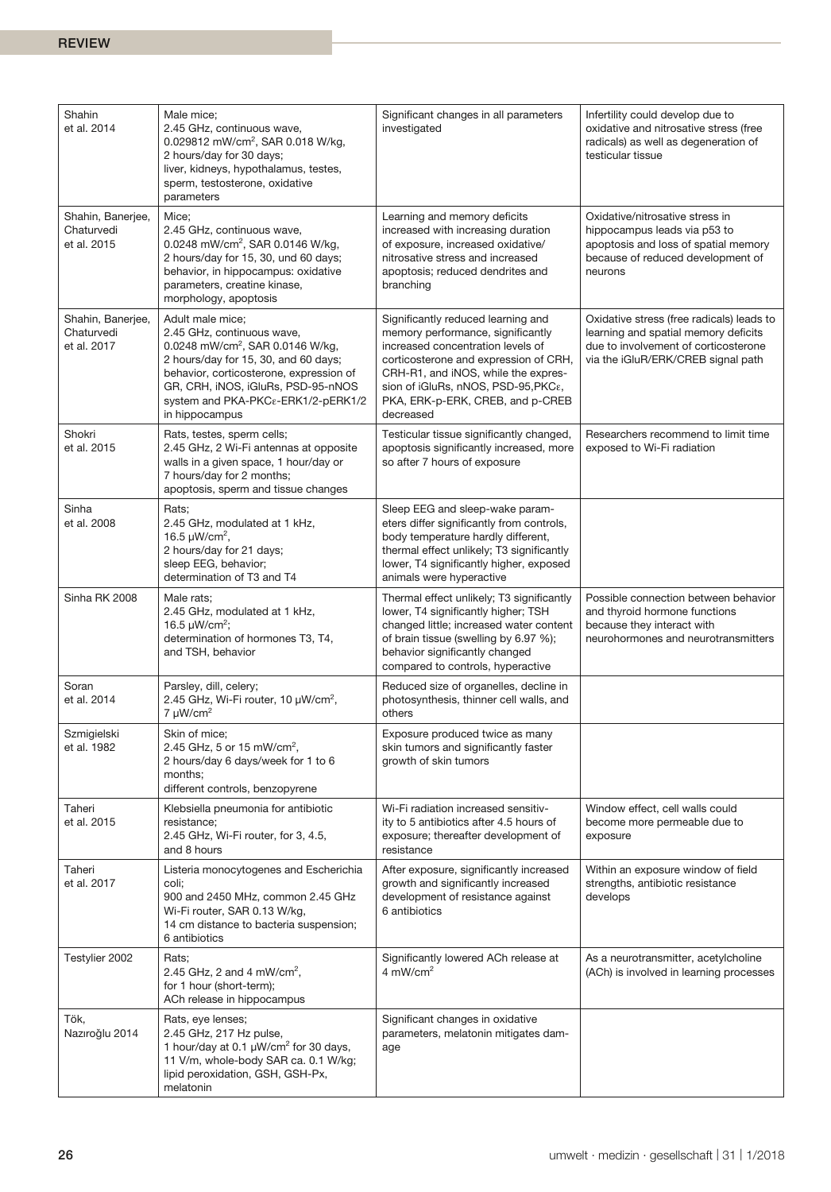| | | | |
|---|---|---|---|
| Shahin et al. 2014 | Male mice; 2.45 GHz, continuous wave, 0.029812 mW/cm$^2$, SAR 0.018 W/kg, 2 hours/day for 30 days; liver, kidneys, hypothalamus, testes, sperm, testosterone, oxidative parameters | Significant changes in all parameters investigated | Infertility could develop due to oxidative and nitrosative stress (free radicals) as well as degeneration of testicular tissue |
| Shahin, Banerjee, Chaturvedi et al. 2015 | Mice; 2.45 GHz, continuous wave, 0.0248 mW/cm$^2$, SAR 0.0146 W/kg, 2 hours/day for 15, 30, und 60 days; behavior, in hippocampus: oxidative parameters, creatine kinase, morphology, apoptosis | Learning and memory deficits increased with increasing duration of exposure, increased oxidative/nitrosative stress and increased apoptosis; reduced dendrites and branching | Oxidative/nitrosative stress in hippocampus leads via p53 to apoptosis and loss of spatial memory because of reduced development of neurons |
| Shahin, Banerjee, Chaturvedi et al. 2017 | Adult male mice; 2.45 GHz, continuous wave, 0.0248 mW/cm$^2$, SAR 0.0146 W/kg, 2 hours/day for 15, 30, and 60 days; behavior, corticosterone, expression of GR, CRH, iNOS, iGluRs, PSD-95-nNOS system and PKA-PKCε-ERK1/2-pERK1/2 in hippocampus | Significantly reduced learning and memory performance, significantly increased concentration levels of corticosterone and expression of CRH, CRH-R1, and iNOS, while the expression of iGluRs, nNOS, PSD-95,PKCε, PKA, ERK-p-ERK, CREB, and p-CREB decreased | Oxidative stress (free radicals) leads to learning and spatial memory deficits due to involvement of corticosterone via the iGluR/ERK/CREB signal path |
| Shokri et al. 2015 | Rats, testes, sperm cells; 2.45 GHz, 2 Wi-Fi antennas at opposite walls in a given space, 1 hour/day or 7 hours/day for 2 months; apoptosis, sperm and tissue changes | Testicular tissue significantly changed, apoptosis significantly increased, more so after 7 hours of exposure | Researchers recommend to limit time exposed to Wi-Fi radiation |
| Sinha et al. 2008 | Rats; 2.45 GHz, modulated at 1 kHz, 16.5 µW/cm$^2$, 2 hours/day for 21 days; sleep EEG, behavior; determination of T3 and T4 | Sleep EEG and sleep-wake parameters differ significantly from controls, body temperature hardly different, thermal effect unlikely; T3 significantly lower, T4 significantly higher, exposed animals were hyperactive | |
| Sinha RK 2008 | Male rats; 2.45 GHz, modulated at 1 kHz, 16.5 µW/cm$^2$; determination of hormones T3, T4, and TSH, behavior | Thermal effect unlikely; T3 significantly lower, T4 significantly higher; TSH changed little; increased water content of brain tissue (swelling by 6.97 %); behavior significantly changed compared to controls, hyperactive | Possible connection between behavior and thyroid hormone functions because they interact with neurohormones and neurotransmitters |
| Soran et al. 2014 | Parsley, dill, celery; 2.45 GHz, Wi-Fi router, 10 µW/cm$^2$, 7 µW/cm$^2$ | Reduced size of organelles, decline in photosynthesis, thinner cell walls, and others | |
| Szmigielski et al. 1982 | Skin of mice; 2.45 GHz, 5 or 15 mW/cm$^2$, 2 hours/day 6 days/week for 1 to 6 months; different controls, benzopyrene | Exposure produced twice as many skin tumors and significantly faster growth of skin tumors | |
| Taheri et al. 2015 | Klebsiella pneumonia for antibiotic resistance; 2.45 GHz, Wi-Fi router, for 3, 4.5, and 8 hours | Wi-Fi radiation increased sensitivity to 5 antibiotics after 4.5 hours of exposure; thereafter development of resistance | Window effect, cell walls could become more permeable due to exposure |
| Taheri et al. 2017 | Listeria monocytogenes and Escherichia coli; 900 and 2450 MHz, common 2.45 GHz Wi-Fi router, SAR 0.13 W/kg, 14 cm distance to bacteria suspension; 6 antibiotics | After exposure, significantly increased growth and significantly increased development of resistance against 6 antibiotics | Within an exposure window of field strengths, antibiotic resistance develops |
| Testylier 2002 | Rats; 2.45 GHz, 2 and 4 mW/cm$^2$, for 1 hour (short-term); ACh release in hippocampus | Significantly lowered ACh release at 4 mW/cm$^2$ | As a neurotransmitter, acetylcholine (ACh) is involved in learning processes |
| Tök, Nazıroğlu 2014 | Rats, eye lenses; 2.45 GHz, 217 Hz pulse, 1 hour/day at 0.1 µW/cm$^2$ for 30 days, 11 V/m, whole-body SAR ca. 0.1 W/kg; lipid peroxidation, GSH, GSH-Px, melatonin | Significant changes in oxidative parameters, melatonin mitigates damage | |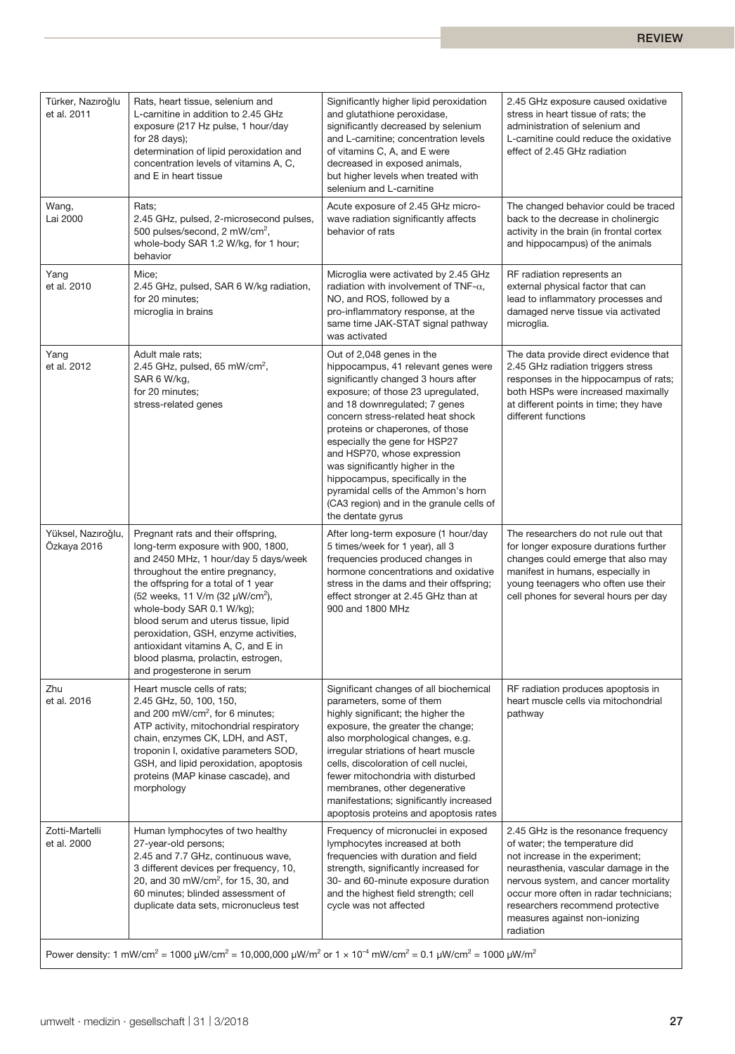| | | | |
|---|---|---|---|
| Türker, Nazıroğlu et al. 2011 | Rats, heart tissue, selenium and L-carnitine in addition to 2.45 GHz exposure (217 Hz pulse, 1 hour/day for 28 days); determination of lipid peroxidation and concentration levels of vitamins A, C, and E in heart tissue | Significantly higher lipid peroxidation and glutathione peroxidase, significantly decreased by selenium and L-carnitine; concentration levels of vitamins C, A, and E were decreased in exposed animals, but higher levels when treated with selenium and L-carnitine | 2.45 GHz exposure caused oxidative stress in heart tissue of rats; the administration of selenium and L-carnitine could reduce the oxidative effect of 2.45 GHz radiation |
| Wang, Lai 2000 | Rats; 2.45 GHz, pulsed, 2-microsecond pulses, 500 pulses/second, 2 mW/cm², whole-body SAR 1.2 W/kg, for 1 hour; behavior | Acute exposure of 2.45 GHz microwave radiation significantly affects behavior of rats | The changed behavior could be traced back to the decrease in cholinergic activity in the brain (in frontal cortex and hippocampus) of the animals |
| Yang et al. 2010 | Mice; 2.45 GHz, pulsed, SAR 6 W/kg radiation, for 20 minutes; microglia in brains | Microglia were activated by 2.45 GHz radiation with involvement of TNF-α, NO, and ROS, followed by a pro-inflammatory response, at the same time JAK-STAT signal pathway was activated | RF radiation represents an external physical factor that can lead to inflammatory processes and damaged nerve tissue via activated microglia. |
| Yang et al. 2012 | Adult male rats; 2.45 GHz, pulsed, 65 mW/cm², SAR 6 W/kg, for 20 minutes; stress-related genes | Out of 2,048 genes in the hippocampus, 41 relevant genes were significantly changed 3 hours after exposure; of those 23 upregulated, and 18 downregulated; 7 genes concern stress-related heat shock proteins or chaperones, of those especially the gene for HSP27 and HSP70, whose expression was significantly higher in the hippocampus, specifically in the pyramidal cells of the Ammon's horn (CA3 region) and in the granule cells of the dentate gyrus | The data provide direct evidence that 2.45 GHz radiation triggers stress responses in the hippocampus of rats; both HSPs were increased maximally at different points in time; they have different functions |
| Yüksel, Nazıroğlu, Özkaya 2016 | Pregnant rats and their offspring, long-term exposure with 900, 1800, and 2450 MHz, 1 hour/day 5 days/week throughout the entire pregnancy, the offspring for a total of 1 year (52 weeks, 11 V/m (32 µW/cm²), whole-body SAR 0.1 W/kg); blood serum and uterus tissue, lipid peroxidation, GSH, enzyme activities, antioxidant vitamins A, C, and E in blood plasma, prolactin, estrogen, and progesterone in serum | After long-term exposure (1 hour/day 5 times/week for 1 year), all 3 frequencies produced changes in hormone concentrations and oxidative stress in the dams and their offspring; effect stronger at 2.45 GHz than at 900 and 1800 MHz | The researchers do not rule out that for longer exposure durations further changes could emerge that also may manifest in humans, especially in young teenagers who often use their cell phones for several hours per day |
| Zhu et al. 2016 | Heart muscle cells of rats; 2.45 GHz, 50, 100, 150, and 200 mW/cm², for 6 minutes; ATP activity, mitochondrial respiratory chain, enzymes CK, LDH, and AST, troponin I, oxidative parameters SOD, GSH, and lipid peroxidation, apoptosis proteins (MAP kinase cascade), and morphology | Significant changes of all biochemical parameters, some of them highly significant; the higher the exposure, the greater the change; also morphological changes, e.g. irregular striations of heart muscle cells, discoloration of cell nuclei, fewer mitochondria with disturbed membranes, other degenerative manifestations; significantly increased apoptosis proteins and apoptosis rates | RF radiation produces apoptosis in heart muscle cells via mitochondrial pathway |
| Zotti-Martelli et al. 2000 | Human lymphocytes of two healthy 27-year-old persons; 2.45 and 7.7 GHz, continuous wave, 3 different devices per frequency, 10, 20, and 30 mW/cm², for 15, 30, and 60 minutes; blinded assessment of duplicate data sets, micronucleus test | Frequency of micronuclei in exposed lymphocytes increased at both frequencies with duration and field strength, significantly increased for 30- and 60-minute exposure duration and the highest field strength; cell cycle was not affected | 2.45 GHz is the resonance frequency of water; the temperature did not increase in the experiment; neurasthenia, vascular damage in the nervous system, and cancer mortality occur more often in radar technicians; researchers recommend protective measures against non-ionizing radiation |

Power density: 1 mW/cm² = 1000 µW/cm² = 10,000,000 µW/m² or $1 \times 10^{-4}$ mW/cm² = 0.1 µW/cm² = 1000 µW/m²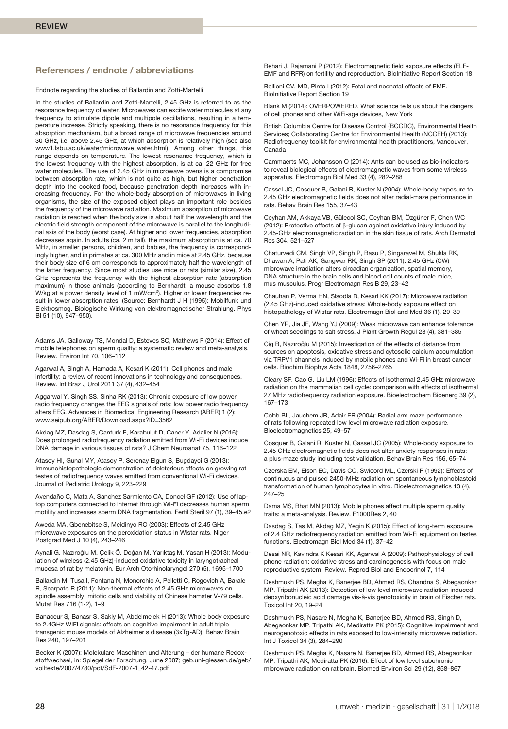## References / endnote / abbreviations

Endnote regarding the studies of Ballardin and Zotti-Martelli

In the studies of Ballardin and Zotti-Martelli, 2.45 GHz is referred to as the resonance frequency of water. Microwaves can excite water molecules at any frequency to stimulate dipole and multipole oscillations, resulting in a temperature increase. Strictly speaking, there is no resonance frequency for this absorption mechanism, but a broad range of microwave frequencies around 30 GHz, i.e. above 2.45 GHz, at which absorption is relatively high (see also www1.lsbu.ac.uk/water/microwave_water.html). Among other things, this range depends on temperature. The lowest resonance frequency, which is the lowest frequency with the highest absorption, is at ca. 22 GHz for free water molecules. The use of 2.45 GHz in microwave ovens is a compromise between absorption rate, which is not quite as high, but higher penetration depth into the cooked food, because penetration depth increases with increasing frequency. For the whole-body absorption of microwaves in living organisms, the size of the exposed object plays an important role besides the frequency of the microwave radiation. Maximum absorption of microwave radiation is reached when the body size is about half the wavelength and the electric field strength component of the microwave is parallel to the longitudinal axis of the body (worst case). At higher and lower frequencies, absorption decreases again. In adults (ca. 2 m tall), the maximum absorption is at ca. 70 MHz, in smaller persons, children, and babies, the frequency is correspondingly higher, and in primates at ca. 300 MHz and in mice at 2.45 GHz, because their body size of 6 cm corresponds to approximately half the wavelength of the latter frequency. Since most studies use mice or rats (similar size), 2.45 GHz represents the frequency with the highest absorption rate (absorption maximum) in those animals (according to Bernhardt, a mouse absorbs 1.8 W/kg at a power density level of 1 mW/cm$^2$). Higher or lower frequencies result in lower absorption rates. (Source: Bernhardt J H (1995): Mobilfunk und Elektrosmog. Biologische Wirkung von elektromagnetischer Strahlung. Phys Bl 51 (10), 947–950).

Adams JA, Galloway TS, Mondal D, Esteves SC, Mathews F (2014): Effect of mobile telephones on sperm quality: a systematic review and meta-analysis. Review. Environ Int 70, 106–112

Agarwal A, Singh A, Hamada A, Kesari K (2011): Cell phones and male infertility: a review of recent innovations in technology and consequences. Review. Int Braz J Urol 2011 37 (4), 432–454

Aggarwal Y, Singh SS, Sinha RK (2013): Chronic exposure of low power radio frequency changes the EEG signals of rats: low power radio frequency alters EEG. Advances in Biomedical Engineering Research (ABER) 1 (2); www.seipub.org/ABER/Download.aspx?ID=3562

Akdag MZ, Dasdag S, Canturk F, Karabulut D, Caner Y, Adalier N (2016): Does prolonged radiofrequency radiation emitted from Wi-Fi devices induce DNA damage in various tissues of rats? J Chem Neuroanat 75, 116–122

Atasoy HI, Gunal MY, Atasoy P, Serenay Elgun S, Bugdayci G (2013): Immunohistopathologic demonstration of deleterious effects on growing rat testes of radiofrequency waves emitted from conventional Wi-Fi devices. Journal of Pediatric Urology 9, 223–229

Avendaño C, Mata A, Sanchez Sarmiento CA, Doncel GF (2012): Use of laptop computers connected to internet through Wi-Fi decreases human sperm motility and increases sperm DNA fragmentation. Fertil Steril 97 (1), 39–45.e2

Aweda MA, Gbenebitse S, Meidinyo RO (2003): Effects of 2.45 GHz microwave exposures on the peroxidation status in Wistar rats. Niger Postgrad Med J 10 (4), 243–246

Aynali G, Nazıroğlu M, Çelik Ö, Doğan M, Yarıktaş M, Yasan H (2013): Modulation of wireless (2.45 GHz)-induced oxidative toxicity in laryngotracheal mucosa of rat by melatonin. Eur Arch Otorhinolaryngol 270 (5), 1695–1700

Ballardin M, Tusa I, Fontana N, Monorchio A, Pelletti C, Rogovich A, Barale R, Scarpato R (2011): Non-thermal effects of 2.45 GHz microwaves on spindle assembly, mitotic cells and viability of Chinese hamster V-79 cells. Mutat Res 716 (1-2), 1–9

Banaceur S, Banasr S, Sakly M, Abdelmelek H (2013): Whole body exposure to 2.4GHz WIFI signals: effects on cognitive impairment in adult triple transgenic mouse models of Alzheimer's disease (3xTg-AD). Behav Brain Res 240, 197–201

Becker K (2007): Molekulare Maschinen und Alterung – der humane Redoxstoffwechsel, in: Spiegel der Forschung, June 2007; geb.uni-giessen.de/geb/volltexte/2007/4780/pdf/SdF-2007-1_42-47.pdf

Behari J, Rajamani P (2012): Electromagnetic field exposure effects (ELF-EMF and RFR) on fertility and reproduction. BioInitiative Report Section 18

Bellieni CV, MD, Pinto I (2012): Fetal and neonatal effects of EMF. BioInitiative Report Section 19

Blank M (2014): OVERPOWERED. What science tells us about the dangers of cell phones and other WiFi-age devices, New York

British Columbia Centre for Disease Control (BCCDC), Environmental Health Services; Collaborating Centre for Environmental Health (NCCEH) (2013): Radiofrequency toolkit for environmental health practitioners, Vancouver, Canada

Cammaerts MC, Johansson O (2014): Ants can be used as bio-indicators to reveal biological effects of electromagnetic waves from some wireless apparatus. Electromagn Biol Med 33 (4), 282–288

Cassel JC, Cosquer B, Galani R, Kuster N (2004): Whole-body exposure to 2.45 GHz electromagnetic fields does not alter radial-maze performance in rats. Behav Brain Res 155, 37–43

Ceyhan AM, Akkaya VB, Gülecol SC, Ceyhan BM, Özgüner F, Chen WC (2012): Protective effects of β-glucan against oxidative injury induced by 2.45-GHz electromagnetic radiation in the skin tissue of rats. Arch Dermatol Res 304, 521–527

Chaturvedi CM, Singh VP, Singh P, Basu P, Singaravel M, Shukla RK, Dhawan A, Pati AK, Gangwar RK, Singh SP (2011): 2.45 GHz (CW) microwave irradiation alters circadian organization, spatial memory, DNA structure in the brain cells and blood cell counts of male mice, mus musculus. Progr Electromagn Res B 29, 23–42

Chauhan P, Verma HN, Sisodia R, Kesari KK (2017): Microwave radiation (2.45 GHz)-induced oxidative stress: Whole-body exposure effect on histopathology of Wistar rats. Electromagn Biol and Med 36 (1), 20–30

Chen YP, Jia JF, Wang YJ (2009): Weak microwave can enhance tolerance of wheat seedlings to salt stress. J Plant Growth Regul 28 (4), 381–385

Cig B, Nazıroğlu M (2015): Investigation of the effects of distance from sources on apoptosis, oxidative stress and cytosolic calcium accumulation via TRPV1 channels induced by mobile phones and Wi-Fi in breast cancer cells. Biochim Biophys Acta 1848, 2756–2765

Cleary SF, Cao G, Liu LM (1996): Effects of isothermal 2.45 GHz microwave radiation on the mammalian cell cycle: comparison with effects of isothermal 27 MHz radiofrequency radiation exposure. Bioelectrochem Bioenerg 39 (2), 167–173

Cobb BL, Jauchem JR, Adair ER (2004): Radial arm maze performance of rats following repeated low level microwave radiation exposure. Bioelectromagnetics 25, 49–57

Cosquer B, Galani R, Kuster N, Cassel JC (2005): Whole-body exposure to 2.45 GHz electromagnetic fields does not alter anxiety responses in rats: a plus-maze study including test validation. Behav Brain Res 156, 65–74

Czerska EM, Elson EC, Davis CC, Swicord ML, Czerski P (1992): Effects of continuous and pulsed 2450-MHz radiation on spontaneous lymphoblastoid transformation of human lymphocytes in vitro. Bioelectromagnetics 13 (4), 247–25

Dama MS, Bhat MN (2013): Mobile phones affect multiple sperm quality traits: a meta-analysis. Review. F1000Res 2, 40

Dasdag S, Tas M, Akdag MZ, Yegin K (2015): Effect of long-term exposure of 2.4 GHz radiofrequency radiation emitted from Wi-Fi equipment on testes functions. Electromagn Biol Med 34 (1), 37–42

Desai NR, Kavindra K Kesari KK, Agarwal A (2009): Pathophysiology of cell phone radiation: oxidative stress and carcinogenesis with focus on male reproductive system. Review. Reprod Biol and Endocrinol 7, 114

Deshmukh PS, Megha K, Banerjee BD, Ahmed RS, Chandna S, Abegaonkar MP, Tripathi AK (2013): Detection of low level microwave radiation induced deoxyribonucleic acid damage vis-à-vis genotoxicity in brain of Fischer rats. Toxicol Int 20, 19–24

Deshmukh PS, Nasare N, Megha K, Banerjee BD, Ahmed RS, Singh D, Abegaonkar MP, Tripathi AK, Mediratta PK (2015): Cognitive impairment and neurogenotoxic effects in rats exposed to low-intensity microwave radiation. Int J Toxicol 34 (3), 284–290

Deshmukh PS, Megha K, Nasare N, Banerjee BD, Ahmed RS, Abegaonkar MP, Tripathi AK, Mediratta PK (2016): Effect of low level subchronic microwave radiation on rat brain. Biomed Environ Sci 29 (12), 858–867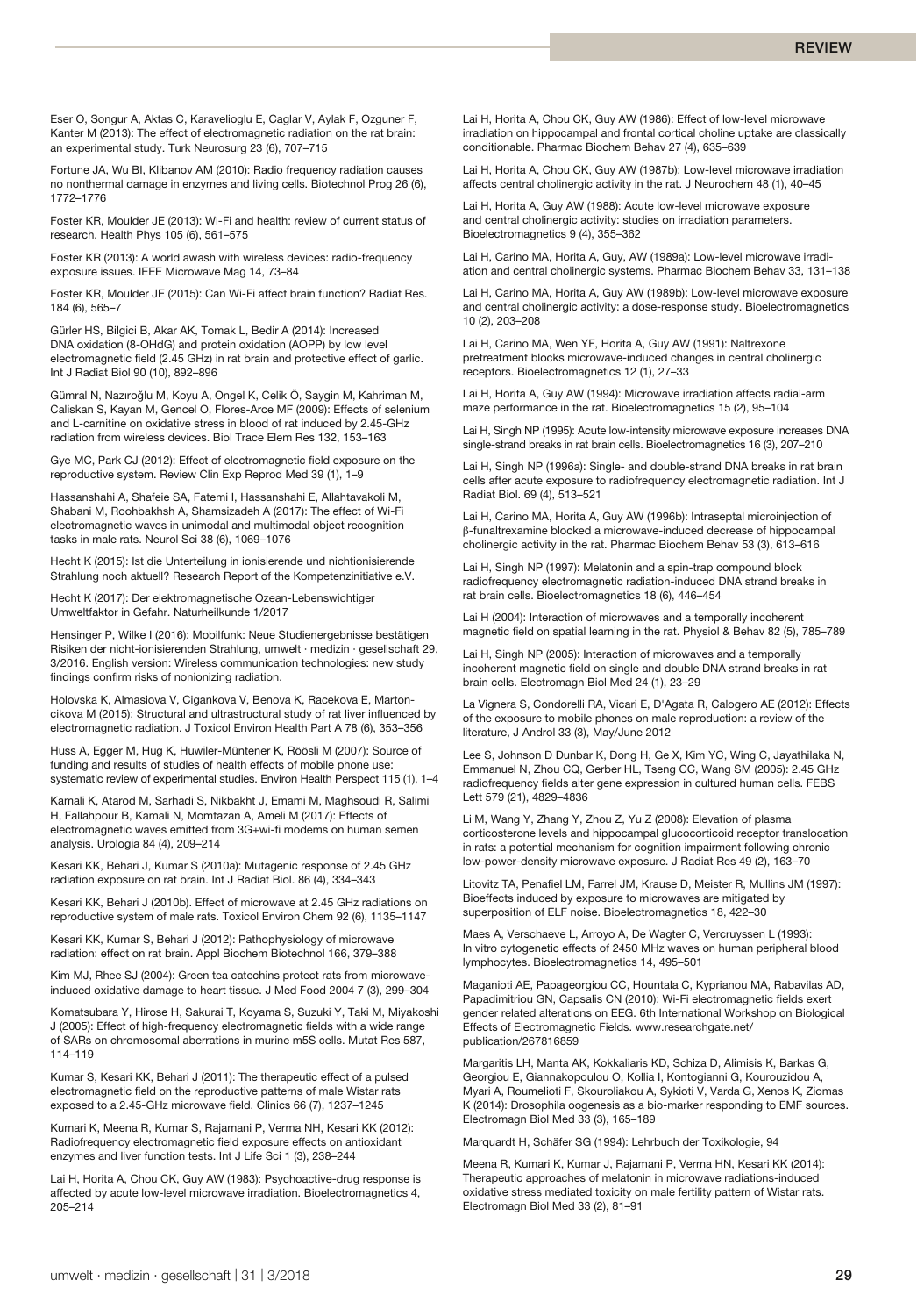Eser O, Songur A, Aktas C, Karavelioglu E, Caglar V, Aylak F, Ozguner F, Kanter M (2013): The effect of electromagnetic radiation on the rat brain: an experimental study. Turk Neurosurg 23 (6), 707–715

Fortune JA, Wu BI, Klibanov AM (2010): Radio frequency radiation causes no nonthermal damage in enzymes and living cells. Biotechnol Prog 26 (6), 1772–1776

Foster KR, Moulder JE (2013): Wi-Fi and health: review of current status of research. Health Phys 105 (6), 561–575

Foster KR (2013): A world awash with wireless devices: radio-frequency exposure issues. IEEE Microwave Mag 14, 73–84

Foster KR, Moulder JE (2015): Can Wi-Fi affect brain function? Radiat Res. 184 (6), 565–7

Gürler HS, Bilgici B, Akar AK, Tomak L, Bedir A (2014): Increased DNA oxidation (8-OHdG) and protein oxidation (AOPP) by low level electromagnetic field (2.45 GHz) in rat brain and protective effect of garlic. Int J Radiat Biol 90 (10), 892–896

Gümral N, Nazıroğlu M, Koyu A, Ongel K, Celik Ö, Saygin M, Kahriman M, Caliskan S, Kayan M, Gencel O, Flores-Arce MF (2009): Effects of selenium and L-carnitine on oxidative stress in blood of rat induced by 2.45-GHz radiation from wireless devices. Biol Trace Elem Res 132, 153–163

Gye MC, Park CJ (2012): Effect of electromagnetic field exposure on the reproductive system. Review Clin Exp Reprod Med 39 (1), 1–9

Hassanshahi A, Shafeie SA, Fatemi I, Hassanshahi E, Allahtavakoli M, Shabani M, Roohbakhsh A, Shamsizadeh A (2017): The effect of Wi-Fi electromagnetic waves in unimodal and multimodal object recognition tasks in male rats. Neurol Sci 38 (6), 1069–1076

Hecht K (2015): Ist die Unterteilung in ionisierende und nichtionisierende Strahlung noch aktuell? Research Report of the Kompetenzinitiative e.V.

Hecht K (2017): Der elektromagnetische Ozean-Lebenswichtiger Umweltfaktor in Gefahr. Naturheilkunde 1/2017

Hensinger P, Wilke I (2016): Mobilfunk: Neue Studienergebnisse bestätigen Risiken der nicht-ionisierenden Strahlung, umwelt · medizin · gesellschaft 29, 3/2016. English version: Wireless communication technologies: new study findings confirm risks of nonionizing radiation.

Holovska K, Almasiova V, Cigankova V, Benova K, Racekova E, Martoncikova M (2015): Structural and ultrastructural study of rat liver influenced by electromagnetic radiation. J Toxicol Environ Health Part A 78 (6), 353–356

Huss A, Egger M, Hug K, Huwiler-Müntener K, Röösli M (2007): Source of funding and results of studies of health effects of mobile phone use: systematic review of experimental studies. Environ Health Perspect 115 (1), 1–4

Kamali K, Atarod M, Sarhadi S, Nikbakht J, Emami M, Maghsoudi R, Salimi H, Fallahpour B, Kamali N, Momtazan A, Ameli M (2017): Effects of electromagnetic waves emitted from 3G+wi-fi modems on human semen analysis. Urologia 84 (4), 209–214

Kesari KK, Behari J, Kumar S (2010a): Mutagenic response of 2.45 GHz radiation exposure on rat brain. Int J Radiat Biol. 86 (4), 334–343

Kesari KK, Behari J (2010b). Effect of microwave at 2.45 GHz radiations on reproductive system of male rats. Toxicol Environ Chem 92 (6), 1135–1147

Kesari KK, Kumar S, Behari J (2012): Pathophysiology of microwave radiation: effect on rat brain. Appl Biochem Biotechnol 166, 379–388

Kim MJ, Rhee SJ (2004): Green tea catechins protect rats from microwave-induced oxidative damage to heart tissue. J Med Food 2004 7 (3), 299–304

Komatsubara Y, Hirose H, Sakurai T, Koyama S, Suzuki Y, Taki M, Miyakoshi J (2005): Effect of high-frequency electromagnetic fields with a wide range of SARs on chromosomal aberrations in murine m5S cells. Mutat Res 587, 114–119

Kumar S, Kesari KK, Behari J (2011): The therapeutic effect of a pulsed electromagnetic field on the reproductive patterns of male Wistar rats exposed to a 2.45-GHz microwave field. Clinics 66 (7), 1237–1245

Kumari K, Meena R, Kumar S, Rajamani P, Verma NH, Kesari KK (2012): Radiofrequency electromagnetic field exposure effects on antioxidant enzymes and liver function tests. Int J Life Sci 1 (3), 238–244

Lai H, Horita A, Chou CK, Guy AW (1983): Psychoactive-drug response is affected by acute low-level microwave irradiation. Bioelectromagnetics 4, 205–214

Lai H, Horita A, Chou CK, Guy AW (1986): Effect of low-level microwave irradiation on hippocampal and frontal cortical choline uptake are classically conditionable. Pharmac Biochem Behav 27 (4), 635–639

Lai H, Horita A, Chou CK, Guy AW (1987b): Low-level microwave irradiation affects central cholinergic activity in the rat. J Neurochem 48 (1), 40–45

Lai H, Horita A, Guy AW (1988): Acute low-level microwave exposure and central cholinergic activity: studies on irradiation parameters. Bioelectromagnetics 9 (4), 355–362

Lai H, Carino MA, Horita A, Guy, AW (1989a): Low-level microwave irradiation and central cholinergic systems. Pharmac Biochem Behav 33, 131–138

Lai H, Carino MA, Horita A, Guy AW (1989b): Low-level microwave exposure and central cholinergic activity: a dose-response study. Bioelectromagnetics 10 (2), 203–208

Lai H, Carino MA, Wen YF, Horita A, Guy AW (1991): Naltrexone pretreatment blocks microwave-induced changes in central cholinergic receptors. Bioelectromagnetics 12 (1), 27–33

Lai H, Horita A, Guy AW (1994): Microwave irradiation affects radial-arm maze performance in the rat. Bioelectromagnetics 15 (2), 95–104

Lai H, Singh NP (1995): Acute low-intensity microwave exposure increases DNA single-strand breaks in rat brain cells. Bioelectromagnetics 16 (3), 207–210

Lai H, Singh NP (1996a): Single- and double-strand DNA breaks in rat brain cells after acute exposure to radiofrequency electromagnetic radiation. Int J Radiat Biol. 69 (4), 513–521

Lai H, Carino MA, Horita A, Guy AW (1996b): Intraseptal microinjection of β-funaltrexamine blocked a microwave-induced decrease of hippocampal cholinergic activity in the rat. Pharmac Biochem Behav 53 (3), 613–616

Lai H, Singh NP (1997): Melatonin and a spin-trap compound block radiofrequency electromagnetic radiation-induced DNA strand breaks in rat brain cells. Bioelectromagnetics 18 (6), 446–454

Lai H (2004): Interaction of microwaves and a temporally incoherent magnetic field on spatial learning in the rat. Physiol & Behav 82 (5), 785–789

Lai H, Singh NP (2005): Interaction of microwaves and a temporally incoherent magnetic field on single and double DNA strand breaks in rat brain cells. Electromagn Biol Med 24 (1), 23–29

La Vignera S, Condorelli RA, Vicari E, D'Agata R, Calogero AE (2012): Effects of the exposure to mobile phones on male reproduction: a review of the literature, J Androl 33 (3), May/June 2012

Lee S, Johnson D Dunbar K, Dong H, Ge X, Kim YC, Wing C, Jayathilaka N, Emmanuel N, Zhou CQ, Gerber HL, Tseng CC, Wang SM (2005): 2.45 GHz radiofrequency fields alter gene expression in cultured human cells. FEBS Lett 579 (21), 4829–4836

Li M, Wang Y, Zhang Y, Zhou Z, Yu Z (2008): Elevation of plasma corticosterone levels and hippocampal glucocorticoid receptor translocation in rats: a potential mechanism for cognition impairment following chronic low-power-density microwave exposure. J Radiat Res 49 (2), 163–70

Litovitz TA, Penafiel LM, Farrel JM, Krause D, Meister R, Mullins JM (1997): Bioeffects induced by exposure to microwaves are mitigated by superposition of ELF noise. Bioelectromagnetics 18, 422–30

Maes A, Verschaeve L, Arroyo A, De Wagter C, Vercruyssen L (1993): In vitro cytogenetic effects of 2450 MHz waves on human peripheral blood lymphocytes. Bioelectromagnetics 14, 495–501

Maganioti AE, Papageorgiou CC, Hountala C, Kyprianou MA, Rabavilas AD, Papadimitriou GN, Capsalis CN (2010): Wi-Fi electromagnetic fields exert gender related alterations on EEG. 6th International Workshop on Biological Effects of Electromagnetic Fields. www.researchgate.net/publication/267816859

Margaritis LH, Manta AK, Kokkaliaris KD, Schiza D, Alimisis K, Barkas G, Georgiou E, Giannakopoulou O, Kollia I, Kontogianni G, Kourouzidou A, Myari A, Roumelioti F, Skouroliakou A, Sykioti V, Varda G, Xenos K, Ziomas K (2014): Drosophila oogenesis as a bio-marker responding to EMF sources. Electromagn Biol Med 33 (3), 165–189

Marquardt H, Schäfer SG (1994): Lehrbuch der Toxikologie, 94

Meena R, Kumari K, Kumar J, Rajamani P, Verma HN, Kesari KK (2014): Therapeutic approaches of melatonin in microwave radiations-induced oxidative stress mediated toxicity on male fertility pattern of Wistar rats. Electromagn Biol Med 33 (2), 81–91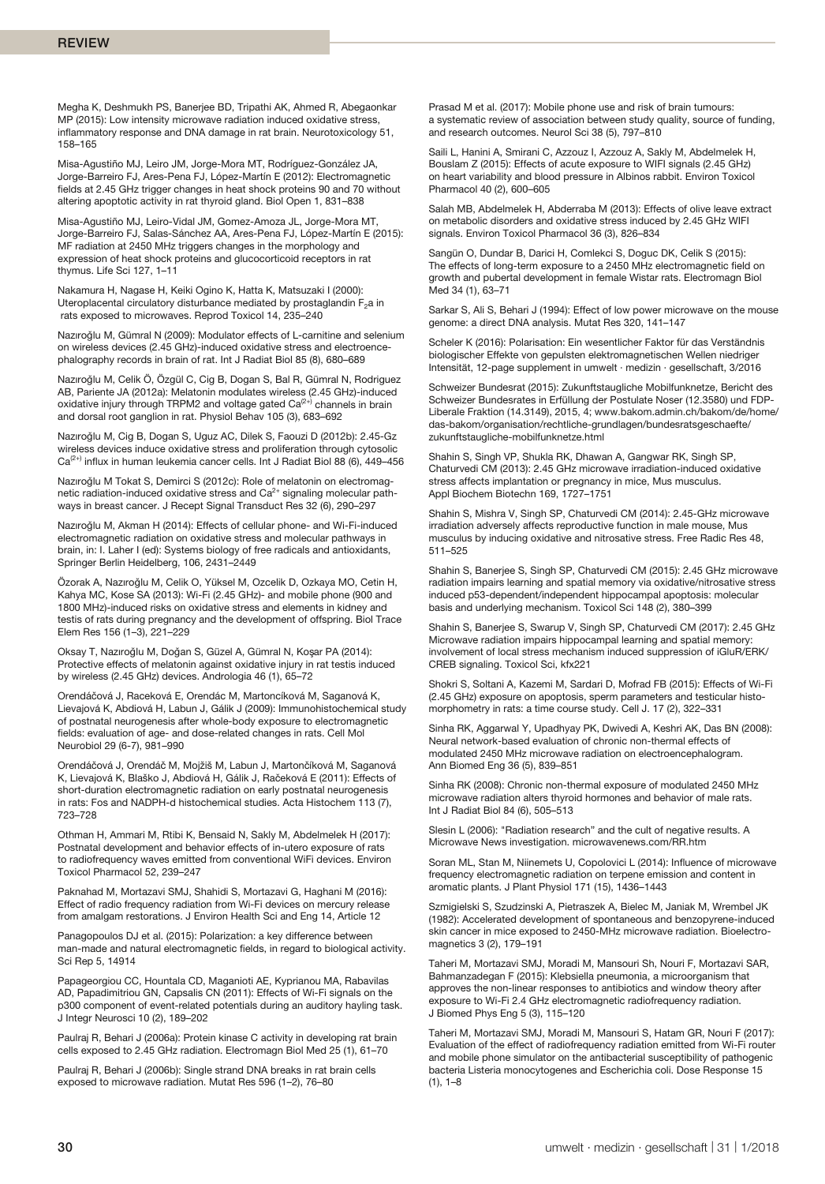Megha K, Deshmukh PS, Banerjee BD, Tripathi AK, Ahmed R, Abegaonkar MP (2015): Low intensity microwave radiation induced oxidative stress, inflammatory response and DNA damage in rat brain. Neurotoxicology 51, 158–165

Misa-Agustiño MJ, Leiro JM, Jorge-Mora MT, Rodríguez-González JA, Jorge-Barreiro FJ, Ares-Pena FJ, López-Martín E (2012): Electromagnetic fields at 2.45 GHz trigger changes in heat shock proteins 90 and 70 without altering apoptotic activity in rat thyroid gland. Biol Open 1, 831–838

Misa-Agustiño MJ, Leiro-Vidal JM, Gomez-Amoza JL, Jorge-Mora MT, Jorge-Barreiro FJ, Salas-Sánchez AA, Ares-Pena FJ, López-Martín E (2015): MF radiation at 2450 MHz triggers changes in the morphology and expression of heat shock proteins and glucocorticoid receptors in rat thymus. Life Sci 127, 1–11

Nakamura H, Nagase H, Keiki Ogino K, Hatta K, Matsuzaki I (2000): Uteroplacental circulatory disturbance mediated by prostaglandin $F_2$a in rats exposed to microwaves. Reprod Toxicol 14, 235–240

Nazıroğlu M, Gümral N (2009): Modulator effects of L-carnitine and selenium on wireless devices (2.45 GHz)-induced oxidative stress and electroencephalography records in brain of rat. Int J Radiat Biol 85 (8), 680–689

Nazıroğlu M, Celik Ö, Özgül C, Cig B, Dogan S, Bal R, Gümral N, Rodriguez AB, Pariente JA (2012a): Melatonin modulates wireless (2.45 GHz)-induced oxidative injury through TRPM2 and voltage gated $Ca^{(2+)}$ channels in brain and dorsal root ganglion in rat. Physiol Behav 105 (3), 683–692

Nazıroğlu M, Cig B, Dogan S, Uguz AC, Dilek S, Faouzi D (2012b): 2.45-Gz wireless devices induce oxidative stress and proliferation through cytosolic $Ca^{(2+)}$ influx in human leukemia cancer cells. Int J Radiat Biol 88 (6), 449–456

Nazıroğlu M Tokat S, Demirci S (2012c): Role of melatonin on electromagnetic radiation-induced oxidative stress and $Ca^{2+}$ signaling molecular pathways in breast cancer. J Recept Signal Transduct Res 32 (6), 290–297

Nazıroğlu M, Akman H (2014): Effects of cellular phone- and Wi-Fi-induced electromagnetic radiation on oxidative stress and molecular pathways in brain, in: I. Laher I (ed): Systems biology of free radicals and antioxidants, Springer Berlin Heidelberg, 106, 2431–2449

Özorak A, Nazıroğlu M, Celik O, Yüksel M, Ozcelik D, Ozkaya MO, Cetin H, Kahya MC, Kose SA (2013): Wi-Fi (2.45 GHz)- and mobile phone (900 and 1800 MHz)-induced risks on oxidative stress and elements in kidney and testis of rats during pregnancy and the development of offspring. Biol Trace Elem Res 156 (1–3), 221–229

Oksay T, Nazıroğlu M, Doğan S, Güzel A, Gümral N, Koşar PA (2014): Protective effects of melatonin against oxidative injury in rat testis induced by wireless (2.45 GHz) devices. Andrologia 46 (1), 65–72

Orendáčová J, Raceková E, Orendác M, Martoncíková M, Saganová K, Lievajová K, Abdiová H, Labun J, Gálik J (2009): Immunohistochemical study of postnatal neurogenesis after whole-body exposure to electromagnetic fields: evaluation of age- and dose-related changes in rats. Cell Mol Neurobiol 29 (6-7), 981–990

Orendáčová J, Orendáč M, Mojžiš M, Labun J, Martončíková M, Saganová K, Lievajová K, Blaško J, Abdiová H, Gálik J, Račeková E (2011): Effects of short-duration electromagnetic radiation on early postnatal neurogenesis in rats: Fos and NADPH-d histochemical studies. Acta Histochem 113 (7), 723–728

Othman H, Ammari M, Rtibi K, Bensaid N, Sakly M, Abdelmelek H (2017): Postnatal development and behavior effects of in-utero exposure of rats to radiofrequency waves emitted from conventional WiFi devices. Environ Toxicol Pharmacol 52, 239–247

Paknahad M, Mortazavi SMJ, Shahidi S, Mortazavi G, Haghani M (2016): Effect of radio frequency radiation from Wi-Fi devices on mercury release from amalgam restorations. J Environ Health Sci and Eng 14, Article 12

Panagopoulos DJ et al. (2015): Polarization: a key difference between man-made and natural electromagnetic fields, in regard to biological activity. Sci Rep 5, 14914

Papageorgiou CC, Hountala CD, Maganioti AE, Kyprianou MA, Rabavilas AD, Papadimitriou GN, Capsalis CN (2011): Effects of Wi-Fi signals on the p300 component of event-related potentials during an auditory hayling task. J Integr Neurosci 10 (2), 189–202

Paulraj R, Behari J (2006a): Protein kinase C activity in developing rat brain cells exposed to 2.45 GHz radiation. Electromagn Biol Med 25 (1), 61–70

Paulraj R, Behari J (2006b): Single strand DNA breaks in rat brain cells exposed to microwave radiation. Mutat Res 596 (1–2), 76–80

Prasad M et al. (2017): Mobile phone use and risk of brain tumours: a systematic review of association between study quality, source of funding, and research outcomes. Neurol Sci 38 (5), 797–810

Saili L, Hanini A, Smirani C, Azzouz I, Azzouz A, Sakly M, Abdelmelek H, Bouslam Z (2015): Effects of acute exposure to WIFI signals (2.45 GHz) on heart variability and blood pressure in Albinos rabbit. Environ Toxicol Pharmacol 40 (2), 600–605

Salah MB, Abdelmelek H, Abderraba M (2013): Effects of olive leave extract on metabolic disorders and oxidative stress induced by 2.45 GHz WIFI signals. Environ Toxicol Pharmacol 36 (3), 826–834

Sangün O, Dundar B, Darici H, Comlekci S, Doguc DK, Celik S (2015): The effects of long-term exposure to a 2450 MHz electromagnetic field on growth and pubertal development in female Wistar rats. Electromagn Biol Med 34 (1), 63–71

Sarkar S, Ali S, Behari J (1994): Effect of low power microwave on the mouse genome: a direct DNA analysis. Mutat Res 320, 141–147

Scheler K (2016): Polarisation: Ein wesentlicher Faktor für das Verständnis biologischer Effekte von gepulsten elektromagnetischen Wellen niedriger Intensität, 12-page supplement in umwelt · medizin · gesellschaft, 3/2016

Schweizer Bundesrat (2015): Zukunftstaugliche Mobilfunknetze, Bericht des Schweizer Bundesrates in Erfüllung der Postulate Noser (12.3580) und FDP-Liberale Fraktion (14.3149), 2015, 4; www.bakom.admin.ch/bakom/de/home/das-bakom/organisation/rechtliche-grundlagen/bundesratsgeschaefte/zukunftstaugliche-mobilfunknetze.html

Shahin S, Singh VP, Shukla RK, Dhawan A, Gangwar RK, Singh SP, Chaturvedi CM (2013): 2.45 GHz microwave irradiation-induced oxidative stress affects implantation or pregnancy in mice, Mus musculus. Appl Biochem Biotechn 169, 1727–1751

Shahin S, Mishra V, Singh SP, Chaturvedi CM (2014): 2.45-GHz microwave irradiation adversely affects reproductive function in male mouse, Mus musculus by inducing oxidative and nitrosative stress. Free Radic Res 48, 511–525

Shahin S, Banerjee S, Singh SP, Chaturvedi CM (2015): 2.45 GHz microwave radiation impairs learning and spatial memory via oxidative/nitrosative stress induced p53-dependent/independent hippocampal apoptosis: molecular basis and underlying mechanism. Toxicol Sci 148 (2), 380–399

Shahin S, Banerjee S, Swarup V, Singh SP, Chaturvedi CM (2017): 2.45 GHz Microwave radiation impairs hippocampal learning and spatial memory: involvement of local stress mechanism induced suppression of iGluR/ERK/CREB signaling. Toxicol Sci, kfx221

Shokri S, Soltani A, Kazemi M, Sardari D, Mofrad FB (2015): Effects of Wi-Fi (2.45 GHz) exposure on apoptosis, sperm parameters and testicular histomorphometry in rats: a time course study. Cell J. 17 (2), 322–331

Sinha RK, Aggarwal Y, Upadhyay PK, Dwivedi A, Keshri AK, Das BN (2008): Neural network-based evaluation of chronic non-thermal effects of modulated 2450 MHz microwave radiation on electroencephalogram. Ann Biomed Eng 36 (5), 839–851

Sinha RK (2008): Chronic non-thermal exposure of modulated 2450 MHz microwave radiation alters thyroid hormones and behavior of male rats. Int J Radiat Biol 84 (6), 505–513

Slesin L (2006): "Radiation research" and the cult of negative results. A Microwave News investigation. microwavenews.com/RR.htm

Soran ML, Stan M, Niinemets U, Copolovici L (2014): Influence of microwave frequency electromagnetic radiation on terpene emission and content in aromatic plants. J Plant Physiol 171 (15), 1436–1443

Szmigielski S, Szudzinski A, Pietraszek A, Bielec M, Janiak M, Wrembel JK (1982): Accelerated development of spontaneous and benzopyrene-induced skin cancer in mice exposed to 2450-MHz microwave radiation. Bioelectromagnetics 3 (2), 179–191

Taheri M, Mortazavi SMJ, Moradi M, Mansouri Sh, Nouri F, Mortazavi SAR, Bahmanzadegan F (2015): Klebsiella pneumonia, a microorganism that approves the non-linear responses to antibiotics and window theory after exposure to Wi-Fi 2.4 GHz electromagnetic radiofrequency radiation. J Biomed Phys Eng 5 (3), 115–120

Taheri M, Mortazavi SMJ, Moradi M, Mansouri S, Hatam GR, Nouri F (2017): Evaluation of the effect of radiofrequency radiation emitted from Wi-Fi router and mobile phone simulator on the antibacterial susceptibility of pathogenic bacteria Listeria monocytogenes and Escherichia coli. Dose Response 15 (1), 1–8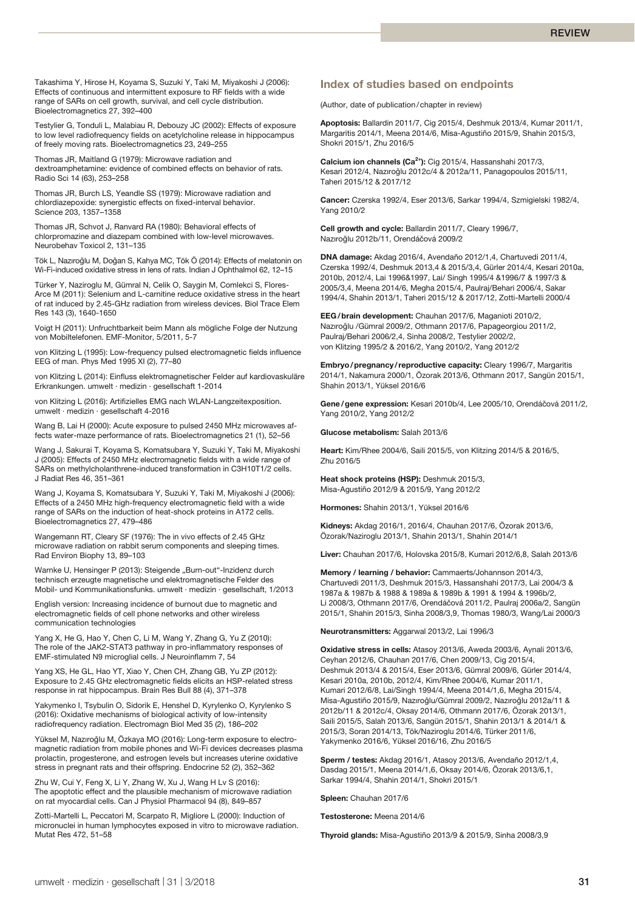Takashima Y, Hirose H, Koyama S, Suzuki Y, Taki M, Miyakoshi J (2006): Effects of continuous and intermittent exposure to RF fields with a wide range of SARs on cell growth, survival, and cell cycle distribution. Bioelectromagnetics 27, 392–400

Testylier G, Tonduli L, Malabiau R, Debouzy JC (2002): Effects of exposure to low level radiofrequency fields on acetylcholine release in hippocampus of freely moving rats. Bioelectromagnetics 23, 249–255

Thomas JR, Maitland G (1979): Microwave radiation and dextroamphetamine: evidence of combined effects on behavior of rats. Radio Sci 14 (63), 253–258

Thomas JR, Burch LS, Yeandle SS (1979): Microwave radiation and chlordiazepoxide: synergistic effects on fixed-interval behavior. Science 203, 1357–1358

Thomas JR, Schvot J, Ranvard RA (1980): Behavioral effects of chlorpromazine and diazepam combined with low-level microwaves. Neurobehav Toxicol 2, 131–135

Tök L, Nazıroğlu M, Doğan S, Kahya MC, Tök Ö (2014): Effects of melatonin on Wi-Fi-induced oxidative stress in lens of rats. Indian J Ophthalmol 62, 12–15

Türker Y, Naziroglu M, Gümral N, Celik O, Saygin M, Comlekci S, Flores-Arce M (2011): Selenium and L-carnitine reduce oxidative stress in the heart of rat induced by 2.45-GHz radiation from wireless devices. Biol Trace Elem Res 143 (3), 1640-1650

Voigt H (2011): Unfruchtbarkeit beim Mann als mögliche Folge der Nutzung von Mobiltelefonen. EMF-Monitor, 5/2011, 5-7

von Klitzing L (1995): Low-frequency pulsed electromagnetic fields influence EEG of man. Phys Med 1995 XI (2), 77–80

von Klitzing L (2014): Einfluss elektromagnetischer Felder auf kardiovaskuläre Erkrankungen. umwelt · medizin · gesellschaft 1-2014

von Klitzing L (2016): Artifizielles EMG nach WLAN-Langzeitexposition. umwelt · medizin · gesellschaft 4-2016

Wang B, Lai H (2000): Acute exposure to pulsed 2450 MHz microwaves affects water-maze performance of rats. Bioelectromagnetics 21 (1), 52–56

Wang J, Sakurai T, Koyama S, Komatsubara Y, Suzuki Y, Taki M, Miyakoshi J (2005): Effects of 2450 MHz electromagnetic fields with a wide range of SARs on methylcholanthrene-induced transformation in C3H10T1/2 cells. J Radiat Res 46, 351–361

Wang J, Koyama S, Komatsubara Y, Suzuki Y, Taki M, Miyakoshi J (2006): Effects of a 2450 MHz high-frequency electromagnetic field with a wide range of SARs on the induction of heat-shock proteins in A172 cells. Bioelectromagnetics 27, 479–486

Wangemann RT, Cleary SF (1976): The in vivo effects of 2.45 GHz microwave radiation on rabbit serum components and sleeping times. Rad Environ Biophy 13, 89–103

Warnke U, Hensinger P (2013): Steigende „Burn-out"-Inzidenz durch technisch erzeugte magnetische und elektromagnetische Felder des Mobil- und Kommunikationsfunks. umwelt · medizin · gesellschaft, 1/2013

English version: Increasing incidence of burnout due to magnetic and electromagnetic fields of cell phone networks and other wireless communication technologies

Yang X, He G, Hao Y, Chen C, Li M, Wang Y, Zhang G, Yu Z (2010): The role of the JAK2-STAT3 pathway in pro-inflammatory responses of EMF-stimulated N9 microglial cells. J Neuroinflamm 7, 54

Yang XS, He GL, Hao YT, Xiao Y, Chen CH, Zhang GB, Yu ZP (2012): Exposure to 2.45 GHz electromagnetic fields elicits an HSP-related stress response in rat hippocampus. Brain Res Bull 88 (4), 371–378

Yakymenko I, Tsybulin O, Sidorik E, Henshel D, Kyrylenko O, Kyrylenko S (2016): Oxidative mechanisms of biological activity of low-intensity radiofrequency radiation. Electromagn Biol Med 35 (2), 186–202

Yüksel M, Nazıroğlu M, Özkaya MO (2016): Long-term exposure to electromagnetic radiation from mobile phones and Wi-Fi devices decreases plasma prolactin, progesterone, and estrogen levels but increases uterine oxidative stress in pregnant rats and their offspring. Endocrine 52 (2), 352–362

Zhu W, Cui Y, Feng X, Li Y, Zhang W, Xu J, Wang H Lv S (2016): The apoptotic effect and the plausible mechanism of microwave radiation on rat myocardial cells. Can J Physiol Pharmacol 94 (8), 849–857

Zotti-Martelli L, Peccatori M, Scarpato R, Migliore L (2000): Induction of micronuclei in human lymphocytes exposed in vitro to microwave radiation. Mutat Res 472, 51–58

## Index of studies based on endpoints

(Author, date of publication / chapter in review)

**Apoptosis:** Ballardin 2011/7, Cig 2015/4, Deshmuk 2013/4, Kumar 2011/1, Margaritis 2014/1, Meena 2014/6, Misa-Agustiño 2015/9, Shahin 2015/3, Shokri 2015/1, Zhu 2016/5

**Calcium ion channels ($Ca^{2+}$):** Cig 2015/4, Hassanshahi 2017/3, Kesari 2012/4, Nazıroğlu 2012c/4 & 2012a/11, Panagopoulos 2015/11, Taheri 2015/12 & 2017/12

**Cancer:** Czerska 1992/4, Eser 2013/6, Sarkar 1994/4, Szmigielski 1982/4, Yang 2010/2

**Cell growth and cycle:** Ballardin 2011/7, Cleary 1996/7, Nazıroğlu 2012b/11, Orendáčová 2009/2

**DNA damage:** Akdag 2016/4, Avendaño 2012/1,4, Chartuvedi 2011/4, Czerska 1992/4, Deshmuk 2013,4 & 2015/3,4, Gürler 2014/4, Kesari 2010a, 2010b, 2012/4, Lai 1996&1997, Lai/ Singh 1995/4 &1996/7 & 1997/3 & 2005/3,4, Meena 2014/6, Megha 2015/4, Paulraj/Behari 2006/4, Sakar 1994/4, Shahin 2013/1, Taheri 2015/12 & 2017/12, Zotti-Martelli 2000/4

**EEG / brain development:** Chauhan 2017/6, Maganioti 2010/2, Nazıroğlu /Gümral 2009/2, Othmann 2017/6, Papageorgiou 2011/2, Paulraj/Behari 2006/2,4, Sinha 2008/2, Testylier 2002/2, von Klitzing 1995/2 & 2016/2, Yang 2010/2, Yang 2012/2

**Embryo / pregnancy / reproductive capacity:** Cleary 1996/7, Margaritis 2014/1, Nakamura 2000/1, Özorak 2013/6, Othmann 2017, Sangün 2015/1, Shahin 2013/1, Yüksel 2016/6

**Gene / gene expression:** Kesari 2010b/4, Lee 2005/10, Orendáčová 2011/2, Yang 2010/2, Yang 2012/2

**Glucose metabolism:** Salah 2013/6

**Heart:** Kim/Rhee 2004/6, Saili 2015/5, von Klitzing 2014/5 & 2016/5, Zhu 2016/5

**Heat shock proteins (HSP):** Deshmuk 2015/3, Misa-Agustiño 2012/9 & 2015/9, Yang 2012/2

**Hormones:** Shahin 2013/1, Yüksel 2016/6

**Kidneys:** Akdag 2016/1, 2016/4, Chauhan 2017/6, Özorak 2013/6, Özorak/Naziroglu 2013/1, Shahin 2013/1, Shahin 2014/1

**Liver:** Chauhan 2017/6, Holovska 2015/8, Kumari 2012/6,8, Salah 2013/6

**Memory / learning / behavior:** Cammaerts/Johannson 2014/3, Chartuvedi 2011/3, Deshmuk 2015/3, Hassanshahi 2017/3, Lai 2004/3 & 1987a & 1987b & 1988 & 1989a & 1989b & 1991 & 1994 & 1996b/2, Li 2008/3, Othmann 2017/6, Orendáčová 2011/2, Paulraj 2006a/2, Sangün 2015/1, Shahin 2015/3, Sinha 2008/3,9, Thomas 1980/3, Wang/Lai 2000/3

**Neurotransmitters:** Aggarwal 2013/2, Lai 1996/3

**Oxidative stress in cells:** Atasoy 2013/6, Aweda 2003/6, Aynali 2013/6, Ceyhan 2012/6, Chauhan 2017/6, Chen 2009/13, Cig 2015/4, Deshmuk 2013/4 & 2015/4, Eser 2013/6, Gümral 2009/6, Gürler 2014/4, Kesari 2010a, 2010b, 2012/4, Kim/Rhee 2004/6, Kumar 2011/1, Kumari 2012/6,8, Lai/Singh 1994/4, Meena 2014/1,6, Megha 2015/4, Misa-Agustiño 2015/9, Nazıroğlu/Gümral 2009/2, Nazıroğlu 2012a/11 & 2012b/11 & 2012c/4, Oksay 2014/6, Othmann 2017/6, Özorak 2013/1, Saili 2015/5, Salah 2013/6, Sangün 2015/1, Shahin 2013/1 & 2014/1 & 2015/3, Soran 2014/13, Tök/Naziroglu 2014/6, Türker 2011/6, Yakymenko 2016/6, Yüksel 2016/16, Zhu 2016/5

**Sperm / testes:** Akdag 2016/1, Atasoy 2013/6, Avendaño 2012/1,4, Dasdag 2015/1, Meena 2014/1,6, Oksay 2014/6, Özorak 2013/6,1, Sarkar 1994/4, Shahin 2014/1, Shokri 2015/1

**Spleen:** Chauhan 2017/6

**Testosterone:** Meena 2014/6

**Thyroid glands:** Misa-Agustiño 2013/9 & 2015/9, Sinha 2008/3,9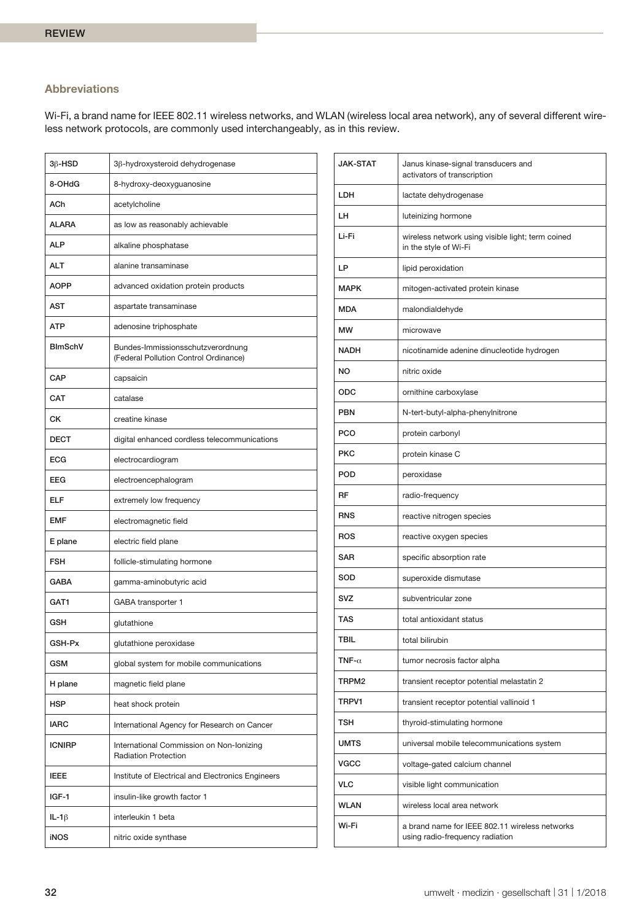## Abbreviations

Wi-Fi, a brand name for IEEE 802.11 wireless networks, and WLAN (wireless local area network), any of several different wireless network protocols, are commonly used interchangeably, as in this review.

| | |
|---|---|
| 3β-HSD | 3β-hydroxysteroid dehydrogenase |
| 8-OHdG | 8-hydroxy-deoxyguanosine |
| ACh | acetylcholine |
| ALARA | as low as reasonably achievable |
| ALP | alkaline phosphatase |
| ALT | alanine transaminase |
| AOPP | advanced oxidation protein products |
| AST | aspartate transaminase |
| ATP | adenosine triphosphate |
| BImSchV | Bundes-Immissionsschutzverordnung (Federal Pollution Control Ordinance) |
| CAP | capsaicin |
| CAT | catalase |
| CK | creatine kinase |
| DECT | digital enhanced cordless telecommunications |
| ECG | electrocardiogram |
| EEG | electroencephalogram |
| ELF | extremely low frequency |
| EMF | electromagnetic field |
| E plane | electric field plane |
| FSH | follicle-stimulating hormone |
| GABA | gamma-aminobutyric acid |
| GAT1 | GABA transporter 1 |
| GSH | glutathione |
| GSH-Px | glutathione peroxidase |
| GSM | global system for mobile communications |
| H plane | magnetic field plane |
| HSP | heat shock protein |
| IARC | International Agency for Research on Cancer |
| ICNIRP | International Commission on Non-Ionizing Radiation Protection |
| IEEE | Institute of Electrical and Electronics Engineers |
| IGF-1 | insulin-like growth factor 1 |
| IL-1β | interleukin 1 beta |
| iNOS | nitric oxide synthase |
| JAK-STAT | Janus kinase-signal transducers and activators of transcription |
| LDH | lactate dehydrogenase |
| LH | luteinizing hormone |
| Li-Fi | wireless network using visible light; term coined in the style of Wi-Fi |
| LP | lipid peroxidation |
| MAPK | mitogen-activated protein kinase |
| MDA | malondialdehyde |
| MW | microwave |
| NADH | nicotinamide adenine dinucleotide hydrogen |
| NO | nitric oxide |
| ODC | ornithine carboxylase |
| PBN | N-tert-butyl-alpha-phenylnitrone |
| PCO | protein carbonyl |
| PKC | protein kinase C |
| POD | peroxidase |
| RF | radio-frequency |
| RNS | reactive nitrogen species |
| ROS | reactive oxygen species |
| SAR | specific absorption rate |
| SOD | superoxide dismutase |
| SVZ | subventricular zone |
| TAS | total antioxidant status |
| TBIL | total bilirubin |
| TNF-α | tumor necrosis factor alpha |
| TRPM2 | transient receptor potential melastatin 2 |
| TRPV1 | transient receptor potential vallinoid 1 |
| TSH | thyroid-stimulating hormone |
| UMTS | universal mobile telecommunications system |
| VGCC | voltage-gated calcium channel |
| VLC | visible light communication |
| WLAN | wireless local area network |
| Wi-Fi | a brand name for IEEE 802.11 wireless networks using radio-frequency radiation |